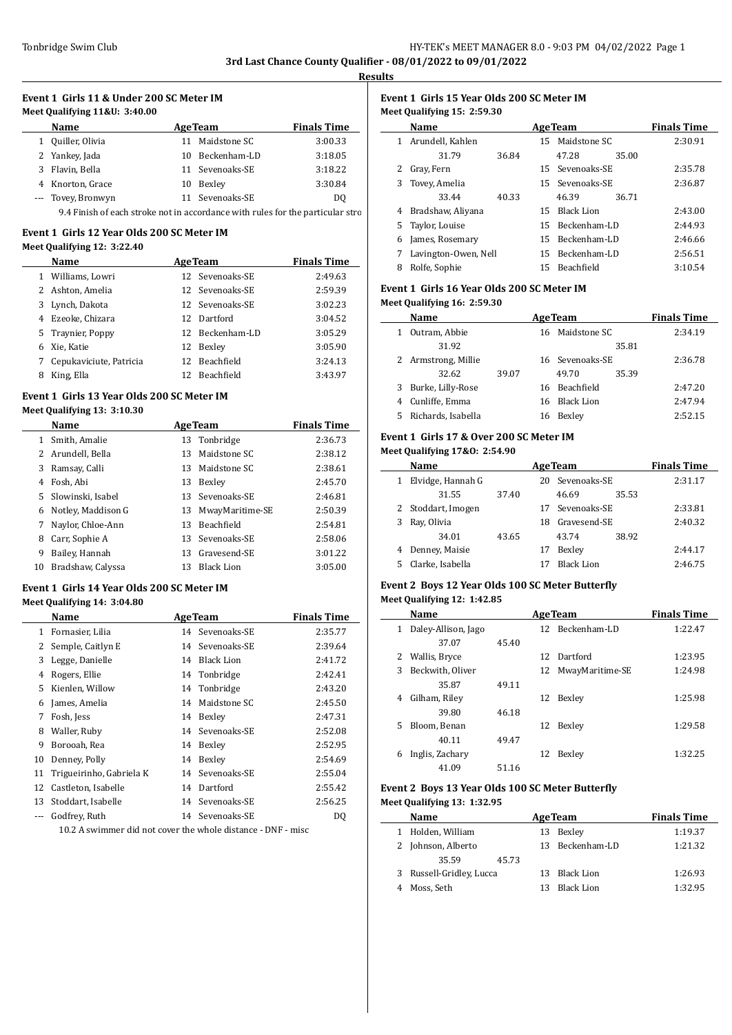# 3rd Last Chance County Qualifier - 08/01/2022 to 09/01/2022

## Results

### Event 1 Girls 11 & Under 200 SC Meter IM

**Meet Qualifying 11&U: 3:40.00**

| | Name | Age | Team | Finals Time |
|---|---|---|---|---|
| 1 | Quiller, Olivia | 11 | Maidstone SC | 3:00.33 |
| 2 | Yankey, Jada | 10 | Beckenham-LD | 3:18.05 |
| 3 | Flavin, Bella | 11 | Sevenoaks-SE | 3:18.22 |
| 4 | Knorton, Grace | 10 | Bexley | 3:30.84 |
| --- | Tovey, Bronwyn | 11 | Sevenoaks-SE | DQ |

9.4 Finish of each stroke not in accordance with rules for the particular stro

### Event 1 Girls 12 Year Olds 200 SC Meter IM

**Meet Qualifying 12: 3:22.40**

| | Name | Age | Team | Finals Time |
|---|---|---|---|---|
| 1 | Williams, Lowri | 12 | Sevenoaks-SE | 2:49.63 |
| 2 | Ashton, Amelia | 12 | Sevenoaks-SE | 2:59.39 |
| 3 | Lynch, Dakota | 12 | Sevenoaks-SE | 3:02.23 |
| 4 | Ezeoke, Chizara | 12 | Dartford | 3:04.52 |
| 5 | Traynier, Poppy | 12 | Beckenham-LD | 3:05.29 |
| 6 | Xie, Katie | 12 | Bexley | 3:05.90 |
| 7 | Cepukaviciute, Patricia | 12 | Beachfield | 3:24.13 |
| 8 | King, Ella | 12 | Beachfield | 3:43.97 |

### Event 1 Girls 13 Year Olds 200 SC Meter IM

**Meet Qualifying 13: 3:10.30**

| | Name | Age | Team | Finals Time |
|---|---|---|---|---|
| 1 | Smith, Amalie | 13 | Tonbridge | 2:36.73 |
| 2 | Arundell, Bella | 13 | Maidstone SC | 2:38.12 |
| 3 | Ramsay, Calli | 13 | Maidstone SC | 2:38.61 |
| 4 | Fosh, Abi | 13 | Bexley | 2:45.70 |
| 5 | Slowinski, Isabel | 13 | Sevenoaks-SE | 2:46.81 |
| 6 | Notley, Maddison G | 13 | MwayMaritime-SE | 2:50.39 |
| 7 | Naylor, Chloe-Ann | 13 | Beachfield | 2:54.81 |
| 8 | Carr, Sophie A | 13 | Sevenoaks-SE | 2:58.06 |
| 9 | Bailey, Hannah | 13 | Gravesend-SE | 3:01.22 |
| 10 | Bradshaw, Calyssa | 13 | Black Lion | 3:05.00 |

### Event 1 Girls 14 Year Olds 200 SC Meter IM

**Meet Qualifying 14: 3:04.80**

| | Name | Age | Team | Finals Time |
|---|---|---|---|---|
| 1 | Fornasier, Lilia | 14 | Sevenoaks-SE | 2:35.77 |
| 2 | Semple, Caitlyn E | 14 | Sevenoaks-SE | 2:39.64 |
| 3 | Legge, Danielle | 14 | Black Lion | 2:41.72 |
| 4 | Rogers, Ellie | 14 | Tonbridge | 2:42.41 |
| 5 | Kienlen, Willow | 14 | Tonbridge | 2:43.20 |
| 6 | James, Amelia | 14 | Maidstone SC | 2:45.50 |
| 7 | Fosh, Jess | 14 | Bexley | 2:47.31 |
| 8 | Waller, Ruby | 14 | Sevenoaks-SE | 2:52.08 |
| 9 | Borooah, Rea | 14 | Bexley | 2:52.95 |
| 10 | Denney, Polly | 14 | Bexley | 2:54.69 |
| 11 | Trigueirinho, Gabriela K | 14 | Sevenoaks-SE | 2:55.04 |
| 12 | Castleton, Isabelle | 14 | Dartford | 2:55.42 |
| 13 | Stoddart, Isabelle | 14 | Sevenoaks-SE | 2:56.25 |
| --- | Godfrey, Ruth | 14 | Sevenoaks-SE | DQ |

10.2 A swimmer did not cover the whole distance - DNF - misc

### Event 1 Girls 15 Year Olds 200 SC Meter IM

**Meet Qualifying 15: 2:59.30**

| | Name | Age | Team | Finals Time |
|---|---|---|---|---|
| 1 | Arundell, Kahlen | 15 | Maidstone SC | 2:30.91 |
| | 31.79 36.84 | | 47.28 35.00 | |
| 2 | Gray, Fern | 15 | Sevenoaks-SE | 2:35.78 |
| 3 | Tovey, Amelia | 15 | Sevenoaks-SE | 2:36.87 |
| | 33.44 40.33 | | 46.39 36.71 | |
| 4 | Bradshaw, Aliyana | 15 | Black Lion | 2:43.00 |
| 5 | Taylor, Louise | 15 | Beckenham-LD | 2:44.93 |
| 6 | James, Rosemary | 15 | Beckenham-LD | 2:46.66 |
| 7 | Lavington-Owen, Nell | 15 | Beckenham-LD | 2:56.51 |
| 8 | Rolfe, Sophie | 15 | Beachfield | 3:10.54 |

### Event 1 Girls 16 Year Olds 200 SC Meter IM

**Meet Qualifying 16: 2:59.30**

| | Name | Age | Team | Finals Time |
|---|---|---|---|---|
| 1 | Outram, Abbie | 16 | Maidstone SC | 2:34.19 |
| | 31.92 | | 35.81 | |
| 2 | Armstrong, Millie | 16 | Sevenoaks-SE | 2:36.78 |
| | 32.62 39.07 | | 49.70 35.39 | |
| 3 | Burke, Lilly-Rose | 16 | Beachfield | 2:47.20 |
| 4 | Cunliffe, Emma | 16 | Black Lion | 2:47.94 |
| 5 | Richards, Isabella | 16 | Bexley | 2:52.15 |

### Event 1 Girls 17 & Over 200 SC Meter IM

**Meet Qualifying 17&O: 2:54.90**

| | Name | Age | Team | Finals Time |
|---|---|---|---|---|
| 1 | Elvidge, Hannah G | 20 | Sevenoaks-SE | 2:31.17 |
| | 31.55 37.40 | | 46.69 35.53 | |
| 2 | Stoddart, Imogen | 17 | Sevenoaks-SE | 2:33.81 |
| 3 | Ray, Olivia | 18 | Gravesend-SE | 2:40.32 |
| | 34.01 43.65 | | 43.74 38.92 | |
| 4 | Denney, Maisie | 17 | Bexley | 2:44.17 |
| 5 | Clarke, Isabella | 17 | Black Lion | 2:46.75 |

### Event 2 Boys 12 Year Olds 100 SC Meter Butterfly

**Meet Qualifying 12: 1:42.85**

| | Name | Age | Team | Finals Time |
|---|---|---|---|---|
| 1 | Daley-Allison, Jago | 12 | Beckenham-LD | 1:22.47 |
| | 37.07 45.40 | | | |
| 2 | Wallis, Bryce | 12 | Dartford | 1:23.95 |
| 3 | Beckwith, Oliver | 12 | MwayMaritime-SE | 1:24.98 |
| | 35.87 49.11 | | | |
| 4 | Gilham, Riley | 12 | Bexley | 1:25.98 |
| | 39.80 46.18 | | | |
| 5 | Bloom, Benan | 12 | Bexley | 1:29.58 |
| | 40.11 49.47 | | | |
| 6 | Inglis, Zachary | 12 | Bexley | 1:32.25 |
| | 41.09 51.16 | | | |

### Event 2 Boys 13 Year Olds 100 SC Meter Butterfly

**Meet Qualifying 13: 1:32.95**

| | Name | Age | Team | Finals Time |
|---|---|---|---|---|
| 1 | Holden, William | 13 | Bexley | 1:19.37 |
| 2 | Johnson, Alberto | 13 | Beckenham-LD | 1:21.32 |
| | 35.59 45.73 | | | |
| 3 | Russell-Gridley, Lucca | 13 | Black Lion | 1:26.93 |
| 4 | Moss, Seth | 13 | Black Lion | 1:32.95 |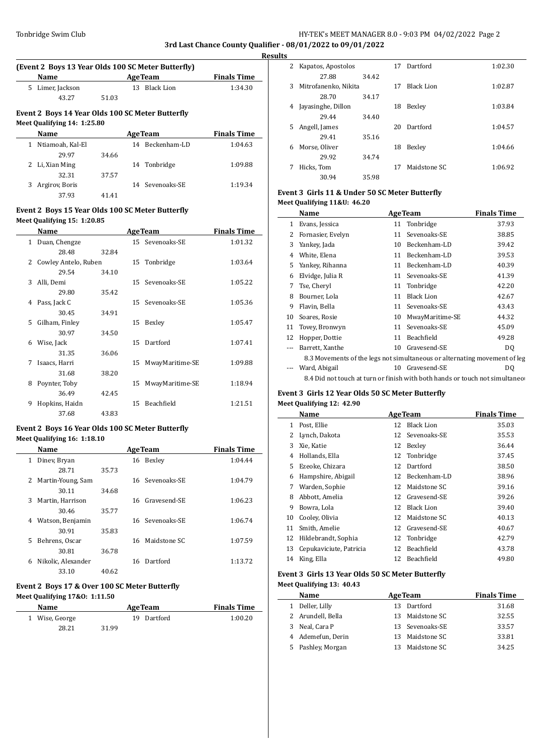**3rd Last Chance County Qualifier - 08/01/2022 to 09/01/2022**

**Results**

### (Event 2 Boys 13 Year Olds 100 SC Meter Butterfly)

| | Name | Age | Team | Finals Time |
|---|---|---|---|---|
| 5 | Limer, Jackson | 13 | Black Lion | 1:34.30 |
| | 43.27 51.03 | | | |

### Event 2 Boys 14 Year Olds 100 SC Meter Butterfly

**Meet Qualifying 14: 1:25.80**

| | Name | Age | Team | Finals Time |
|---|---|---|---|---|
| 1 | Ntiamoah, Kal-El | 14 | Beckenham-LD | 1:04.63 |
| | 29.97 34.66 | | | |
| 2 | Li, Xian Ming | 14 | Tonbridge | 1:09.88 |
| | 32.31 37.57 | | | |
| 3 | Argirov, Boris | 14 | Sevenoaks-SE | 1:19.34 |
| | 37.93 41.41 | | | |

### Event 2 Boys 15 Year Olds 100 SC Meter Butterfly

**Meet Qualifying 15: 1:20.85**

| | Name | Age | Team | Finals Time |
|---|---|---|---|---|
| 1 | Duan, Chengze | 15 | Sevenoaks-SE | 1:01.32 |
| | 28.48 32.84 | | | |
| 2 | Cowley Antelo, Ruben | 15 | Tonbridge | 1:03.64 |
| | 29.54 34.10 | | | |
| 3 | Alli, Demi | 15 | Sevenoaks-SE | 1:05.22 |
| | 29.80 35.42 | | | |
| 4 | Pass, Jack C | 15 | Sevenoaks-SE | 1:05.36 |
| | 30.45 34.91 | | | |
| 5 | Gilham, Finley | 15 | Bexley | 1:05.47 |
| | 30.97 34.50 | | | |
| 6 | Wise, Jack | 15 | Dartford | 1:07.41 |
| | 31.35 36.06 | | | |
| 7 | Isaacs, Harri | 15 | MwayMaritime-SE | 1:09.88 |
| | 31.68 38.20 | | | |
| 8 | Poynter, Toby | 15 | MwayMaritime-SE | 1:18.94 |
| | 36.49 42.45 | | | |
| 9 | Hopkins, Haidn | 15 | Beachfield | 1:21.51 |
| | 37.68 43.83 | | | |

### Event 2 Boys 16 Year Olds 100 SC Meter Butterfly

**Meet Qualifying 16: 1:18.10**

| | Name | Age | Team | Finals Time |
|---|---|---|---|---|
| 1 | Dinev, Bryan | 16 | Bexley | 1:04.44 |
| | 28.71 35.73 | | | |
| 2 | Martin-Young, Sam | 16 | Sevenoaks-SE | 1:04.79 |
| | 30.11 34.68 | | | |
| 3 | Martin, Harrison | 16 | Gravesend-SE | 1:06.23 |
| | 30.46 35.77 | | | |
| 4 | Watson, Benjamin | 16 | Sevenoaks-SE | 1:06.74 |
| | 30.91 35.83 | | | |
| 5 | Behrens, Oscar | 16 | Maidstone SC | 1:07.59 |
| | 30.81 36.78 | | | |
| 6 | Nikolic, Alexander | 16 | Dartford | 1:13.72 |
| | 33.10 40.62 | | | |

### Event 2 Boys 17 & Over 100 SC Meter Butterfly

**Meet Qualifying 17&O: 1:11.50**

| | Name | Age | Team | Finals Time |
|---|---|---|---|---|
| 1 | Wise, George | 19 | Dartford | 1:00.20 |
| | 28.21 31.99 | | | |
| 2 | Kapatos, Apostolos | 17 | Dartford | 1:02.30 |
| | 27.88 34.42 | | | |
| 3 | Mitrofanenko, Nikita | 17 | Black Lion | 1:02.87 |
| | 28.70 34.17 | | | |
| 4 | Jayasinghe, Dillon | 18 | Bexley | 1:03.84 |
| | 29.44 34.40 | | | |
| 5 | Angell, James | 20 | Dartford | 1:04.57 |
| | 29.41 35.16 | | | |
| 6 | Morse, Oliver | 18 | Bexley | 1:04.66 |
| | 29.92 34.74 | | | |
| 7 | Hicks, Tom | 17 | Maidstone SC | 1:06.92 |
| | 30.94 35.98 | | | |

### Event 3 Girls 11 & Under 50 SC Meter Butterfly

**Meet Qualifying 11&U: 46.20**

| | Name | Age | Team | Finals Time |
|---|---|---|---|---|
| 1 | Evans, Jessica | 11 | Tonbridge | 37.93 |
| 2 | Fornasier, Evelyn | 11 | Sevenoaks-SE | 38.85 |
| 3 | Yankey, Jada | 10 | Beckenham-LD | 39.42 |
| 4 | White, Elena | 11 | Beckenham-LD | 39.53 |
| 5 | Yankey, Rihanna | 11 | Beckenham-LD | 40.39 |
| 6 | Elvidge, Julia R | 11 | Sevenoaks-SE | 41.39 |
| 7 | Tse, Cheryl | 11 | Tonbridge | 42.20 |
| 8 | Bourner, Lola | 11 | Black Lion | 42.67 |
| 9 | Flavin, Bella | 11 | Sevenoaks-SE | 43.43 |
| 10 | Soares, Rosie | 10 | MwayMaritime-SE | 44.32 |
| 11 | Tovey, Bronwyn | 11 | Sevenoaks-SE | 45.09 |
| 12 | Hopper, Dottie | 11 | Beachfield | 49.28 |
| --- | Barrett, Xanthe | 10 | Gravesend-SE | DQ |
| | 8.3 Movements of the legs not simultaneous or alternating movement of leg | | | |
| --- | Ward, Abigail | 10 | Gravesend-SE | DQ |
| | 8.4 Did not touch at turn or finish with both hands or touch not simultaneo | | | |

### Event 3 Girls 12 Year Olds 50 SC Meter Butterfly

**Meet Qualifying 12: 42.90**

| | Name | Age | Team | Finals Time |
|---|---|---|---|---|
| 1 | Post, Ellie | 12 | Black Lion | 35.03 |
| 2 | Lynch, Dakota | 12 | Sevenoaks-SE | 35.53 |
| 3 | Xie, Katie | 12 | Bexley | 36.44 |
| 4 | Hollands, Ella | 12 | Tonbridge | 37.45 |
| 5 | Ezeoke, Chizara | 12 | Dartford | 38.50 |
| 6 | Hampshire, Abigail | 12 | Beckenham-LD | 38.96 |
| 7 | Warden, Sophie | 12 | Maidstone SC | 39.16 |
| 8 | Abbott, Amelia | 12 | Gravesend-SE | 39.26 |
| 9 | Bowra, Lola | 12 | Black Lion | 39.40 |
| 10 | Cooley, Olivia | 12 | Maidstone SC | 40.13 |
| 11 | Smith, Amelie | 12 | Gravesend-SE | 40.67 |
| 12 | Hildebrandt, Sophia | 12 | Tonbridge | 42.79 |
| 13 | Cepukaviciute, Patricia | 12 | Beachfield | 43.78 |
| 14 | King, Ella | 12 | Beachfield | 49.80 |

### Event 3 Girls 13 Year Olds 50 SC Meter Butterfly

**Meet Qualifying 13: 40.43**

| | Name | Age | Team | Finals Time |
|---|---|---|---|---|
| 1 | Deller, Lilly | 13 | Dartford | 31.68 |
| 2 | Arundell, Bella | 13 | Maidstone SC | 32.55 |
| 3 | Neal, Cara P | 13 | Sevenoaks-SE | 33.57 |
| 4 | Ademefun, Derin | 13 | Maidstone SC | 33.81 |
| 5 | Pashley, Morgan | 13 | Maidstone SC | 34.25 |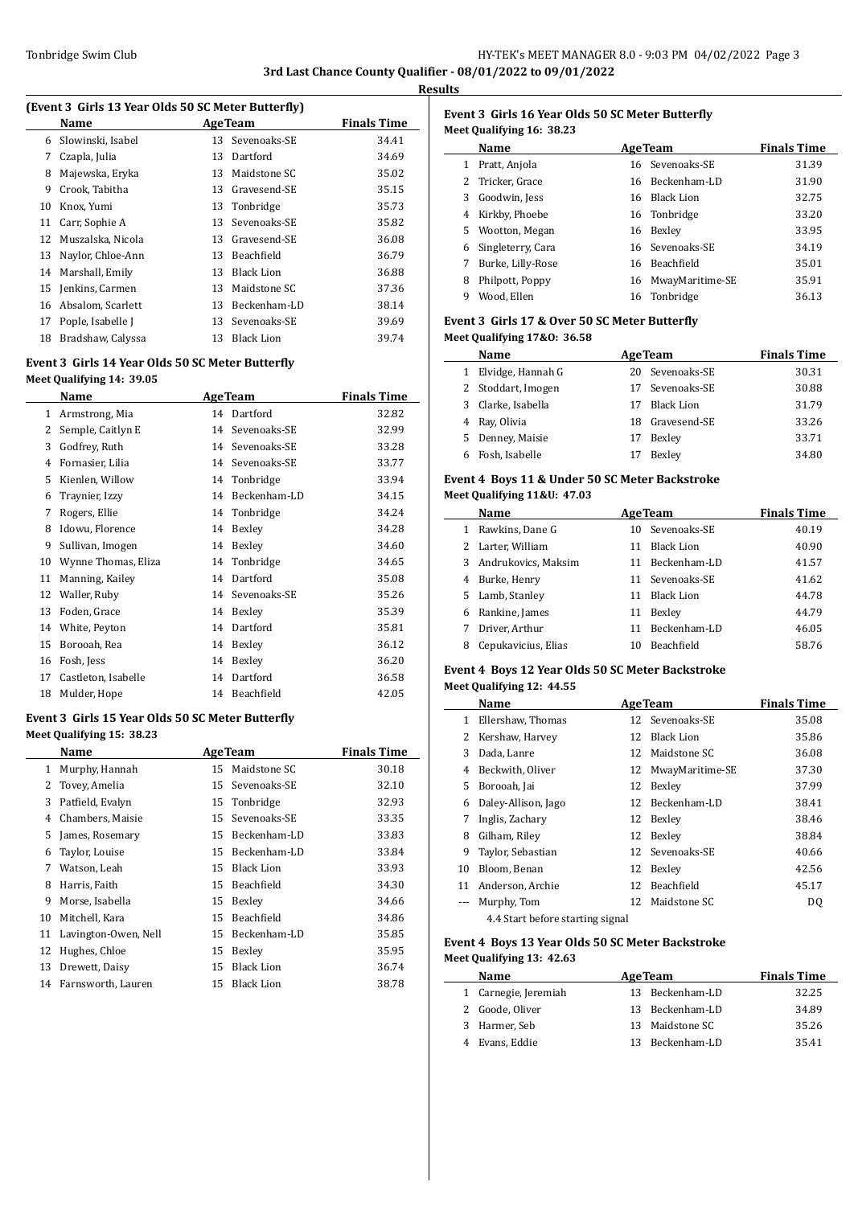**3rd Last Chance County Qualifier - 08/01/2022 to 09/01/2022**

**Results**

### (Event 3 Girls 13 Year Olds 50 SC Meter Butterfly)

| | Name | Age | Team | Finals Time |
|---|---|---|---|---|
| 6 | Slowinski, Isabel | 13 | Sevenoaks-SE | 34.41 |
| 7 | Czapla, Julia | 13 | Dartford | 34.69 |
| 8 | Majewska, Eryka | 13 | Maidstone SC | 35.02 |
| 9 | Crook, Tabitha | 13 | Gravesend-SE | 35.15 |
| 10 | Knox, Yumi | 13 | Tonbridge | 35.73 |
| 11 | Carr, Sophie A | 13 | Sevenoaks-SE | 35.82 |
| 12 | Muszalska, Nicola | 13 | Gravesend-SE | 36.08 |
| 13 | Naylor, Chloe-Ann | 13 | Beachfield | 36.79 |
| 14 | Marshall, Emily | 13 | Black Lion | 36.88 |
| 15 | Jenkins, Carmen | 13 | Maidstone SC | 37.36 |
| 16 | Absalom, Scarlett | 13 | Beckenham-LD | 38.14 |
| 17 | Pople, Isabelle J | 13 | Sevenoaks-SE | 39.69 |
| 18 | Bradshaw, Calyssa | 13 | Black Lion | 39.74 |

### Event 3 Girls 14 Year Olds 50 SC Meter Butterfly

**Meet Qualifying 14: 39.05**

| | Name | Age | Team | Finals Time |
|---|---|---|---|---|
| 1 | Armstrong, Mia | 14 | Dartford | 32.82 |
| 2 | Semple, Caitlyn E | 14 | Sevenoaks-SE | 32.99 |
| 3 | Godfrey, Ruth | 14 | Sevenoaks-SE | 33.28 |
| 4 | Fornasier, Lilia | 14 | Sevenoaks-SE | 33.77 |
| 5 | Kienlen, Willow | 14 | Tonbridge | 33.94 |
| 6 | Traynier, Izzy | 14 | Beckenham-LD | 34.15 |
| 7 | Rogers, Ellie | 14 | Tonbridge | 34.24 |
| 8 | Idowu, Florence | 14 | Bexley | 34.28 |
| 9 | Sullivan, Imogen | 14 | Bexley | 34.60 |
| 10 | Wynne Thomas, Eliza | 14 | Tonbridge | 34.65 |
| 11 | Manning, Kailey | 14 | Dartford | 35.08 |
| 12 | Waller, Ruby | 14 | Sevenoaks-SE | 35.26 |
| 13 | Foden, Grace | 14 | Bexley | 35.39 |
| 14 | White, Peyton | 14 | Dartford | 35.81 |
| 15 | Borooah, Rea | 14 | Bexley | 36.12 |
| 16 | Fosh, Jess | 14 | Bexley | 36.20 |
| 17 | Castleton, Isabelle | 14 | Dartford | 36.58 |
| 18 | Mulder, Hope | 14 | Beachfield | 42.05 |

### Event 3 Girls 15 Year Olds 50 SC Meter Butterfly

**Meet Qualifying 15: 38.23**

| | Name | Age | Team | Finals Time |
|---|---|---|---|---|
| 1 | Murphy, Hannah | 15 | Maidstone SC | 30.18 |
| 2 | Tovey, Amelia | 15 | Sevenoaks-SE | 32.10 |
| 3 | Patfield, Evalyn | 15 | Tonbridge | 32.93 |
| 4 | Chambers, Maisie | 15 | Sevenoaks-SE | 33.35 |
| 5 | James, Rosemary | 15 | Beckenham-LD | 33.83 |
| 6 | Taylor, Louise | 15 | Beckenham-LD | 33.84 |
| 7 | Watson, Leah | 15 | Black Lion | 33.93 |
| 8 | Harris, Faith | 15 | Beachfield | 34.30 |
| 9 | Morse, Isabella | 15 | Bexley | 34.66 |
| 10 | Mitchell, Kara | 15 | Beachfield | 34.86 |
| 11 | Lavington-Owen, Nell | 15 | Beckenham-LD | 35.85 |
| 12 | Hughes, Chloe | 15 | Bexley | 35.95 |
| 13 | Drewett, Daisy | 15 | Black Lion | 36.74 |
| 14 | Farnsworth, Lauren | 15 | Black Lion | 38.78 |

### Event 3 Girls 16 Year Olds 50 SC Meter Butterfly

**Meet Qualifying 16: 38.23**

| | Name | Age | Team | Finals Time |
|---|---|---|---|---|
| 1 | Pratt, Anjola | 16 | Sevenoaks-SE | 31.39 |
| 2 | Tricker, Grace | 16 | Beckenham-LD | 31.90 |
| 3 | Goodwin, Jess | 16 | Black Lion | 32.75 |
| 4 | Kirkby, Phoebe | 16 | Tonbridge | 33.20 |
| 5 | Wootton, Megan | 16 | Bexley | 33.95 |
| 6 | Singleterry, Cara | 16 | Sevenoaks-SE | 34.19 |
| 7 | Burke, Lilly-Rose | 16 | Beachfield | 35.01 |
| 8 | Philpott, Poppy | 16 | MwayMaritime-SE | 35.91 |
| 9 | Wood, Ellen | 16 | Tonbridge | 36.13 |

### Event 3 Girls 17 & Over 50 SC Meter Butterfly

**Meet Qualifying 17&O: 36.58**

| | Name | Age | Team | Finals Time |
|---|---|---|---|---|
| 1 | Elvidge, Hannah G | 20 | Sevenoaks-SE | 30.31 |
| 2 | Stoddart, Imogen | 17 | Sevenoaks-SE | 30.88 |
| 3 | Clarke, Isabella | 17 | Black Lion | 31.79 |
| 4 | Ray, Olivia | 18 | Gravesend-SE | 33.26 |
| 5 | Denney, Maisie | 17 | Bexley | 33.71 |
| 6 | Fosh, Isabelle | 17 | Bexley | 34.80 |

### Event 4 Boys 11 & Under 50 SC Meter Backstroke

**Meet Qualifying 11&U: 47.03**

| | Name | Age | Team | Finals Time |
|---|---|---|---|---|
| 1 | Rawkins, Dane G | 10 | Sevenoaks-SE | 40.19 |
| 2 | Larter, William | 11 | Black Lion | 40.90 |
| 3 | Andrukovics, Maksim | 11 | Beckenham-LD | 41.57 |
| 4 | Burke, Henry | 11 | Sevenoaks-SE | 41.62 |
| 5 | Lamb, Stanley | 11 | Black Lion | 44.78 |
| 6 | Rankine, James | 11 | Bexley | 44.79 |
| 7 | Driver, Arthur | 11 | Beckenham-LD | 46.05 |
| 8 | Cepukavicius, Elias | 10 | Beachfield | 58.76 |

### Event 4 Boys 12 Year Olds 50 SC Meter Backstroke

**Meet Qualifying 12: 44.55**

| | Name | Age | Team | Finals Time |
|---|---|---|---|---|
| 1 | Ellershaw, Thomas | 12 | Sevenoaks-SE | 35.08 |
| 2 | Kershaw, Harvey | 12 | Black Lion | 35.86 |
| 3 | Dada, Lanre | 12 | Maidstone SC | 36.08 |
| 4 | Beckwith, Oliver | 12 | MwayMaritime-SE | 37.30 |
| 5 | Borooah, Jai | 12 | Bexley | 37.99 |
| 6 | Daley-Allison, Jago | 12 | Beckenham-LD | 38.41 |
| 7 | Inglis, Zachary | 12 | Bexley | 38.46 |
| 8 | Gilham, Riley | 12 | Bexley | 38.84 |
| 9 | Taylor, Sebastian | 12 | Sevenoaks-SE | 40.66 |
| 10 | Bloom, Benan | 12 | Bexley | 42.56 |
| 11 | Anderson, Archie | 12 | Beachfield | 45.17 |
| --- | Murphy, Tom | 12 | Maidstone SC | DQ |
| | 4.4 Start before starting signal | | | |

### Event 4 Boys 13 Year Olds 50 SC Meter Backstroke

**Meet Qualifying 13: 42.63**

| | Name | Age | Team | Finals Time |
|---|---|---|---|---|
| 1 | Carnegie, Jeremiah | 13 | Beckenham-LD | 32.25 |
| 2 | Goode, Oliver | 13 | Beckenham-LD | 34.89 |
| 3 | Harmer, Seb | 13 | Maidstone SC | 35.26 |
| 4 | Evans, Eddie | 13 | Beckenham-LD | 35.41 |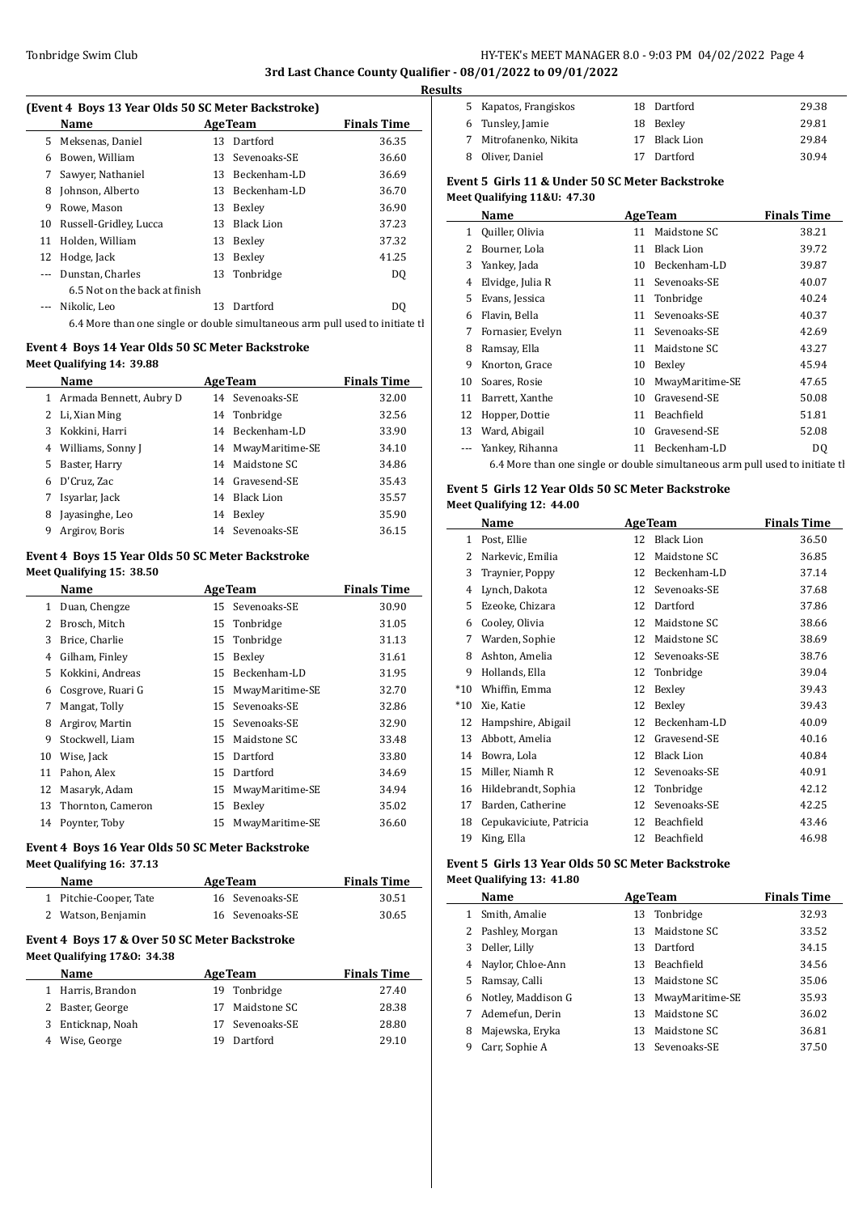## 3rd Last Chance County Qualifier - 08/01/2022 to 09/01/2022

### Results

**(Event 4 Boys 13 Year Olds 50 SC Meter Backstroke)**

| | Name | Age | Team | Finals Time |
|---|---|---|---|---|
| 5 | Meksenas, Daniel | 13 | Dartford | 36.35 |
| 6 | Bowen, William | 13 | Sevenoaks-SE | 36.60 |
| 7 | Sawyer, Nathaniel | 13 | Beckenham-LD | 36.69 |
| 8 | Johnson, Alberto | 13 | Beckenham-LD | 36.70 |
| 9 | Rowe, Mason | 13 | Bexley | 36.90 |
| 10 | Russell-Gridley, Lucca | 13 | Black Lion | 37.23 |
| 11 | Holden, William | 13 | Bexley | 37.32 |
| 12 | Hodge, Jack | 13 | Bexley | 41.25 |
| --- | Dunstan, Charles | 13 | Tonbridge | DQ |
| | 6.5 Not on the back at finish | | | |
| --- | Nikolic, Leo | 13 | Dartford | DQ |
| | 6.4 More than one single or double simultaneous arm pull used to initiate tl | | | |

### Event 4 Boys 14 Year Olds 50 SC Meter Backstroke

**Meet Qualifying 14: 39.88**

| | Name | Age | Team | Finals Time |
|---|---|---|---|---|
| 1 | Armada Bennett, Aubry D | 14 | Sevenoaks-SE | 32.00 |
| 2 | Li, Xian Ming | 14 | Tonbridge | 32.56 |
| 3 | Kokkini, Harri | 14 | Beckenham-LD | 33.90 |
| 4 | Williams, Sonny J | 14 | MwayMaritime-SE | 34.10 |
| 5 | Baster, Harry | 14 | Maidstone SC | 34.86 |
| 6 | D'Cruz, Zac | 14 | Gravesend-SE | 35.43 |
| 7 | Isyarlar, Jack | 14 | Black Lion | 35.57 |
| 8 | Jayasinghe, Leo | 14 | Bexley | 35.90 |
| 9 | Argirov, Boris | 14 | Sevenoaks-SE | 36.15 |

### Event 4 Boys 15 Year Olds 50 SC Meter Backstroke

**Meet Qualifying 15: 38.50**

| | Name | Age | Team | Finals Time |
|---|---|---|---|---|
| 1 | Duan, Chengze | 15 | Sevenoaks-SE | 30.90 |
| 2 | Brosch, Mitch | 15 | Tonbridge | 31.05 |
| 3 | Brice, Charlie | 15 | Tonbridge | 31.13 |
| 4 | Gilham, Finley | 15 | Bexley | 31.61 |
| 5 | Kokkini, Andreas | 15 | Beckenham-LD | 31.95 |
| 6 | Cosgrove, Ruari G | 15 | MwayMaritime-SE | 32.70 |
| 7 | Mangat, Tolly | 15 | Sevenoaks-SE | 32.86 |
| 8 | Argirov, Martin | 15 | Sevenoaks-SE | 32.90 |
| 9 | Stockwell, Liam | 15 | Maidstone SC | 33.48 |
| 10 | Wise, Jack | 15 | Dartford | 33.80 |
| 11 | Pahon, Alex | 15 | Dartford | 34.69 |
| 12 | Masaryk, Adam | 15 | MwayMaritime-SE | 34.94 |
| 13 | Thornton, Cameron | 15 | Bexley | 35.02 |
| 14 | Poynter, Toby | 15 | MwayMaritime-SE | 36.60 |

### Event 4 Boys 16 Year Olds 50 SC Meter Backstroke

**Meet Qualifying 16: 37.13**

| | Name | Age | Team | Finals Time |
|---|---|---|---|---|
| 1 | Pitchie-Cooper, Tate | 16 | Sevenoaks-SE | 30.51 |
| 2 | Watson, Benjamin | 16 | Sevenoaks-SE | 30.65 |

### Event 4 Boys 17 & Over 50 SC Meter Backstroke

**Meet Qualifying 17&O: 34.38**

| | Name | Age | Team | Finals Time |
|---|---|---|---|---|
| 1 | Harris, Brandon | 19 | Tonbridge | 27.40 |
| 2 | Baster, George | 17 | Maidstone SC | 28.38 |
| 3 | Enticknap, Noah | 17 | Sevenoaks-SE | 28.80 |
| 4 | Wise, George | 19 | Dartford | 29.10 |
| 5 | Kapatos, Frangiskos | 18 | Dartford | 29.38 |
| 6 | Tunsley, Jamie | 18 | Bexley | 29.81 |
| 7 | Mitrofanenko, Nikita | 17 | Black Lion | 29.84 |
| 8 | Oliver, Daniel | 17 | Dartford | 30.94 |

### Event 5 Girls 11 & Under 50 SC Meter Backstroke

**Meet Qualifying 11&U: 47.30**

| | Name | Age | Team | Finals Time |
|---|---|---|---|---|
| 1 | Quiller, Olivia | 11 | Maidstone SC | 38.21 |
| 2 | Bourner, Lola | 11 | Black Lion | 39.72 |
| 3 | Yankey, Jada | 10 | Beckenham-LD | 39.87 |
| 4 | Elvidge, Julia R | 11 | Sevenoaks-SE | 40.07 |
| 5 | Evans, Jessica | 11 | Tonbridge | 40.24 |
| 6 | Flavin, Bella | 11 | Sevenoaks-SE | 40.37 |
| 7 | Fornasier, Evelyn | 11 | Sevenoaks-SE | 42.69 |
| 8 | Ramsay, Ella | 11 | Maidstone SC | 43.27 |
| 9 | Knorton, Grace | 10 | Bexley | 45.94 |
| 10 | Soares, Rosie | 10 | MwayMaritime-SE | 47.65 |
| 11 | Barrett, Xanthe | 10 | Gravesend-SE | 50.08 |
| 12 | Hopper, Dottie | 11 | Beachfield | 51.81 |
| 13 | Ward, Abigail | 10 | Gravesend-SE | 52.08 |
| --- | Yankey, Rihanna | 11 | Beckenham-LD | DQ |
| | 6.4 More than one single or double simultaneous arm pull used to initiate tl | | | |

### Event 5 Girls 12 Year Olds 50 SC Meter Backstroke

**Meet Qualifying 12: 44.00**

| | Name | Age | Team | Finals Time |
|---|---|---|---|---|
| 1 | Post, Ellie | 12 | Black Lion | 36.50 |
| 2 | Narkevic, Emilia | 12 | Maidstone SC | 36.85 |
| 3 | Traynier, Poppy | 12 | Beckenham-LD | 37.14 |
| 4 | Lynch, Dakota | 12 | Sevenoaks-SE | 37.68 |
| 5 | Ezeoke, Chizara | 12 | Dartford | 37.86 |
| 6 | Cooley, Olivia | 12 | Maidstone SC | 38.66 |
| 7 | Warden, Sophie | 12 | Maidstone SC | 38.69 |
| 8 | Ashton, Amelia | 12 | Sevenoaks-SE | 38.76 |
| 9 | Hollands, Ella | 12 | Tonbridge | 39.04 |
| *10 | Whiffin, Emma | 12 | Bexley | 39.43 |
| *10 | Xie, Katie | 12 | Bexley | 39.43 |
| 12 | Hampshire, Abigail | 12 | Beckenham-LD | 40.09 |
| 13 | Abbott, Amelia | 12 | Gravesend-SE | 40.16 |
| 14 | Bowra, Lola | 12 | Black Lion | 40.84 |
| 15 | Miller, Niamh R | 12 | Sevenoaks-SE | 40.91 |
| 16 | Hildebrandt, Sophia | 12 | Tonbridge | 42.12 |
| 17 | Barden, Catherine | 12 | Sevenoaks-SE | 42.25 |
| 18 | Cepukaviciute, Patricia | 12 | Beachfield | 43.46 |
| 19 | King, Ella | 12 | Beachfield | 46.98 |

### Event 5 Girls 13 Year Olds 50 SC Meter Backstroke

**Meet Qualifying 13: 41.80**

| | Name | Age | Team | Finals Time |
|---|---|---|---|---|
| 1 | Smith, Amalie | 13 | Tonbridge | 32.93 |
| 2 | Pashley, Morgan | 13 | Maidstone SC | 33.52 |
| 3 | Deller, Lilly | 13 | Dartford | 34.15 |
| 4 | Naylor, Chloe-Ann | 13 | Beachfield | 34.56 |
| 5 | Ramsay, Calli | 13 | Maidstone SC | 35.06 |
| 6 | Notley, Maddison G | 13 | MwayMaritime-SE | 35.93 |
| 7 | Ademefun, Derin | 13 | Maidstone SC | 36.02 |
| 8 | Majewska, Eryka | 13 | Maidstone SC | 36.81 |
| 9 | Carr, Sophie A | 13 | Sevenoaks-SE | 37.50 |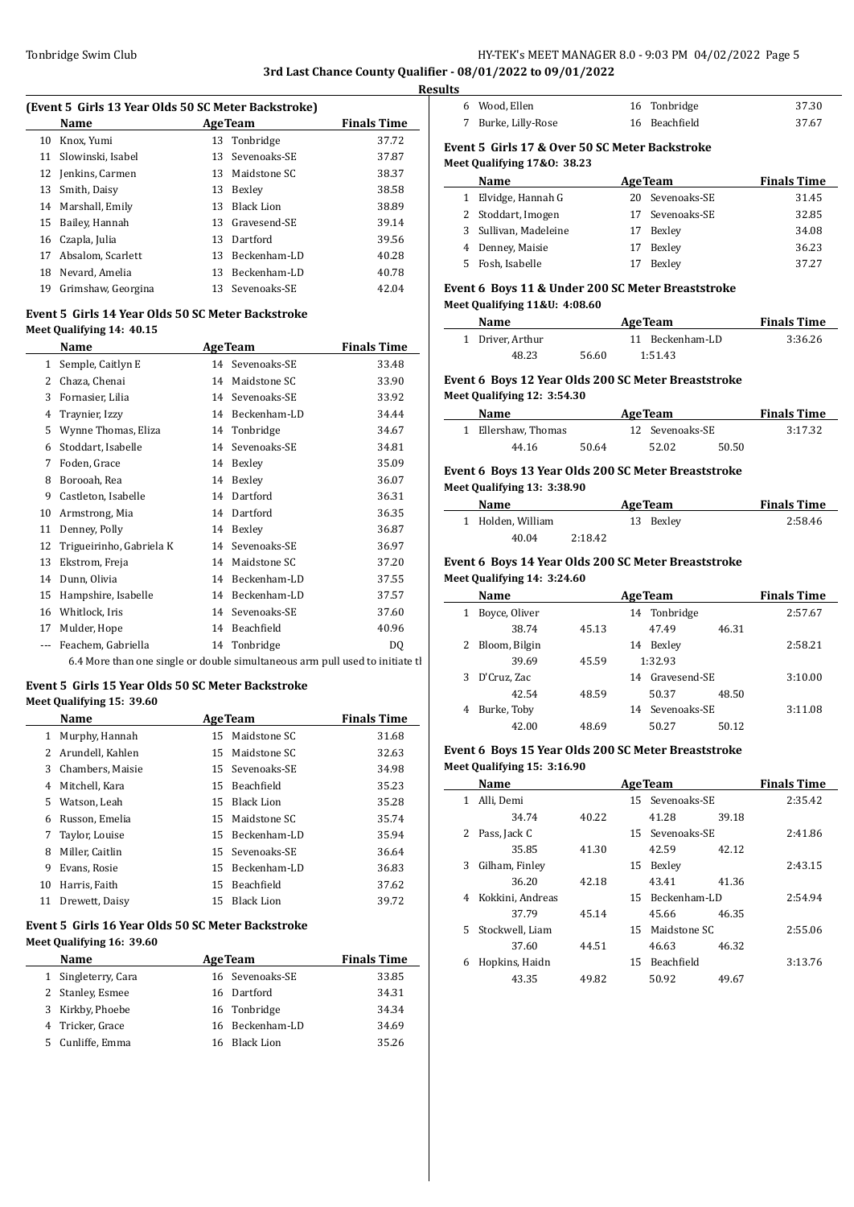**3rd Last Chance County Qualifier - 08/01/2022 to 09/01/2022**

**Results**

### (Event 5 Girls 13 Year Olds 50 SC Meter Backstroke)

| | Name | Age | Team | Finals Time |
|---|---|---|---|---|
| 10 | Knox, Yumi | 13 | Tonbridge | 37.72 |
| 11 | Slowinski, Isabel | 13 | Sevenoaks-SE | 37.87 |
| 12 | Jenkins, Carmen | 13 | Maidstone SC | 38.37 |
| 13 | Smith, Daisy | 13 | Bexley | 38.58 |
| 14 | Marshall, Emily | 13 | Black Lion | 38.89 |
| 15 | Bailey, Hannah | 13 | Gravesend-SE | 39.14 |
| 16 | Czapla, Julia | 13 | Dartford | 39.56 |
| 17 | Absalom, Scarlett | 13 | Beckenham-LD | 40.28 |
| 18 | Nevard, Amelia | 13 | Beckenham-LD | 40.78 |
| 19 | Grimshaw, Georgina | 13 | Sevenoaks-SE | 42.04 |

### Event 5 Girls 14 Year Olds 50 SC Meter Backstroke

**Meet Qualifying 14: 40.15**

| | Name | Age | Team | Finals Time |
|---|---|---|---|---|
| 1 | Semple, Caitlyn E | 14 | Sevenoaks-SE | 33.48 |
| 2 | Chaza, Chenai | 14 | Maidstone SC | 33.90 |
| 3 | Fornasier, Lilia | 14 | Sevenoaks-SE | 33.92 |
| 4 | Traynier, Izzy | 14 | Beckenham-LD | 34.44 |
| 5 | Wynne Thomas, Eliza | 14 | Tonbridge | 34.67 |
| 6 | Stoddart, Isabelle | 14 | Sevenoaks-SE | 34.81 |
| 7 | Foden, Grace | 14 | Bexley | 35.09 |
| 8 | Borooah, Rea | 14 | Bexley | 36.07 |
| 9 | Castleton, Isabelle | 14 | Dartford | 36.31 |
| 10 | Armstrong, Mia | 14 | Dartford | 36.35 |
| 11 | Denney, Polly | 14 | Bexley | 36.87 |
| 12 | Trigueirinho, Gabriela K | 14 | Sevenoaks-SE | 36.97 |
| 13 | Ekstrom, Freja | 14 | Maidstone SC | 37.20 |
| 14 | Dunn, Olivia | 14 | Beckenham-LD | 37.55 |
| 15 | Hampshire, Isabelle | 14 | Beckenham-LD | 37.57 |
| 16 | Whitlock, Iris | 14 | Sevenoaks-SE | 37.60 |
| 17 | Mulder, Hope | 14 | Beachfield | 40.96 |
| --- | Feachem, Gabriella | 14 | Tonbridge | DQ |

6.4 More than one single or double simultaneous arm pull used to initiate tl

### Event 5 Girls 15 Year Olds 50 SC Meter Backstroke

**Meet Qualifying 15: 39.60**

| | Name | Age | Team | Finals Time |
|---|---|---|---|---|
| 1 | Murphy, Hannah | 15 | Maidstone SC | 31.68 |
| 2 | Arundell, Kahlen | 15 | Maidstone SC | 32.63 |
| 3 | Chambers, Maisie | 15 | Sevenoaks-SE | 34.98 |
| 4 | Mitchell, Kara | 15 | Beachfield | 35.23 |
| 5 | Watson, Leah | 15 | Black Lion | 35.28 |
| 6 | Russon, Emelia | 15 | Maidstone SC | 35.74 |
| 7 | Taylor, Louise | 15 | Beckenham-LD | 35.94 |
| 8 | Miller, Caitlin | 15 | Sevenoaks-SE | 36.64 |
| 9 | Evans, Rosie | 15 | Beckenham-LD | 36.83 |
| 10 | Harris, Faith | 15 | Beachfield | 37.62 |
| 11 | Drewett, Daisy | 15 | Black Lion | 39.72 |

### Event 5 Girls 16 Year Olds 50 SC Meter Backstroke

**Meet Qualifying 16: 39.60**

| | Name | Age | Team | Finals Time |
|---|---|---|---|---|
| 1 | Singleterry, Cara | 16 | Sevenoaks-SE | 33.85 |
| 2 | Stanley, Esmee | 16 | Dartford | 34.31 |
| 3 | Kirkby, Phoebe | 16 | Tonbridge | 34.34 |
| 4 | Tricker, Grace | 16 | Beckenham-LD | 34.69 |
| 5 | Cunliffe, Emma | 16 | Black Lion | 35.26 |
| 6 | Wood, Ellen | 16 | Tonbridge | 37.30 |
| 7 | Burke, Lilly-Rose | 16 | Beachfield | 37.67 |

### Event 5 Girls 17 & Over 50 SC Meter Backstroke

**Meet Qualifying 17&O: 38.23**

| | Name | Age | Team | Finals Time |
|---|---|---|---|---|
| 1 | Elvidge, Hannah G | 20 | Sevenoaks-SE | 31.45 |
| 2 | Stoddart, Imogen | 17 | Sevenoaks-SE | 32.85 |
| 3 | Sullivan, Madeleine | 17 | Bexley | 34.08 |
| 4 | Denney, Maisie | 17 | Bexley | 36.23 |
| 5 | Fosh, Isabelle | 17 | Bexley | 37.27 |

### Event 6 Boys 11 & Under 200 SC Meter Breaststroke

**Meet Qualifying 11&U: 4:08.60**

| | Name | Age | Team | Finals Time |
|---|---|---|---|---|
| 1 | Driver, Arthur | 11 | Beckenham-LD | 3:36.26 |
| | 48.23 | 56.60 | 1:51.43 | |

### Event 6 Boys 12 Year Olds 200 SC Meter Breaststroke

**Meet Qualifying 12: 3:54.30**

| | Name | Age | Team | Finals Time |
|---|---|---|---|---|
| 1 | Ellershaw, Thomas | 12 | Sevenoaks-SE | 3:17.32 |
| | 44.16 | 50.64 | 52.02 50.50 | |

### Event 6 Boys 13 Year Olds 200 SC Meter Breaststroke

**Meet Qualifying 13: 3:38.90**

| | Name | Age | Team | Finals Time |
|---|---|---|---|---|
| 1 | Holden, William | 13 | Bexley | 2:58.46 |
| | 40.04 | 2:18.42 | | |

### Event 6 Boys 14 Year Olds 200 SC Meter Breaststroke

**Meet Qualifying 14: 3:24.60**

| | Name | Age | Team | Finals Time |
|---|---|---|---|---|
| 1 | Boyce, Oliver | 14 | Tonbridge | 2:57.67 |
| | 38.74 | 45.13 | 47.49 46.31 | |
| 2 | Bloom, Bilgin | 14 | Bexley | 2:58.21 |
| | 39.69 | 45.59 | 1:32.93 | |
| 3 | D'Cruz, Zac | 14 | Gravesend-SE | 3:10.00 |
| | 42.54 | 48.59 | 50.37 48.50 | |
| 4 | Burke, Toby | 14 | Sevenoaks-SE | 3:11.08 |
| | 42.00 | 48.69 | 50.27 50.12 | |

### Event 6 Boys 15 Year Olds 200 SC Meter Breaststroke

**Meet Qualifying 15: 3:16.90**

| | Name | Age | Team | Finals Time |
|---|---|---|---|---|
| 1 | Alli, Demi | 15 | Sevenoaks-SE | 2:35.42 |
| | 34.74 | 40.22 | 41.28 39.18 | |
| 2 | Pass, Jack C | 15 | Sevenoaks-SE | 2:41.86 |
| | 35.85 | 41.30 | 42.59 42.12 | |
| 3 | Gilham, Finley | 15 | Bexley | 2:43.15 |
| | 36.20 | 42.18 | 43.41 41.36 | |
| 4 | Kokkini, Andreas | 15 | Beckenham-LD | 2:54.94 |
| | 37.79 | 45.14 | 45.66 46.35 | |
| 5 | Stockwell, Liam | 15 | Maidstone SC | 2:55.06 |
| | 37.60 | 44.51 | 46.63 46.32 | |
| 6 | Hopkins, Haidn | 15 | Beachfield | 3:13.76 |
| | 43.35 | 49.82 | 50.92 49.67 | |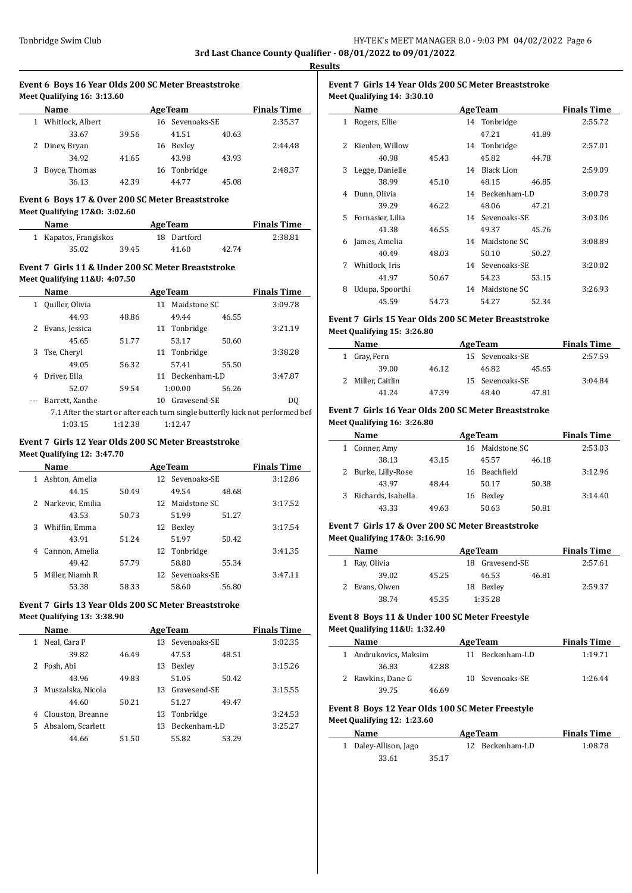3rd Last Chance County Qualifier - 08/01/2022 to 09/01/2022

**Results**

### Event 6 Boys 16 Year Olds 200 SC Meter Breaststroke

**Meet Qualifying 16: 3:13.60**

| | Name | | Age | Team | | Finals Time |
|---|---|---|---|---|---|---|
| 1 | Whitlock, Albert | | 16 | Sevenoaks-SE | | 2:35.37 |
| | 33.67 | 39.56 | | 41.51 | 40.63 | |
| 2 | Dinev, Bryan | | 16 | Bexley | | 2:44.48 |
| | 34.92 | 41.65 | | 43.98 | 43.93 | |
| 3 | Boyce, Thomas | | 16 | Tonbridge | | 2:48.37 |
| | 36.13 | 42.39 | | 44.77 | 45.08 | |

### Event 6 Boys 17 & Over 200 SC Meter Breaststroke

**Meet Qualifying 17&O: 3:02.60**

| | Name | | Age | Team | | Finals Time |
|---|---|---|---|---|---|---|
| 1 | Kapatos, Frangiskos | | 18 | Dartford | | 2:38.81 |
| | 35.02 | 39.45 | | 41.60 | 42.74 | |

### Event 7 Girls 11 & Under 200 SC Meter Breaststroke

**Meet Qualifying 11&U: 4:07.50**

| | Name | | Age | Team | | Finals Time |
|---|---|---|---|---|---|---|
| 1 | Quiller, Olivia | | 11 | Maidstone SC | | 3:09.78 |
| | 44.93 | 48.86 | | 49.44 | 46.55 | |
| 2 | Evans, Jessica | | 11 | Tonbridge | | 3:21.19 |
| | 45.65 | 51.77 | | 53.17 | 50.60 | |
| 3 | Tse, Cheryl | | 11 | Tonbridge | | 3:38.28 |
| | 49.05 | 56.32 | | 57.41 | 55.50 | |
| 4 | Driver, Ella | | 11 | Beckenham-LD | | 3:47.87 |
| | 52.07 | 59.54 | | 1:00.00 | 56.26 | |
| --- | Barrett, Xanthe | | 10 | Gravesend-SE | | DQ |
| | 7.1 After the start or after each turn single butterfly kick not performed bef | | | | | |
| | 1:03.15 | 1:12.38 | | 1:12.47 | | |

### Event 7 Girls 12 Year Olds 200 SC Meter Breaststroke

**Meet Qualifying 12: 3:47.70**

| | Name | | Age | Team | | Finals Time |
|---|---|---|---|---|---|---|
| 1 | Ashton, Amelia | | 12 | Sevenoaks-SE | | 3:12.86 |
| | 44.15 | 50.49 | | 49.54 | 48.68 | |
| 2 | Narkevic, Emilia | | 12 | Maidstone SC | | 3:17.52 |
| | 43.53 | 50.73 | | 51.99 | 51.27 | |
| 3 | Whiffin, Emma | | 12 | Bexley | | 3:17.54 |
| | 43.91 | 51.24 | | 51.97 | 50.42 | |
| 4 | Cannon, Amelia | | 12 | Tonbridge | | 3:41.35 |
| | 49.42 | 57.79 | | 58.80 | 55.34 | |
| 5 | Miller, Niamh R | | 12 | Sevenoaks-SE | | 3:47.11 |
| | 53.38 | 58.33 | | 58.60 | 56.80 | |

### Event 7 Girls 13 Year Olds 200 SC Meter Breaststroke

**Meet Qualifying 13: 3:38.90**

| | Name | | Age | Team | | Finals Time |
|---|---|---|---|---|---|---|
| 1 | Neal, Cara P | | 13 | Sevenoaks-SE | | 3:02.35 |
| | 39.82 | 46.49 | | 47.53 | 48.51 | |
| 2 | Fosh, Abi | | 13 | Bexley | | 3:15.26 |
| | 43.96 | 49.83 | | 51.05 | 50.42 | |
| 3 | Muszalska, Nicola | | 13 | Gravesend-SE | | 3:15.55 |
| | 44.60 | 50.21 | | 51.27 | 49.47 | |
| 4 | Clouston, Breanne | | 13 | Tonbridge | | 3:24.53 |
| 5 | Absalom, Scarlett | | 13 | Beckenham-LD | | 3:25.27 |
| | 44.66 | 51.50 | | 55.82 | 53.29 | |

### Event 7 Girls 14 Year Olds 200 SC Meter Breaststroke

**Meet Qualifying 14: 3:30.10**

| | Name | | Age | Team | | Finals Time |
|---|---|---|---|---|---|---|
| 1 | Rogers, Ellie | | 14 | Tonbridge | | 2:55.72 |
| | | | | 47.21 | 41.89 | |
| 2 | Kienlen, Willow | | 14 | Tonbridge | | 2:57.01 |
| | 40.98 | 45.43 | | 45.82 | 44.78 | |
| 3 | Legge, Danielle | | 14 | Black Lion | | 2:59.09 |
| | 38.99 | 45.10 | | 48.15 | 46.85 | |
| 4 | Dunn, Olivia | | 14 | Beckenham-LD | | 3:00.78 |
| | 39.29 | 46.22 | | 48.06 | 47.21 | |
| 5 | Fornasier, Lilia | | 14 | Sevenoaks-SE | | 3:03.06 |
| | 41.38 | 46.55 | | 49.37 | 45.76 | |
| 6 | James, Amelia | | 14 | Maidstone SC | | 3:08.89 |
| | 40.49 | 48.03 | | 50.10 | 50.27 | |
| 7 | Whitlock, Iris | | 14 | Sevenoaks-SE | | 3:20.02 |
| | 41.97 | 50.67 | | 54.23 | 53.15 | |
| 8 | Udupa, Spoorthi | | 14 | Maidstone SC | | 3:26.93 |
| | 45.59 | 54.73 | | 54.27 | 52.34 | |

### Event 7 Girls 15 Year Olds 200 SC Meter Breaststroke

**Meet Qualifying 15: 3:26.80**

| | Name | | Age | Team | | Finals Time |
|---|---|---|---|---|---|---|
| 1 | Gray, Fern | | 15 | Sevenoaks-SE | | 2:57.59 |
| | 39.00 | 46.12 | | 46.82 | 45.65 | |
| 2 | Miller, Caitlin | | 15 | Sevenoaks-SE | | 3:04.84 |
| | 41.24 | 47.39 | | 48.40 | 47.81 | |

### Event 7 Girls 16 Year Olds 200 SC Meter Breaststroke

**Meet Qualifying 16: 3:26.80**

| | Name | | Age | Team | | Finals Time |
|---|---|---|---|---|---|---|
| 1 | Conner, Amy | | 16 | Maidstone SC | | 2:53.03 |
| | 38.13 | 43.15 | | 45.57 | 46.18 | |
| 2 | Burke, Lilly-Rose | | 16 | Beachfield | | 3:12.96 |
| | 43.97 | 48.44 | | 50.17 | 50.38 | |
| 3 | Richards, Isabella | | 16 | Bexley | | 3:14.40 |
| | 43.33 | 49.63 | | 50.63 | 50.81 | |

### Event 7 Girls 17 & Over 200 SC Meter Breaststroke

**Meet Qualifying 17&O: 3:16.90**

| | Name | | Age | Team | | Finals Time |
|---|---|---|---|---|---|---|
| 1 | Ray, Olivia | | 18 | Gravesend-SE | | 2:57.61 |
| | 39.02 | 45.25 | | 46.53 | 46.81 | |
| 2 | Evans, Olwen | | 18 | Bexley | | 2:59.37 |
| | 38.74 | 45.35 | | 1:35.28 | | |

### Event 8 Boys 11 & Under 100 SC Meter Freestyle

**Meet Qualifying 11&U: 1:32.40**

| | Name | | Age | Team | Finals Time |
|---|---|---|---|---|---|
| 1 | Andrukovics, Maksim | | 11 | Beckenham-LD | 1:19.71 |
| | 36.83 | 42.88 | | | |
| 2 | Rawkins, Dane G | | 10 | Sevenoaks-SE | 1:26.44 |
| | 39.75 | 46.69 | | | |

### Event 8 Boys 12 Year Olds 100 SC Meter Freestyle

**Meet Qualifying 12: 1:23.60**

| | Name | | Age | Team | Finals Time |
|---|---|---|---|---|---|
| 1 | Daley-Allison, Jago | | 12 | Beckenham-LD | 1:08.78 |
| | 33.61 | 35.17 | | | |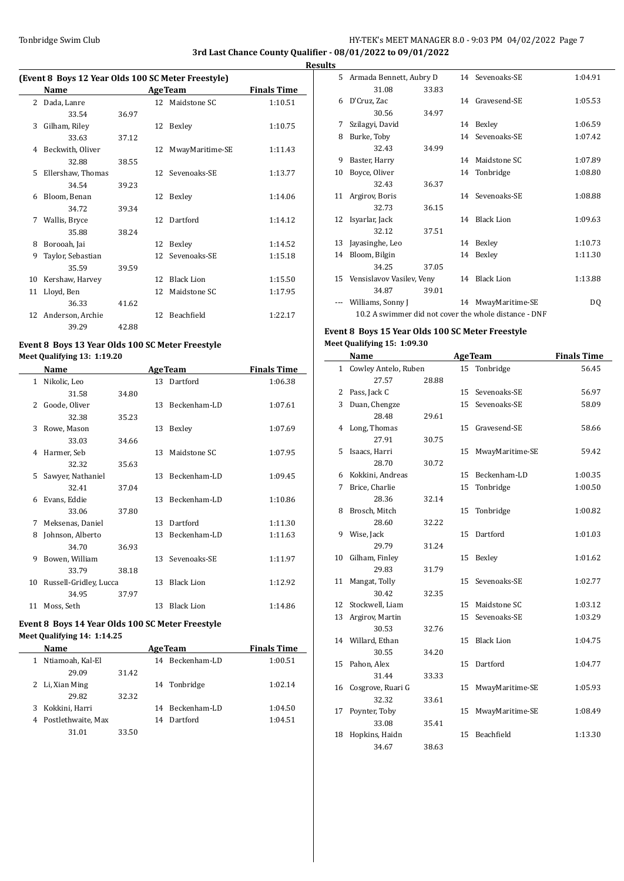# 3rd Last Chance County Qualifier - 08/01/2022 to 09/01/2022

## Results

### (Event 8 Boys 12 Year Olds 100 SC Meter Freestyle)

| | Name | Age | Team | Finals Time |
|---|---|---|---|---|
| 2 | Dada, Lanre | 12 | Maidstone SC | 1:10.51 |
| | 33.54 36.97 | | | |
| 3 | Gilham, Riley | 12 | Bexley | 1:10.75 |
| | 33.63 37.12 | | | |
| 4 | Beckwith, Oliver | 12 | MwayMaritime-SE | 1:11.43 |
| | 32.88 38.55 | | | |
| 5 | Ellershaw, Thomas | 12 | Sevenoaks-SE | 1:13.77 |
| | 34.54 39.23 | | | |
| 6 | Bloom, Benan | 12 | Bexley | 1:14.06 |
| | 34.72 39.34 | | | |
| 7 | Wallis, Bryce | 12 | Dartford | 1:14.12 |
| | 35.88 38.24 | | | |
| 8 | Borooah, Jai | 12 | Bexley | 1:14.52 |
| 9 | Taylor, Sebastian | 12 | Sevenoaks-SE | 1:15.18 |
| | 35.59 39.59 | | | |
| 10 | Kershaw, Harvey | 12 | Black Lion | 1:15.50 |
| 11 | Lloyd, Ben | 12 | Maidstone SC | 1:17.95 |
| | 36.33 41.62 | | | |
| 12 | Anderson, Archie | 12 | Beachfield | 1:22.17 |
| | 39.29 42.88 | | | |

### Event 8 Boys 13 Year Olds 100 SC Meter Freestyle

**Meet Qualifying 13: 1:19.20**

| | Name | Age | Team | Finals Time |
|---|---|---|---|---|
| 1 | Nikolic, Leo | 13 | Dartford | 1:06.38 |
| | 31.58 34.80 | | | |
| 2 | Goode, Oliver | 13 | Beckenham-LD | 1:07.61 |
| | 32.38 35.23 | | | |
| 3 | Rowe, Mason | 13 | Bexley | 1:07.69 |
| | 33.03 34.66 | | | |
| 4 | Harmer, Seb | 13 | Maidstone SC | 1:07.95 |
| | 32.32 35.63 | | | |
| 5 | Sawyer, Nathaniel | 13 | Beckenham-LD | 1:09.45 |
| | 32.41 37.04 | | | |
| 6 | Evans, Eddie | 13 | Beckenham-LD | 1:10.86 |
| | 33.06 37.80 | | | |
| 7 | Meksenas, Daniel | 13 | Dartford | 1:11.30 |
| 8 | Johnson, Alberto | 13 | Beckenham-LD | 1:11.63 |
| | 34.70 36.93 | | | |
| 9 | Bowen, William | 13 | Sevenoaks-SE | 1:11.97 |
| | 33.79 38.18 | | | |
| 10 | Russell-Gridley, Lucca | 13 | Black Lion | 1:12.92 |
| | 34.95 37.97 | | | |
| 11 | Moss, Seth | 13 | Black Lion | 1:14.86 |

### Event 8 Boys 14 Year Olds 100 SC Meter Freestyle

**Meet Qualifying 14: 1:14.25**

| | Name | Age | Team | Finals Time |
|---|---|---|---|---|
| 1 | Ntiamoah, Kal-El | 14 | Beckenham-LD | 1:00.51 |
| | 29.09 31.42 | | | |
| 2 | Li, Xian Ming | 14 | Tonbridge | 1:02.14 |
| | 29.82 32.32 | | | |
| 3 | Kokkini, Harri | 14 | Beckenham-LD | 1:04.50 |
| 4 | Postlethwaite, Max | 14 | Dartford | 1:04.51 |
| | 31.01 33.50 | | | |
| 5 | Armada Bennett, Aubry D | 14 | Sevenoaks-SE | 1:04.91 |
| | 31.08 33.83 | | | |
| 6 | D'Cruz, Zac | 14 | Gravesend-SE | 1:05.53 |
| | 30.56 34.97 | | | |
| 7 | Szilagyi, David | 14 | Bexley | 1:06.59 |
| 8 | Burke, Toby | 14 | Sevenoaks-SE | 1:07.42 |
| | 32.43 34.99 | | | |
| 9 | Baster, Harry | 14 | Maidstone SC | 1:07.89 |
| 10 | Boyce, Oliver | 14 | Tonbridge | 1:08.80 |
| | 32.43 36.37 | | | |
| 11 | Argirov, Boris | 14 | Sevenoaks-SE | 1:08.88 |
| | 32.73 36.15 | | | |
| 12 | Isyarlar, Jack | 14 | Black Lion | 1:09.63 |
| | 32.12 37.51 | | | |
| 13 | Jayasinghe, Leo | 14 | Bexley | 1:10.73 |
| 14 | Bloom, Bilgin | 14 | Bexley | 1:11.30 |
| | 34.25 37.05 | | | |
| 15 | Vensislavov Vasilev, Veny | 14 | Black Lion | 1:13.88 |
| | 34.87 39.01 | | | |
| --- | Williams, Sonny J | 14 | MwayMaritime-SE | DQ |
| | 10.2 A swimmer did not cover the whole distance - DNF | | | |

### Event 8 Boys 15 Year Olds 100 SC Meter Freestyle

**Meet Qualifying 15: 1:09.30**

| | Name | Age | Team | Finals Time |
|---|---|---|---|---|
| 1 | Cowley Antelo, Ruben | 15 | Tonbridge | 56.45 |
| | 27.57 28.88 | | | |
| 2 | Pass, Jack C | 15 | Sevenoaks-SE | 56.97 |
| 3 | Duan, Chengze | 15 | Sevenoaks-SE | 58.09 |
| | 28.48 29.61 | | | |
| 4 | Long, Thomas | 15 | Gravesend-SE | 58.66 |
| | 27.91 30.75 | | | |
| 5 | Isaacs, Harri | 15 | MwayMaritime-SE | 59.42 |
| | 28.70 30.72 | | | |
| 6 | Kokkini, Andreas | 15 | Beckenham-LD | 1:00.35 |
| 7 | Brice, Charlie | 15 | Tonbridge | 1:00.50 |
| | 28.36 32.14 | | | |
| 8 | Brosch, Mitch | 15 | Tonbridge | 1:00.82 |
| | 28.60 32.22 | | | |
| 9 | Wise, Jack | 15 | Dartford | 1:01.03 |
| | 29.79 31.24 | | | |
| 10 | Gilham, Finley | 15 | Bexley | 1:01.62 |
| | 29.83 31.79 | | | |
| 11 | Mangat, Tolly | 15 | Sevenoaks-SE | 1:02.77 |
| | 30.42 32.35 | | | |
| 12 | Stockwell, Liam | 15 | Maidstone SC | 1:03.12 |
| 13 | Argirov, Martin | 15 | Sevenoaks-SE | 1:03.29 |
| | 30.53 32.76 | | | |
| 14 | Willard, Ethan | 15 | Black Lion | 1:04.75 |
| | 30.55 34.20 | | | |
| 15 | Pahon, Alex | 15 | Dartford | 1:04.77 |
| | 31.44 33.33 | | | |
| 16 | Cosgrove, Ruari G | 15 | MwayMaritime-SE | 1:05.93 |
| | 32.32 33.61 | | | |
| 17 | Poynter, Toby | 15 | MwayMaritime-SE | 1:08.49 |
| | 33.08 35.41 | | | |
| 18 | Hopkins, Haidn | 15 | Beachfield | 1:13.30 |
| | 34.67 38.63 | | | |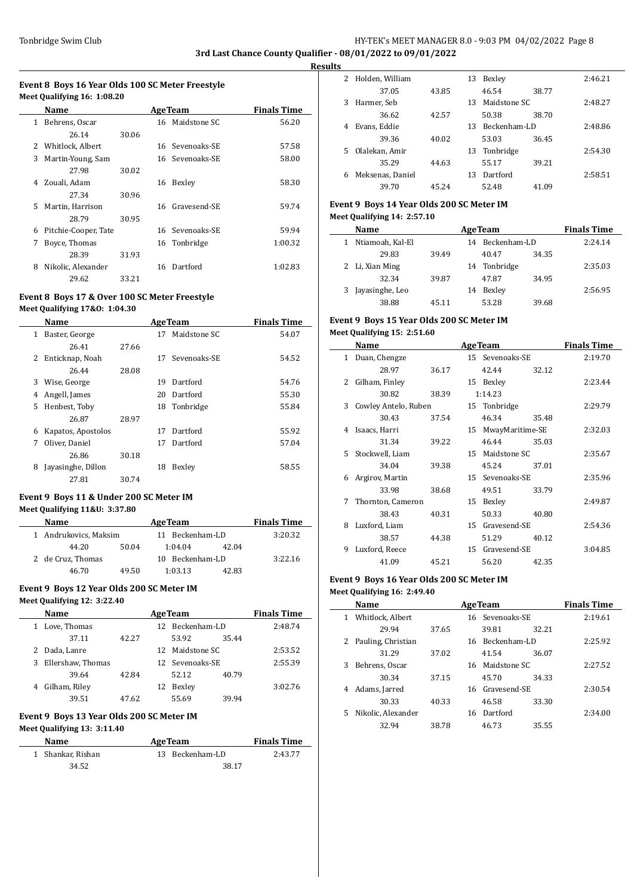**3rd Last Chance County Qualifier - 08/01/2022 to 09/01/2022**

**Results**

### Event 8 Boys 16 Year Olds 100 SC Meter Freestyle

Meet Qualifying 16: 1:08.20

| | Name | | AgeTeam | Finals Time |
|---|---|---|---|---|
| 1 | Behrens, Oscar | | 16 Maidstone SC | 56.20 |
| | 26.14 | 30.06 | | |
| 2 | Whitlock, Albert | | 16 Sevenoaks-SE | 57.58 |
| 3 | Martin-Young, Sam | | 16 Sevenoaks-SE | 58.00 |
| | 27.98 | 30.02 | | |
| 4 | Zouali, Adam | | 16 Bexley | 58.30 |
| | 27.34 | 30.96 | | |
| 5 | Martin, Harrison | | 16 Gravesend-SE | 59.74 |
| | 28.79 | 30.95 | | |
| 6 | Pitchie-Cooper, Tate | | 16 Sevenoaks-SE | 59.94 |
| 7 | Boyce, Thomas | | 16 Tonbridge | 1:00.32 |
| | 28.39 | 31.93 | | |
| 8 | Nikolic, Alexander | | 16 Dartford | 1:02.83 |
| | 29.62 | 33.21 | | |

### Event 8 Boys 17 & Over 100 SC Meter Freestyle

Meet Qualifying 17&O: 1:04.30

| | Name | | AgeTeam | Finals Time |
|---|---|---|---|---|
| 1 | Baster, George | | 17 Maidstone SC | 54.07 |
| | 26.41 | 27.66 | | |
| 2 | Enticknap, Noah | | 17 Sevenoaks-SE | 54.52 |
| | 26.44 | 28.08 | | |
| 3 | Wise, George | | 19 Dartford | 54.76 |
| 4 | Angell, James | | 20 Dartford | 55.30 |
| 5 | Henbest, Toby | | 18 Tonbridge | 55.84 |
| | 26.87 | 28.97 | | |
| 6 | Kapatos, Apostolos | | 17 Dartford | 55.92 |
| 7 | Oliver, Daniel | | 17 Dartford | 57.04 |
| | 26.86 | 30.18 | | |
| 8 | Jayasinghe, Dillon | | 18 Bexley | 58.55 |
| | 27.81 | 30.74 | | |

### Event 9 Boys 11 & Under 200 SC Meter IM

Meet Qualifying 11&U: 3:37.80

| | Name | | AgeTeam | | Finals Time |
|---|---|---|---|---|---|
| 1 | Andrukovics, Maksim | | 11 Beckenham-LD | | 3:20.32 |
| | 44.20 | 50.04 | 1:04.04 | 42.04 | |
| 2 | de Cruz, Thomas | | 10 Beckenham-LD | | 3:22.16 |
| | 46.70 | 49.50 | 1:03.13 | 42.83 | |

### Event 9 Boys 12 Year Olds 200 SC Meter IM

Meet Qualifying 12: 3:22.40

| | Name | | AgeTeam | | Finals Time |
|---|---|---|---|---|---|
| 1 | Love, Thomas | | 12 Beckenham-LD | | 2:48.74 |
| | 37.11 | 42.27 | 53.92 | 35.44 | |
| 2 | Dada, Lanre | | 12 Maidstone SC | | 2:53.52 |
| 3 | Ellershaw, Thomas | | 12 Sevenoaks-SE | | 2:55.39 |
| | 39.64 | 42.84 | 52.12 | 40.79 | |
| 4 | Gilham, Riley | | 12 Bexley | | 3:02.76 |
| | 39.51 | 47.62 | 55.69 | 39.94 | |

### Event 9 Boys 13 Year Olds 200 SC Meter IM

Meet Qualifying 13: 3:11.40

| | Name | | AgeTeam | | Finals Time |
|---|---|---|---|---|---|
| 1 | Shankar, Rishan | | 13 Beckenham-LD | | 2:43.77 |
| | 34.52 | | | 38.17 | |
| 2 | Holden, William | | 13 Bexley | | 2:46.21 |
| | 37.05 | 43.85 | 46.54 | 38.77 | |
| 3 | Harmer, Seb | | 13 Maidstone SC | | 2:48.27 |
| | 36.62 | 42.57 | 50.38 | 38.70 | |
| 4 | Evans, Eddie | | 13 Beckenham-LD | | 2:48.86 |
| | 39.36 | 40.02 | 53.03 | 36.45 | |
| 5 | Olalekan, Amir | | 13 Tonbridge | | 2:54.30 |
| | 35.29 | 44.63 | 55.17 | 39.21 | |
| 6 | Meksenas, Daniel | | 13 Dartford | | 2:58.51 |
| | 39.70 | 45.24 | 52.48 | 41.09 | |

### Event 9 Boys 14 Year Olds 200 SC Meter IM

Meet Qualifying 14: 2:57.10

| | Name | | AgeTeam | | Finals Time |
|---|---|---|---|---|---|
| 1 | Ntiamoah, Kal-El | | 14 Beckenham-LD | | 2:24.14 |
| | 29.83 | 39.49 | 40.47 | 34.35 | |
| 2 | Li, Xian Ming | | 14 Tonbridge | | 2:35.03 |
| | 32.34 | 39.87 | 47.87 | 34.95 | |
| 3 | Jayasinghe, Leo | | 14 Bexley | | 2:56.95 |
| | 38.88 | 45.11 | 53.28 | 39.68 | |

### Event 9 Boys 15 Year Olds 200 SC Meter IM

Meet Qualifying 15: 2:51.60

| | Name | | AgeTeam | | Finals Time |
|---|---|---|---|---|---|
| 1 | Duan, Chengze | | 15 Sevenoaks-SE | | 2:19.70 |
| | 28.97 | 36.17 | 42.44 | 32.12 | |
| 2 | Gilham, Finley | | 15 Bexley | | 2:23.44 |
| | 30.82 | 38.39 | 1:14.23 | | |
| 3 | Cowley Antelo, Ruben | | 15 Tonbridge | | 2:29.79 |
| | 30.43 | 37.54 | 46.34 | 35.48 | |
| 4 | Isaacs, Harri | | 15 MwayMaritime-SE | | 2:32.03 |
| | 31.34 | 39.22 | 46.44 | 35.03 | |
| 5 | Stockwell, Liam | | 15 Maidstone SC | | 2:35.67 |
| | 34.04 | 39.38 | 45.24 | 37.01 | |
| 6 | Argirov, Martin | | 15 Sevenoaks-SE | | 2:35.96 |
| | 33.98 | 38.68 | 49.51 | 33.79 | |
| 7 | Thornton, Cameron | | 15 Bexley | | 2:49.87 |
| | 38.43 | 40.31 | 50.33 | 40.80 | |
| 8 | Luxford, Liam | | 15 Gravesend-SE | | 2:54.36 |
| | 38.57 | 44.38 | 51.29 | 40.12 | |
| 9 | Luxford, Reece | | 15 Gravesend-SE | | 3:04.85 |
| | 41.09 | 45.21 | 56.20 | 42.35 | |

### Event 9 Boys 16 Year Olds 200 SC Meter IM

Meet Qualifying 16: 2:49.40

| | Name | | AgeTeam | | Finals Time |
|---|---|---|---|---|---|
| 1 | Whitlock, Albert | | 16 Sevenoaks-SE | | 2:19.61 |
| | 29.94 | 37.65 | 39.81 | 32.21 | |
| 2 | Pauling, Christian | | 16 Beckenham-LD | | 2:25.92 |
| | 31.29 | 37.02 | 41.54 | 36.07 | |
| 3 | Behrens, Oscar | | 16 Maidstone SC | | 2:27.52 |
| | 30.34 | 37.15 | 45.70 | 34.33 | |
| 4 | Adams, Jarred | | 16 Gravesend-SE | | 2:30.54 |
| | 30.33 | 40.33 | 46.58 | 33.30 | |
| 5 | Nikolic, Alexander | | 16 Dartford | | 2:34.00 |
| | 32.94 | 38.78 | 46.73 | 35.55 | |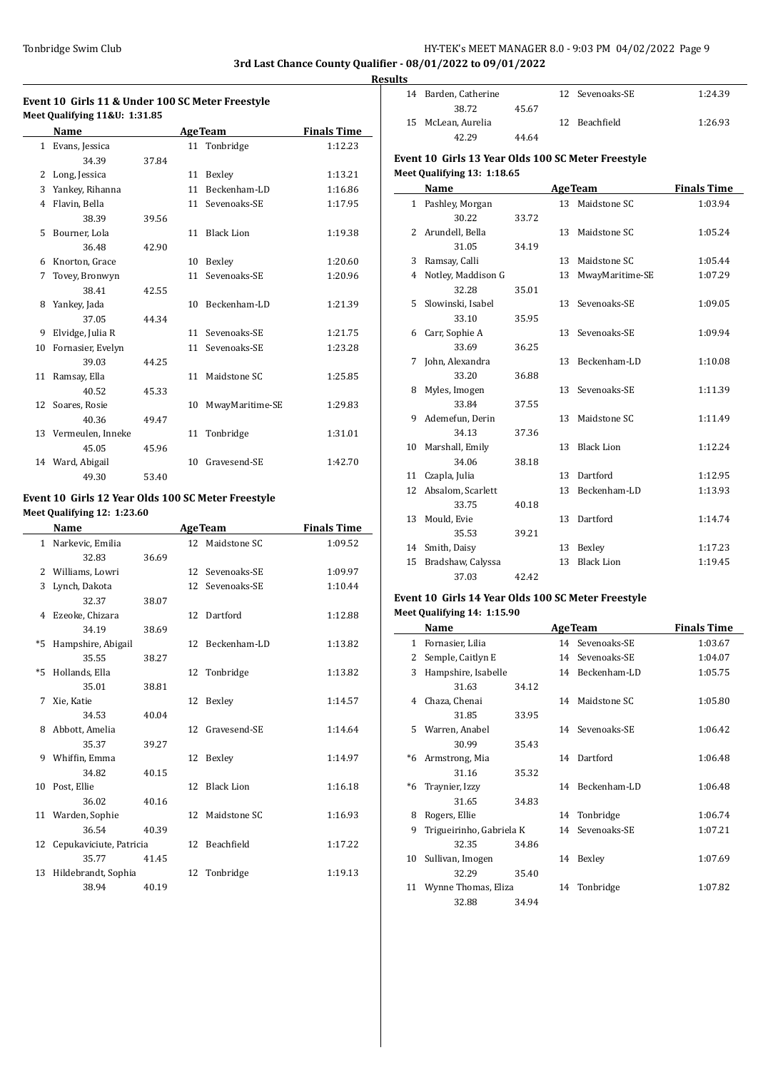# 3rd Last Chance County Qualifier - 08/01/2022 to 09/01/2022

## Results

### Event 10 Girls 11 & Under 100 SC Meter Freestyle

**Meet Qualifying 11&U: 1:31.85**

| | Name | Age | Team | Finals Time |
|---|---|---|---|---|
| 1 | Evans, Jessica | 11 | Tonbridge | 1:12.23 |
| | 34.39 37.84 | | | |
| 2 | Long, Jessica | 11 | Bexley | 1:13.21 |
| 3 | Yankey, Rihanna | 11 | Beckenham-LD | 1:16.86 |
| 4 | Flavin, Bella | 11 | Sevenoaks-SE | 1:17.95 |
| | 38.39 39.56 | | | |
| 5 | Bourner, Lola | 11 | Black Lion | 1:19.38 |
| | 36.48 42.90 | | | |
| 6 | Knorton, Grace | 10 | Bexley | 1:20.60 |
| 7 | Tovey, Bronwyn | 11 | Sevenoaks-SE | 1:20.96 |
| | 38.41 42.55 | | | |
| 8 | Yankey, Jada | 10 | Beckenham-LD | 1:21.39 |
| | 37.05 44.34 | | | |
| 9 | Elvidge, Julia R | 11 | Sevenoaks-SE | 1:21.75 |
| 10 | Fornasier, Evelyn | 11 | Sevenoaks-SE | 1:23.28 |
| | 39.03 44.25 | | | |
| 11 | Ramsay, Ella | 11 | Maidstone SC | 1:25.85 |
| | 40.52 45.33 | | | |
| 12 | Soares, Rosie | 10 | MwayMaritime-SE | 1:29.83 |
| | 40.36 49.47 | | | |
| 13 | Vermeulen, Inneke | 11 | Tonbridge | 1:31.01 |
| | 45.05 45.96 | | | |
| 14 | Ward, Abigail | 10 | Gravesend-SE | 1:42.70 |
| | 49.30 53.40 | | | |

### Event 10 Girls 12 Year Olds 100 SC Meter Freestyle

**Meet Qualifying 12: 1:23.60**

| | Name | Age | Team | Finals Time |
|---|---|---|---|---|
| 1 | Narkevic, Emilia | 12 | Maidstone SC | 1:09.52 |
| | 32.83 36.69 | | | |
| 2 | Williams, Lowri | 12 | Sevenoaks-SE | 1:09.97 |
| 3 | Lynch, Dakota | 12 | Sevenoaks-SE | 1:10.44 |
| | 32.37 38.07 | | | |
| 4 | Ezeoke, Chizara | 12 | Dartford | 1:12.88 |
| | 34.19 38.69 | | | |
| *5 | Hampshire, Abigail | 12 | Beckenham-LD | 1:13.82 |
| | 35.55 38.27 | | | |
| *5 | Hollands, Ella | 12 | Tonbridge | 1:13.82 |
| | 35.01 38.81 | | | |
| 7 | Xie, Katie | 12 | Bexley | 1:14.57 |
| | 34.53 40.04 | | | |
| 8 | Abbott, Amelia | 12 | Gravesend-SE | 1:14.64 |
| | 35.37 39.27 | | | |
| 9 | Whiffin, Emma | 12 | Bexley | 1:14.97 |
| | 34.82 40.15 | | | |
| 10 | Post, Ellie | 12 | Black Lion | 1:16.18 |
| | 36.02 40.16 | | | |
| 11 | Warden, Sophie | 12 | Maidstone SC | 1:16.93 |
| | 36.54 40.39 | | | |
| 12 | Cepukaviciute, Patricia | 12 | Beachfield | 1:17.22 |
| | 35.77 41.45 | | | |
| 13 | Hildebrandt, Sophia | 12 | Tonbridge | 1:19.13 |
| | 38.94 40.19 | | | |
| 14 | Barden, Catherine | 12 | Sevenoaks-SE | 1:24.39 |
| | 38.72 45.67 | | | |
| 15 | McLean, Aurelia | 12 | Beachfield | 1:26.93 |
| | 42.29 44.64 | | | |

### Event 10 Girls 13 Year Olds 100 SC Meter Freestyle

**Meet Qualifying 13: 1:18.65**

| | Name | Age | Team | Finals Time |
|---|---|---|---|---|
| 1 | Pashley, Morgan | 13 | Maidstone SC | 1:03.94 |
| | 30.22 33.72 | | | |
| 2 | Arundell, Bella | 13 | Maidstone SC | 1:05.24 |
| | 31.05 34.19 | | | |
| 3 | Ramsay, Calli | 13 | Maidstone SC | 1:05.44 |
| 4 | Notley, Maddison G | 13 | MwayMaritime-SE | 1:07.29 |
| | 32.28 35.01 | | | |
| 5 | Slowinski, Isabel | 13 | Sevenoaks-SE | 1:09.05 |
| | 33.10 35.95 | | | |
| 6 | Carr, Sophie A | 13 | Sevenoaks-SE | 1:09.94 |
| | 33.69 36.25 | | | |
| 7 | John, Alexandra | 13 | Beckenham-LD | 1:10.08 |
| | 33.20 36.88 | | | |
| 8 | Myles, Imogen | 13 | Sevenoaks-SE | 1:11.39 |
| | 33.84 37.55 | | | |
| 9 | Ademefun, Derin | 13 | Maidstone SC | 1:11.49 |
| | 34.13 37.36 | | | |
| 10 | Marshall, Emily | 13 | Black Lion | 1:12.24 |
| | 34.06 38.18 | | | |
| 11 | Czapla, Julia | 13 | Dartford | 1:12.95 |
| 12 | Absalom, Scarlett | 13 | Beckenham-LD | 1:13.93 |
| | 33.75 40.18 | | | |
| 13 | Mould, Evie | 13 | Dartford | 1:14.74 |
| | 35.53 39.21 | | | |
| 14 | Smith, Daisy | 13 | Bexley | 1:17.23 |
| 15 | Bradshaw, Calyssa | 13 | Black Lion | 1:19.45 |
| | 37.03 42.42 | | | |

### Event 10 Girls 14 Year Olds 100 SC Meter Freestyle

**Meet Qualifying 14: 1:15.90**

| | Name | Age | Team | Finals Time |
|---|---|---|---|---|
| 1 | Fornasier, Lilia | 14 | Sevenoaks-SE | 1:03.67 |
| 2 | Semple, Caitlyn E | 14 | Sevenoaks-SE | 1:04.07 |
| 3 | Hampshire, Isabelle | 14 | Beckenham-LD | 1:05.75 |
| | 31.63 34.12 | | | |
| 4 | Chaza, Chenai | 14 | Maidstone SC | 1:05.80 |
| | 31.85 33.95 | | | |
| 5 | Warren, Anabel | 14 | Sevenoaks-SE | 1:06.42 |
| | 30.99 35.43 | | | |
| *6 | Armstrong, Mia | 14 | Dartford | 1:06.48 |
| | 31.16 35.32 | | | |
| *6 | Traynier, Izzy | 14 | Beckenham-LD | 1:06.48 |
| | 31.65 34.83 | | | |
| 8 | Rogers, Ellie | 14 | Tonbridge | 1:06.74 |
| 9 | Trigueirinho, Gabriela K | 14 | Sevenoaks-SE | 1:07.21 |
| | 32.35 34.86 | | | |
| 10 | Sullivan, Imogen | 14 | Bexley | 1:07.69 |
| | 32.29 35.40 | | | |
| 11 | Wynne Thomas, Eliza | 14 | Tonbridge | 1:07.82 |
| | 32.88 34.94 | | | |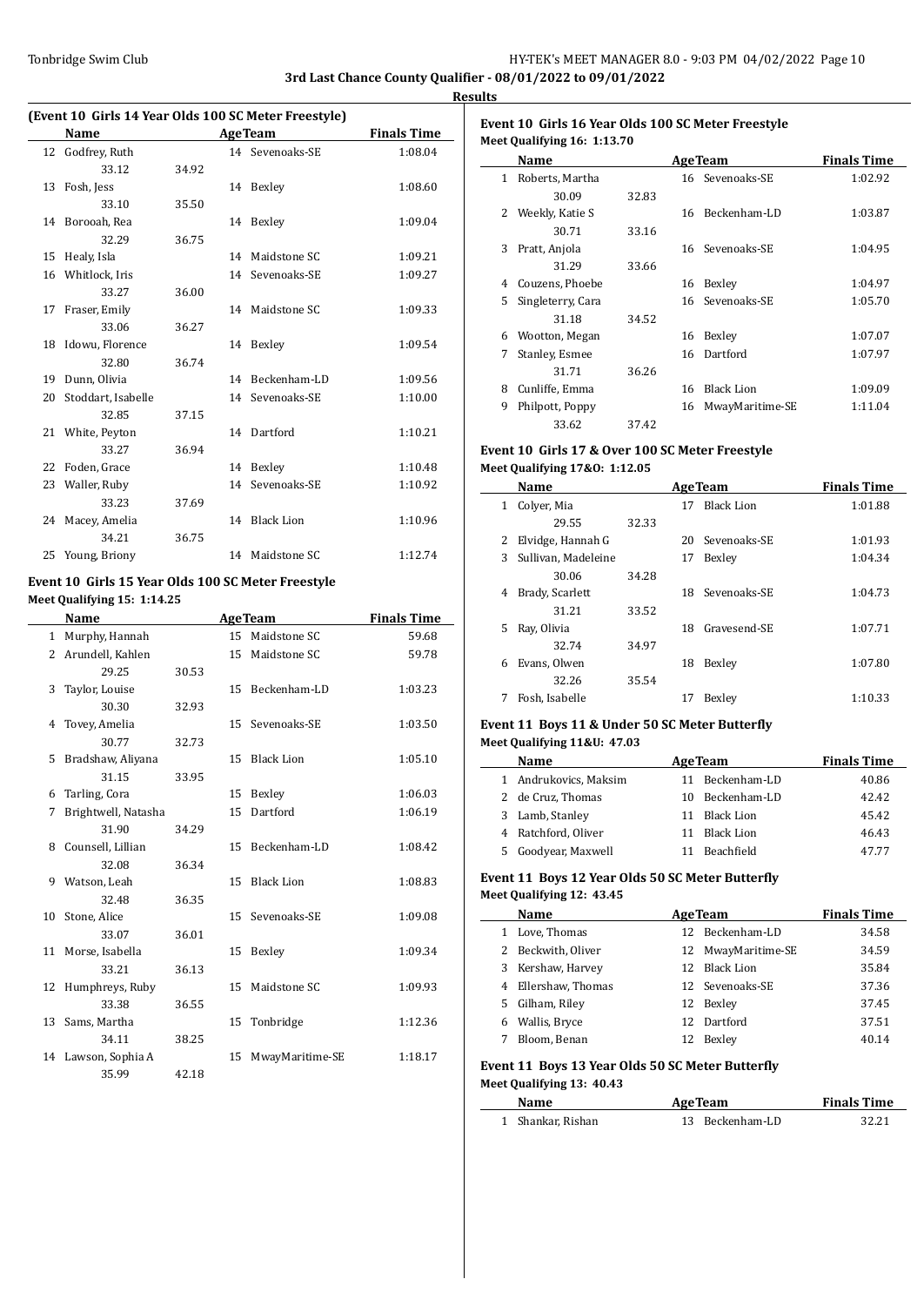**3rd Last Chance County Qualifier - 08/01/2022 to 09/01/2022**

**Results**

### (Event 10 Girls 14 Year Olds 100 SC Meter Freestyle)

| | Name | | Age | Team | Finals Time |
|---|---|---|---|---|---|
| 12 | Godfrey, Ruth | | 14 | Sevenoaks-SE | 1:08.04 |
| | 33.12 | 34.92 | | | |
| 13 | Fosh, Jess | | 14 | Bexley | 1:08.60 |
| | 33.10 | 35.50 | | | |
| 14 | Borooah, Rea | | 14 | Bexley | 1:09.04 |
| | 32.29 | 36.75 | | | |
| 15 | Healy, Isla | | 14 | Maidstone SC | 1:09.21 |
| 16 | Whitlock, Iris | | 14 | Sevenoaks-SE | 1:09.27 |
| | 33.27 | 36.00 | | | |
| 17 | Fraser, Emily | | 14 | Maidstone SC | 1:09.33 |
| | 33.06 | 36.27 | | | |
| 18 | Idowu, Florence | | 14 | Bexley | 1:09.54 |
| | 32.80 | 36.74 | | | |
| 19 | Dunn, Olivia | | 14 | Beckenham-LD | 1:09.56 |
| 20 | Stoddart, Isabelle | | 14 | Sevenoaks-SE | 1:10.00 |
| | 32.85 | 37.15 | | | |
| 21 | White, Peyton | | 14 | Dartford | 1:10.21 |
| | 33.27 | 36.94 | | | |
| 22 | Foden, Grace | | 14 | Bexley | 1:10.48 |
| 23 | Waller, Ruby | | 14 | Sevenoaks-SE | 1:10.92 |
| | 33.23 | 37.69 | | | |
| 24 | Macey, Amelia | | 14 | Black Lion | 1:10.96 |
| | 34.21 | 36.75 | | | |
| 25 | Young, Briony | | 14 | Maidstone SC | 1:12.74 |

### Event 10 Girls 15 Year Olds 100 SC Meter Freestyle

**Meet Qualifying 15: 1:14.25**

| | Name | | Age | Team | Finals Time |
|---|---|---|---|---|---|
| 1 | Murphy, Hannah | | 15 | Maidstone SC | 59.68 |
| 2 | Arundell, Kahlen | | 15 | Maidstone SC | 59.78 |
| | 29.25 | 30.53 | | | |
| 3 | Taylor, Louise | | 15 | Beckenham-LD | 1:03.23 |
| | 30.30 | 32.93 | | | |
| 4 | Tovey, Amelia | | 15 | Sevenoaks-SE | 1:03.50 |
| | 30.77 | 32.73 | | | |
| 5 | Bradshaw, Aliyana | | 15 | Black Lion | 1:05.10 |
| | 31.15 | 33.95 | | | |
| 6 | Tarling, Cora | | 15 | Bexley | 1:06.03 |
| 7 | Brightwell, Natasha | | 15 | Dartford | 1:06.19 |
| | 31.90 | 34.29 | | | |
| 8 | Counsell, Lillian | | 15 | Beckenham-LD | 1:08.42 |
| | 32.08 | 36.34 | | | |
| 9 | Watson, Leah | | 15 | Black Lion | 1:08.83 |
| | 32.48 | 36.35 | | | |
| 10 | Stone, Alice | | 15 | Sevenoaks-SE | 1:09.08 |
| | 33.07 | 36.01 | | | |
| 11 | Morse, Isabella | | 15 | Bexley | 1:09.34 |
| | 33.21 | 36.13 | | | |
| 12 | Humphreys, Ruby | | 15 | Maidstone SC | 1:09.93 |
| | 33.38 | 36.55 | | | |
| 13 | Sams, Martha | | 15 | Tonbridge | 1:12.36 |
| | 34.11 | 38.25 | | | |
| 14 | Lawson, Sophia A | | 15 | MwayMaritime-SE | 1:18.17 |
| | 35.99 | 42.18 | | | |

### Event 10 Girls 16 Year Olds 100 SC Meter Freestyle

**Meet Qualifying 16: 1:13.70**

| | Name | | Age | Team | Finals Time |
|---|---|---|---|---|---|
| 1 | Roberts, Martha | | 16 | Sevenoaks-SE | 1:02.92 |
| | 30.09 | 32.83 | | | |
| 2 | Weekly, Katie S | | 16 | Beckenham-LD | 1:03.87 |
| | 30.71 | 33.16 | | | |
| 3 | Pratt, Anjola | | 16 | Sevenoaks-SE | 1:04.95 |
| | 31.29 | 33.66 | | | |
| 4 | Couzens, Phoebe | | 16 | Bexley | 1:04.97 |
| 5 | Singleterry, Cara | | 16 | Sevenoaks-SE | 1:05.70 |
| | 31.18 | 34.52 | | | |
| 6 | Wootton, Megan | | 16 | Bexley | 1:07.07 |
| 7 | Stanley, Esmee | | 16 | Dartford | 1:07.97 |
| | 31.71 | 36.26 | | | |
| 8 | Cunliffe, Emma | | 16 | Black Lion | 1:09.09 |
| 9 | Philpott, Poppy | | 16 | MwayMaritime-SE | 1:11.04 |
| | 33.62 | 37.42 | | | |

### Event 10 Girls 17 & Over 100 SC Meter Freestyle

**Meet Qualifying 17&O: 1:12.05**

| | Name | | Age | Team | Finals Time |
|---|---|---|---|---|---|
| 1 | Colyer, Mia | | 17 | Black Lion | 1:01.88 |
| | 29.55 | 32.33 | | | |
| 2 | Elvidge, Hannah G | | 20 | Sevenoaks-SE | 1:01.93 |
| 3 | Sullivan, Madeleine | | 17 | Bexley | 1:04.34 |
| | 30.06 | 34.28 | | | |
| 4 | Brady, Scarlett | | 18 | Sevenoaks-SE | 1:04.73 |
| | 31.21 | 33.52 | | | |
| 5 | Ray, Olivia | | 18 | Gravesend-SE | 1:07.71 |
| | 32.74 | 34.97 | | | |
| 6 | Evans, Olwen | | 18 | Bexley | 1:07.80 |
| | 32.26 | 35.54 | | | |
| 7 | Fosh, Isabelle | | 17 | Bexley | 1:10.33 |

### Event 11 Boys 11 & Under 50 SC Meter Butterfly

**Meet Qualifying 11&U: 47.03**

| | Name | Age | Team | Finals Time |
|---|---|---|---|---|
| 1 | Andrukovics, Maksim | 11 | Beckenham-LD | 40.86 |
| 2 | de Cruz, Thomas | 10 | Beckenham-LD | 42.42 |
| 3 | Lamb, Stanley | 11 | Black Lion | 45.42 |
| 4 | Ratchford, Oliver | 11 | Black Lion | 46.43 |
| 5 | Goodyear, Maxwell | 11 | Beachfield | 47.77 |

### Event 11 Boys 12 Year Olds 50 SC Meter Butterfly

**Meet Qualifying 12: 43.45**

| | Name | Age | Team | Finals Time |
|---|---|---|---|---|
| 1 | Love, Thomas | 12 | Beckenham-LD | 34.58 |
| 2 | Beckwith, Oliver | 12 | MwayMaritime-SE | 34.59 |
| 3 | Kershaw, Harvey | 12 | Black Lion | 35.84 |
| 4 | Ellershaw, Thomas | 12 | Sevenoaks-SE | 37.36 |
| 5 | Gilham, Riley | 12 | Bexley | 37.45 |
| 6 | Wallis, Bryce | 12 | Dartford | 37.51 |
| 7 | Bloom, Benan | 12 | Bexley | 40.14 |

### Event 11 Boys 13 Year Olds 50 SC Meter Butterfly

**Meet Qualifying 13: 40.43**

| | Name | Age | Team | Finals Time |
|---|---|---|---|---|
| 1 | Shankar, Rishan | 13 | Beckenham-LD | 32.21 |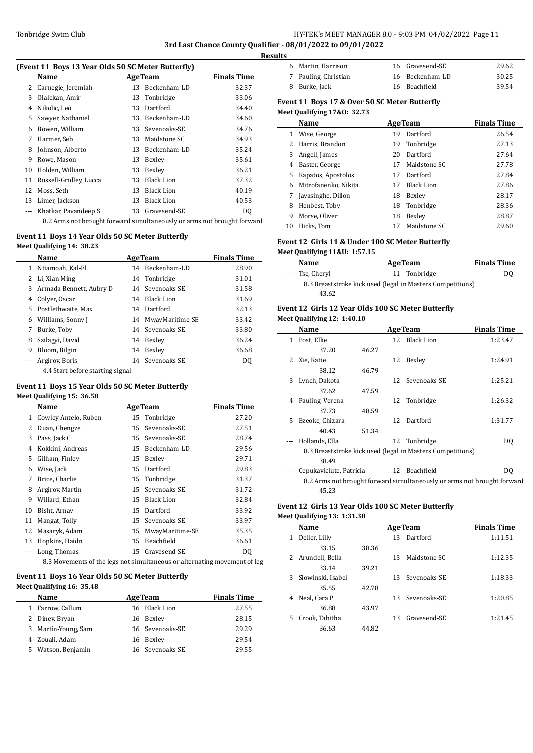**3rd Last Chance County Qualifier - 08/01/2022 to 09/01/2022**

**Results**

#### (Event 11 Boys 13 Year Olds 50 SC Meter Butterfly)

| | Name | Age | Team | Finals Time |
|---|---|---|---|---|
| 2 | Carnegie, Jeremiah | 13 | Beckenham-LD | 32.37 |
| 3 | Olalekan, Amir | 13 | Tonbridge | 33.06 |
| 4 | Nikolic, Leo | 13 | Dartford | 34.40 |
| 5 | Sawyer, Nathaniel | 13 | Beckenham-LD | 34.60 |
| 6 | Bowen, William | 13 | Sevenoaks-SE | 34.76 |
| 7 | Harmer, Seb | 13 | Maidstone SC | 34.93 |
| 8 | Johnson, Alberto | 13 | Beckenham-LD | 35.24 |
| 9 | Rowe, Mason | 13 | Bexley | 35.61 |
| 10 | Holden, William | 13 | Bexley | 36.21 |
| 11 | Russell-Gridley, Lucca | 13 | Black Lion | 37.32 |
| 12 | Moss, Seth | 13 | Black Lion | 40.19 |
| 13 | Limer, Jackson | 13 | Black Lion | 40.53 |
| --- | Khatkar, Pavandeep S | 13 | Gravesend-SE | DQ |

8.2 Arms not brought forward simultaneously or arms not brought forward

#### Event 11 Boys 14 Year Olds 50 SC Meter Butterfly

**Meet Qualifying 14: 38.23**

| | Name | Age | Team | Finals Time |
|---|---|---|---|---|
| 1 | Ntiamoah, Kal-El | 14 | Beckenham-LD | 28.90 |
| 2 | Li, Xian Ming | 14 | Tonbridge | 31.01 |
| 3 | Armada Bennett, Aubry D | 14 | Sevenoaks-SE | 31.58 |
| 4 | Colyer, Oscar | 14 | Black Lion | 31.69 |
| 5 | Postlethwaite, Max | 14 | Dartford | 32.13 |
| 6 | Williams, Sonny J | 14 | MwayMaritime-SE | 33.42 |
| 7 | Burke, Toby | 14 | Sevenoaks-SE | 33.80 |
| 8 | Szilagyi, David | 14 | Bexley | 36.24 |
| 9 | Bloom, Bilgin | 14 | Bexley | 36.68 |
| --- | Argirov, Boris | 14 | Sevenoaks-SE | DQ |

4.4 Start before starting signal

#### Event 11 Boys 15 Year Olds 50 SC Meter Butterfly

**Meet Qualifying 15: 36.58**

| | Name | Age | Team | Finals Time |
|---|---|---|---|---|
| 1 | Cowley Antelo, Ruben | 15 | Tonbridge | 27.20 |
| 2 | Duan, Chengze | 15 | Sevenoaks-SE | 27.51 |
| 3 | Pass, Jack C | 15 | Sevenoaks-SE | 28.74 |
| 4 | Kokkini, Andreas | 15 | Beckenham-LD | 29.56 |
| 5 | Gilham, Finley | 15 | Bexley | 29.71 |
| 6 | Wise, Jack | 15 | Dartford | 29.83 |
| 7 | Brice, Charlie | 15 | Tonbridge | 31.37 |
| 8 | Argirov, Martin | 15 | Sevenoaks-SE | 31.72 |
| 9 | Willard, Ethan | 15 | Black Lion | 32.84 |
| 10 | Bisht, Arnav | 15 | Dartford | 33.92 |
| 11 | Mangat, Tolly | 15 | Sevenoaks-SE | 33.97 |
| 12 | Masaryk, Adam | 15 | MwayMaritime-SE | 35.35 |
| 13 | Hopkins, Haidn | 15 | Beachfield | 36.61 |
| --- | Long, Thomas | 15 | Gravesend-SE | DQ |

8.3 Movements of the legs not simultaneous or alternating movement of leg

#### Event 11 Boys 16 Year Olds 50 SC Meter Butterfly

**Meet Qualifying 16: 35.48**

| | Name | Age | Team | Finals Time |
|---|---|---|---|---|
| 1 | Farrow, Callum | 16 | Black Lion | 27.55 |
| 2 | Dinev, Bryan | 16 | Bexley | 28.15 |
| 3 | Martin-Young, Sam | 16 | Sevenoaks-SE | 29.29 |
| 4 | Zouali, Adam | 16 | Bexley | 29.54 |
| 5 | Watson, Benjamin | 16 | Sevenoaks-SE | 29.55 |
| 6 | Martin, Harrison | 16 | Gravesend-SE | 29.62 |
| 7 | Pauling, Christian | 16 | Beckenham-LD | 30.25 |
| 8 | Burke, Jack | 16 | Beachfield | 39.54 |

#### Event 11 Boys 17 & Over 50 SC Meter Butterfly

**Meet Qualifying 17&O: 32.73**

| | Name | Age | Team | Finals Time |
|---|---|---|---|---|
| 1 | Wise, George | 19 | Dartford | 26.54 |
| 2 | Harris, Brandon | 19 | Tonbridge | 27.13 |
| 3 | Angell, James | 20 | Dartford | 27.64 |
| 4 | Baster, George | 17 | Maidstone SC | 27.78 |
| 5 | Kapatos, Apostolos | 17 | Dartford | 27.84 |
| 6 | Mitrofanenko, Nikita | 17 | Black Lion | 27.86 |
| 7 | Jayasinghe, Dillon | 18 | Bexley | 28.17 |
| 8 | Henbest, Toby | 18 | Tonbridge | 28.36 |
| 9 | Morse, Oliver | 18 | Bexley | 28.87 |
| 10 | Hicks, Tom | 17 | Maidstone SC | 29.60 |

#### Event 12 Girls 11 & Under 100 SC Meter Butterfly

**Meet Qualifying 11&U: 1:57.15**

| | Name | Age | Team | Finals Time |
|---|---|---|---|---|
| --- | Tse, Cheryl | 11 | Tonbridge | DQ |

8.3 Breaststroke kick used (legal in Masters Competitions)
43.62

#### Event 12 Girls 12 Year Olds 100 SC Meter Butterfly

**Meet Qualifying 12: 1:40.10**

| | Name | | Age | Team | Finals Time |
|---|---|---|---|---|---|
| 1 | Post, Ellie | | 12 | Black Lion | 1:23.47 |
| | 37.20 | 46.27 | | | |
| 2 | Xie, Katie | | 12 | Bexley | 1:24.91 |
| | 38.12 | 46.79 | | | |
| 3 | Lynch, Dakota | | 12 | Sevenoaks-SE | 1:25.21 |
| | 37.62 | 47.59 | | | |
| 4 | Pauling, Verena | | 12 | Tonbridge | 1:26.32 |
| | 37.73 | 48.59 | | | |
| 5 | Ezeoke, Chizara | | 12 | Dartford | 1:31.77 |
| | 40.43 | 51.34 | | | |
| --- | Hollands, Ella | | 12 | Tonbridge | DQ |
| | 8.3 Breaststroke kick used (legal in Masters Competitions) | | | | |
| | 38.49 | | | | |
| --- | Cepukaviciute, Patricia | | 12 | Beachfield | DQ |
| | 8.2 Arms not brought forward simultaneously or arms not brought forward | | | | |
| | 45.23 | | | | |

#### Event 12 Girls 13 Year Olds 100 SC Meter Butterfly

**Meet Qualifying 13: 1:31.30**

| | Name | | Age | Team | Finals Time |
|---|---|---|---|---|---|
| 1 | Deller, Lilly | | 13 | Dartford | 1:11.51 |
| | 33.15 | 38.36 | | | |
| 2 | Arundell, Bella | | 13 | Maidstone SC | 1:12.35 |
| | 33.14 | 39.21 | | | |
| 3 | Slowinski, Isabel | | 13 | Sevenoaks-SE | 1:18.33 |
| | 35.55 | 42.78 | | | |
| 4 | Neal, Cara P | | 13 | Sevenoaks-SE | 1:20.85 |
| | 36.88 | 43.97 | | | |
| 5 | Crook, Tabitha | | 13 | Gravesend-SE | 1:21.45 |
| | 36.63 | 44.82 | | | |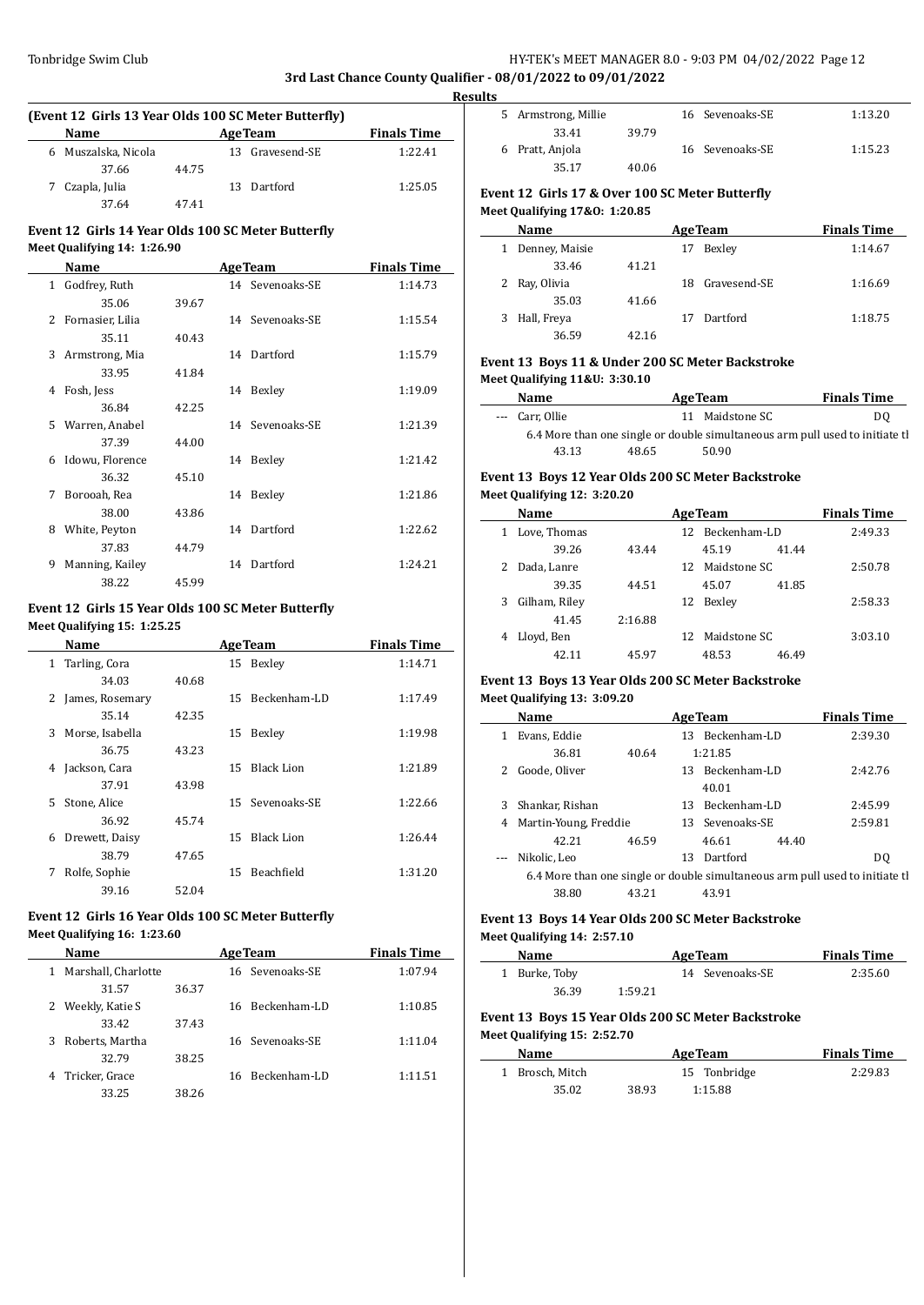**3rd Last Chance County Qualifier - 08/01/2022 to 09/01/2022**

**Results**

### (Event 12 Girls 13 Year Olds 100 SC Meter Butterfly)

| | Name | | AgeTeam | Finals Time |
|---|---|---|---|---|
| 6 | Muszalska, Nicola | | 13 Gravesend-SE | 1:22.41 |
| | 37.66 | 44.75 | | |
| 7 | Czapla, Julia | | 13 Dartford | 1:25.05 |
| | 37.64 | 47.41 | | |

### Event 12 Girls 14 Year Olds 100 SC Meter Butterfly

**Meet Qualifying 14: 1:26.90**

| | Name | | AgeTeam | Finals Time |
|---|---|---|---|---|
| 1 | Godfrey, Ruth | | 14 Sevenoaks-SE | 1:14.73 |
| | 35.06 | 39.67 | | |
| 2 | Fornasier, Lilia | | 14 Sevenoaks-SE | 1:15.54 |
| | 35.11 | 40.43 | | |
| 3 | Armstrong, Mia | | 14 Dartford | 1:15.79 |
| | 33.95 | 41.84 | | |
| 4 | Fosh, Jess | | 14 Bexley | 1:19.09 |
| | 36.84 | 42.25 | | |
| 5 | Warren, Anabel | | 14 Sevenoaks-SE | 1:21.39 |
| | 37.39 | 44.00 | | |
| 6 | Idowu, Florence | | 14 Bexley | 1:21.42 |
| | 36.32 | 45.10 | | |
| 7 | Borooah, Rea | | 14 Bexley | 1:21.86 |
| | 38.00 | 43.86 | | |
| 8 | White, Peyton | | 14 Dartford | 1:22.62 |
| | 37.83 | 44.79 | | |
| 9 | Manning, Kailey | | 14 Dartford | 1:24.21 |
| | 38.22 | 45.99 | | |

### Event 12 Girls 15 Year Olds 100 SC Meter Butterfly

**Meet Qualifying 15: 1:25.25**

| | Name | | AgeTeam | Finals Time |
|---|---|---|---|---|
| 1 | Tarling, Cora | | 15 Bexley | 1:14.71 |
| | 34.03 | 40.68 | | |
| 2 | James, Rosemary | | 15 Beckenham-LD | 1:17.49 |
| | 35.14 | 42.35 | | |
| 3 | Morse, Isabella | | 15 Bexley | 1:19.98 |
| | 36.75 | 43.23 | | |
| 4 | Jackson, Cara | | 15 Black Lion | 1:21.89 |
| | 37.91 | 43.98 | | |
| 5 | Stone, Alice | | 15 Sevenoaks-SE | 1:22.66 |
| | 36.92 | 45.74 | | |
| 6 | Drewett, Daisy | | 15 Black Lion | 1:26.44 |
| | 38.79 | 47.65 | | |
| 7 | Rolfe, Sophie | | 15 Beachfield | 1:31.20 |
| | 39.16 | 52.04 | | |

### Event 12 Girls 16 Year Olds 100 SC Meter Butterfly

**Meet Qualifying 16: 1:23.60**

| | Name | | AgeTeam | Finals Time |
|---|---|---|---|---|
| 1 | Marshall, Charlotte | | 16 Sevenoaks-SE | 1:07.94 |
| | 31.57 | 36.37 | | |
| 2 | Weekly, Katie S | | 16 Beckenham-LD | 1:10.85 |
| | 33.42 | 37.43 | | |
| 3 | Roberts, Martha | | 16 Sevenoaks-SE | 1:11.04 |
| | 32.79 | 38.25 | | |
| 4 | Tricker, Grace | | 16 Beckenham-LD | 1:11.51 |
| | 33.25 | 38.26 | | |
| 5 | Armstrong, Millie | | 16 Sevenoaks-SE | 1:13.20 |
| | 33.41 | 39.79 | | |
| 6 | Pratt, Anjola | | 16 Sevenoaks-SE | 1:15.23 |
| | 35.17 | 40.06 | | |

### Event 12 Girls 17 & Over 100 SC Meter Butterfly

**Meet Qualifying 17&O: 1:20.85**

| | Name | | AgeTeam | Finals Time |
|---|---|---|---|---|
| 1 | Denney, Maisie | | 17 Bexley | 1:14.67 |
| | 33.46 | 41.21 | | |
| 2 | Ray, Olivia | | 18 Gravesend-SE | 1:16.69 |
| | 35.03 | 41.66 | | |
| 3 | Hall, Freya | | 17 Dartford | 1:18.75 |
| | 36.59 | 42.16 | | |

### Event 13 Boys 11 & Under 200 SC Meter Backstroke

**Meet Qualifying 11&U: 3:30.10**

| | Name | | AgeTeam | | Finals Time |
|---|---|---|---|---|---|
| --- | Carr, Ollie | | 11 Maidstone SC | | DQ |
| | 6.4 More than one single or double simultaneous arm pull used to initiate th | | | | |
| | 43.13 | 48.65 | 50.90 | | |

### Event 13 Boys 12 Year Olds 200 SC Meter Backstroke

**Meet Qualifying 12: 3:20.20**

| | Name | | AgeTeam | | Finals Time |
|---|---|---|---|---|---|
| 1 | Love, Thomas | | 12 Beckenham-LD | | 2:49.33 |
| | 39.26 | 43.44 | 45.19 | 41.44 | |
| 2 | Dada, Lanre | | 12 Maidstone SC | | 2:50.78 |
| | 39.35 | 44.51 | 45.07 | 41.85 | |
| 3 | Gilham, Riley | | 12 Bexley | | 2:58.33 |
| | 41.45 | 2:16.88 | | | |
| 4 | Lloyd, Ben | | 12 Maidstone SC | | 3:03.10 |
| | 42.11 | 45.97 | 48.53 | 46.49 | |

### Event 13 Boys 13 Year Olds 200 SC Meter Backstroke

**Meet Qualifying 13: 3:09.20**

| | Name | | AgeTeam | | Finals Time |
|---|---|---|---|---|---|
| 1 | Evans, Eddie | | 13 Beckenham-LD | | 2:39.30 |
| | 36.81 | 40.64 | 1:21.85 | | |
| 2 | Goode, Oliver | | 13 Beckenham-LD | | 2:42.76 |
| | | | 40.01 | | |
| 3 | Shankar, Rishan | | 13 Beckenham-LD | | 2:45.99 |
| 4 | Martin-Young, Freddie | | 13 Sevenoaks-SE | | 2:59.81 |
| | 42.21 | 46.59 | 46.61 | 44.40 | |
| --- | Nikolic, Leo | | 13 Dartford | | DQ |
| | 6.4 More than one single or double simultaneous arm pull used to initiate th | | | | |
| | 38.80 | 43.21 | 43.91 | | |

### Event 13 Boys 14 Year Olds 200 SC Meter Backstroke

**Meet Qualifying 14: 2:57.10**

| | Name | | AgeTeam | Finals Time |
|---|---|---|---|---|
| 1 | Burke, Toby | | 14 Sevenoaks-SE | 2:35.60 |
| | 36.39 | 1:59.21 | | |

### Event 13 Boys 15 Year Olds 200 SC Meter Backstroke

**Meet Qualifying 15: 2:52.70**

| | Name | | AgeTeam | | Finals Time |
|---|---|---|---|---|---|
| 1 | Brosch, Mitch | | 15 Tonbridge | | 2:29.83 |
| | 35.02 | 38.93 | 1:15.88 | | |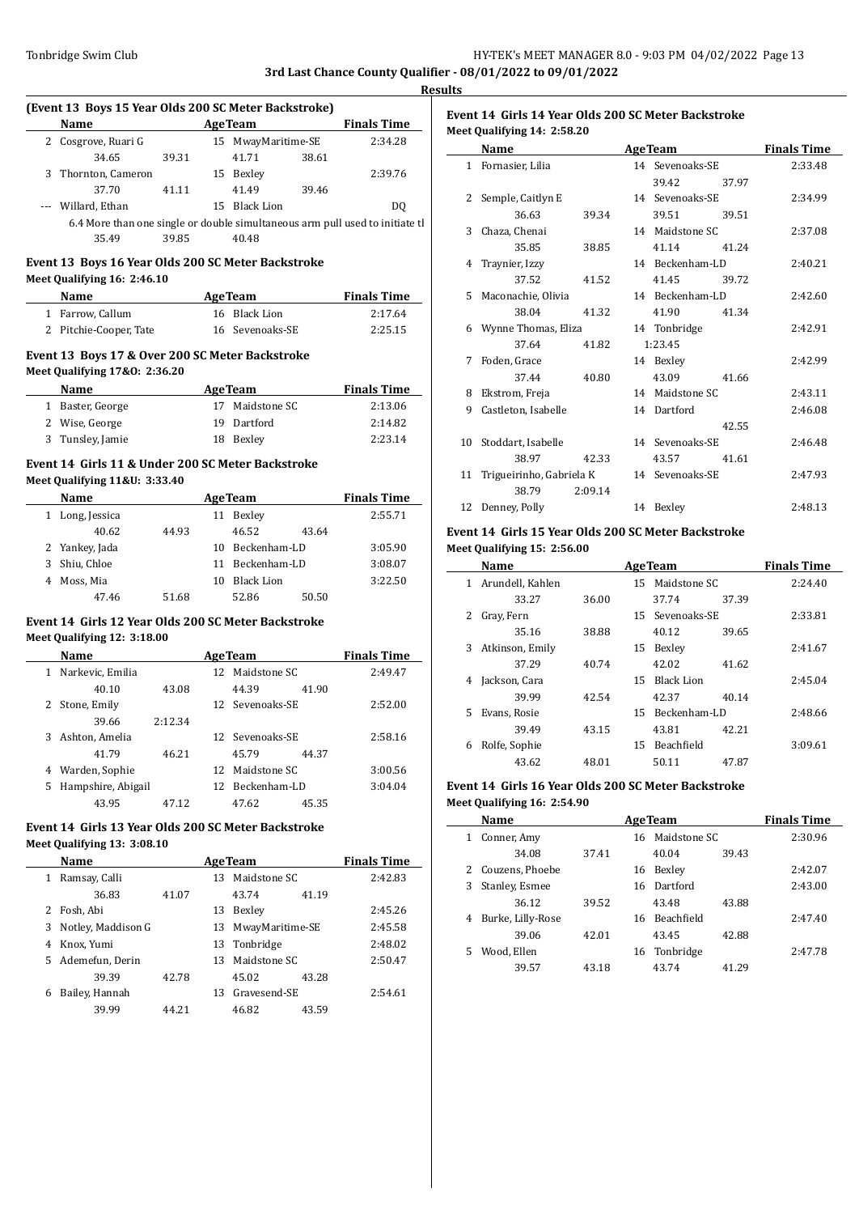# 3rd Last Chance County Qualifier - 08/01/2022 to 09/01/2022

## Results

### (Event 13 Boys 15 Year Olds 200 SC Meter Backstroke)

| | Name | | Age | Team | | Finals Time |
|---|---|---|---|---|---|---|
| 2 | Cosgrove, Ruari G | | 15 | MwayMaritime-SE | | 2:34.28 |
| | 34.65 | 39.31 | | 41.71 | 38.61 | |
| 3 | Thornton, Cameron | | 15 | Bexley | | 2:39.76 |
| | 37.70 | 41.11 | | 41.49 | 39.46 | |
| --- | Willard, Ethan | | 15 | Black Lion | | DQ |
| | 6.4 More than one single or double simultaneous arm pull used to initiate tl | | | | | |
| | 35.49 | 39.85 | | 40.48 | | |

### Event 13 Boys 16 Year Olds 200 SC Meter Backstroke

Meet Qualifying 16: 2:46.10

| | Name | Age | Team | Finals Time |
|---|---|---|---|---|
| 1 | Farrow, Callum | 16 | Black Lion | 2:17.64 |
| 2 | Pitchie-Cooper, Tate | 16 | Sevenoaks-SE | 2:25.15 |

### Event 13 Boys 17 & Over 200 SC Meter Backstroke

Meet Qualifying 17&O: 2:36.20

| | Name | Age | Team | Finals Time |
|---|---|---|---|---|
| 1 | Baster, George | 17 | Maidstone SC | 2:13.06 |
| 2 | Wise, George | 19 | Dartford | 2:14.82 |
| 3 | Tunsley, Jamie | 18 | Bexley | 2:23.14 |

### Event 14 Girls 11 & Under 200 SC Meter Backstroke

Meet Qualifying 11&U: 3:33.40

| | Name | | Age | Team | | Finals Time |
|---|---|---|---|---|---|---|
| 1 | Long, Jessica | | 11 | Bexley | | 2:55.71 |
| | 40.62 | 44.93 | | 46.52 | 43.64 | |
| 2 | Yankey, Jada | | 10 | Beckenham-LD | | 3:05.90 |
| 3 | Shiu, Chloe | | 11 | Beckenham-LD | | 3:08.07 |
| 4 | Moss, Mia | | 10 | Black Lion | | 3:22.50 |
| | 47.46 | 51.68 | | 52.86 | 50.50 | |

### Event 14 Girls 12 Year Olds 200 SC Meter Backstroke

Meet Qualifying 12: 3:18.00

| | Name | | Age | Team | | Finals Time |
|---|---|---|---|---|---|---|
| 1 | Narkevic, Emilia | | 12 | Maidstone SC | | 2:49.47 |
| | 40.10 | 43.08 | | 44.39 | 41.90 | |
| 2 | Stone, Emily | | 12 | Sevenoaks-SE | | 2:52.00 |
| | 39.66 | 2:12.34 | | | | |
| 3 | Ashton, Amelia | | 12 | Sevenoaks-SE | | 2:58.16 |
| | 41.79 | 46.21 | | 45.79 | 44.37 | |
| 4 | Warden, Sophie | | 12 | Maidstone SC | | 3:00.56 |
| 5 | Hampshire, Abigail | | 12 | Beckenham-LD | | 3:04.04 |
| | 43.95 | 47.12 | | 47.62 | 45.35 | |

### Event 14 Girls 13 Year Olds 200 SC Meter Backstroke

Meet Qualifying 13: 3:08.10

| | Name | | Age | Team | | Finals Time |
|---|---|---|---|---|---|---|
| 1 | Ramsay, Calli | | 13 | Maidstone SC | | 2:42.83 |
| | 36.83 | 41.07 | | 43.74 | 41.19 | |
| 2 | Fosh, Abi | | 13 | Bexley | | 2:45.26 |
| 3 | Notley, Maddison G | | 13 | MwayMaritime-SE | | 2:45.58 |
| 4 | Knox, Yumi | | 13 | Tonbridge | | 2:48.02 |
| 5 | Ademefun, Derin | | 13 | Maidstone SC | | 2:50.47 |
| | 39.39 | 42.78 | | 45.02 | 43.28 | |
| 6 | Bailey, Hannah | | 13 | Gravesend-SE | | 2:54.61 |
| | 39.99 | 44.21 | | 46.82 | 43.59 | |

### Event 14 Girls 14 Year Olds 200 SC Meter Backstroke

Meet Qualifying 14: 2:58.20

| | Name | | Age | Team | | Finals Time |
|---|---|---|---|---|---|---|
| 1 | Fornasier, Lilia | | 14 | Sevenoaks-SE | | 2:33.48 |
| | | | | 39.42 | 37.97 | |
| 2 | Semple, Caitlyn E | | 14 | Sevenoaks-SE | | 2:34.99 |
| | 36.63 | 39.34 | | 39.51 | 39.51 | |
| 3 | Chaza, Chenai | | 14 | Maidstone SC | | 2:37.08 |
| | 35.85 | 38.85 | | 41.14 | 41.24 | |
| 4 | Traynier, Izzy | | 14 | Beckenham-LD | | 2:40.21 |
| | 37.52 | 41.52 | | 41.45 | 39.72 | |
| 5 | Maconachie, Olivia | | 14 | Beckenham-LD | | 2:42.60 |
| | 38.04 | 41.32 | | 41.90 | 41.34 | |
| 6 | Wynne Thomas, Eliza | | 14 | Tonbridge | | 2:42.91 |
| | 37.64 | 41.82 | | 1:23.45 | | |
| 7 | Foden, Grace | | 14 | Bexley | | 2:42.99 |
| | 37.44 | 40.80 | | 43.09 | 41.66 | |
| 8 | Ekstrom, Freja | | 14 | Maidstone SC | | 2:43.11 |
| 9 | Castleton, Isabelle | | 14 | Dartford | | 2:46.08 |
| | | | | | 42.55 | |
| 10 | Stoddart, Isabelle | | 14 | Sevenoaks-SE | | 2:46.48 |
| | 38.97 | 42.33 | | 43.57 | 41.61 | |
| 11 | Trigueirinho, Gabriela K | | 14 | Sevenoaks-SE | | 2:47.93 |
| | 38.79 | 2:09.14 | | | | |
| 12 | Denney, Polly | | 14 | Bexley | | 2:48.13 |

### Event 14 Girls 15 Year Olds 200 SC Meter Backstroke

Meet Qualifying 15: 2:56.00

| | Name | | Age | Team | | Finals Time |
|---|---|---|---|---|---|---|
| 1 | Arundell, Kahlen | | 15 | Maidstone SC | | 2:24.40 |
| | 33.27 | 36.00 | | 37.74 | 37.39 | |
| 2 | Gray, Fern | | 15 | Sevenoaks-SE | | 2:33.81 |
| | 35.16 | 38.88 | | 40.12 | 39.65 | |
| 3 | Atkinson, Emily | | 15 | Bexley | | 2:41.67 |
| | 37.29 | 40.74 | | 42.02 | 41.62 | |
| 4 | Jackson, Cara | | 15 | Black Lion | | 2:45.04 |
| | 39.99 | 42.54 | | 42.37 | 40.14 | |
| 5 | Evans, Rosie | | 15 | Beckenham-LD | | 2:48.66 |
| | 39.49 | 43.15 | | 43.81 | 42.21 | |
| 6 | Rolfe, Sophie | | 15 | Beachfield | | 3:09.61 |
| | 43.62 | 48.01 | | 50.11 | 47.87 | |

### Event 14 Girls 16 Year Olds 200 SC Meter Backstroke

Meet Qualifying 16: 2:54.90

| | Name | | Age | Team | | Finals Time |
|---|---|---|---|---|---|---|
| 1 | Conner, Amy | | 16 | Maidstone SC | | 2:30.96 |
| | 34.08 | 37.41 | | 40.04 | 39.43 | |
| 2 | Couzens, Phoebe | | 16 | Bexley | | 2:42.07 |
| 3 | Stanley, Esmee | | 16 | Dartford | | 2:43.00 |
| | 36.12 | 39.52 | | 43.48 | 43.88 | |
| 4 | Burke, Lilly-Rose | | 16 | Beachfield | | 2:47.40 |
| | 39.06 | 42.01 | | 43.45 | 42.88 | |
| 5 | Wood, Ellen | | 16 | Tonbridge | | 2:47.78 |
| | 39.57 | 43.18 | | 43.74 | 41.29 | |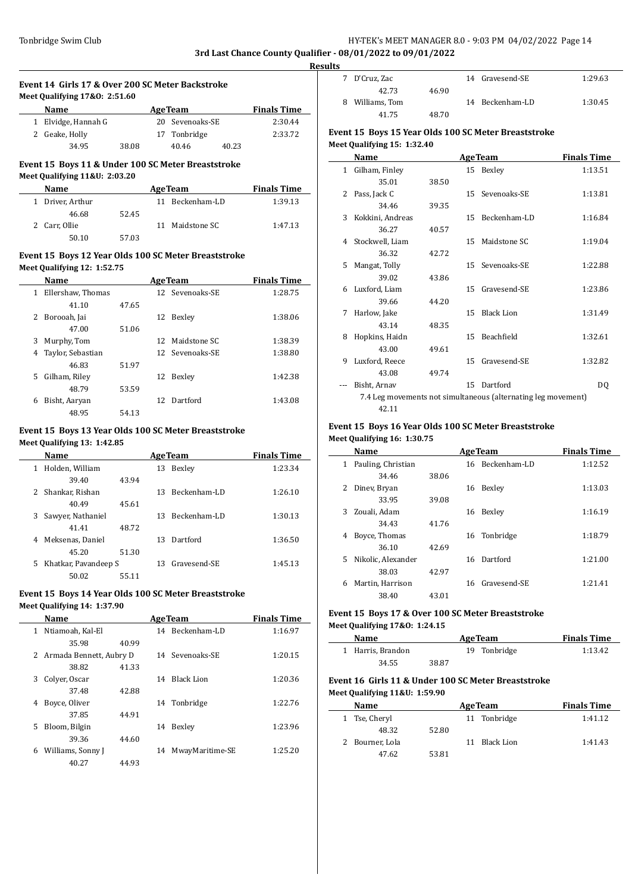## 3rd Last Chance County Qualifier - 08/01/2022 to 09/01/2022

### Results

#### Event 14 Girls 17 & Over 200 SC Meter Backstroke

Meet Qualifying 17&O: 2:51.60

| | Name | | Age | Team | | Finals Time |
|---|---|---|---|---|---|---|
| 1 | Elvidge, Hannah G | | 20 | Sevenoaks-SE | | 2:30.44 |
| 2 | Geake, Holly | | 17 | Tonbridge | | 2:33.72 |
| | 34.95 | 38.08 | | 40.46 | 40.23 | |

#### Event 15 Boys 11 & Under 100 SC Meter Breaststroke

Meet Qualifying 11&U: 2:03.20

| | Name | | Age | Team | Finals Time |
|---|---|---|---|---|---|
| 1 | Driver, Arthur | | 11 | Beckenham-LD | 1:39.13 |
| | 46.68 | 52.45 | | | |
| 2 | Carr, Ollie | | 11 | Maidstone SC | 1:47.13 |
| | 50.10 | 57.03 | | | |

#### Event 15 Boys 12 Year Olds 100 SC Meter Breaststroke

Meet Qualifying 12: 1:52.75

| | Name | | Age | Team | Finals Time |
|---|---|---|---|---|---|
| 1 | Ellershaw, Thomas | | 12 | Sevenoaks-SE | 1:28.75 |
| | 41.10 | 47.65 | | | |
| 2 | Borooah, Jai | | 12 | Bexley | 1:38.06 |
| | 47.00 | 51.06 | | | |
| 3 | Murphy, Tom | | 12 | Maidstone SC | 1:38.39 |
| 4 | Taylor, Sebastian | | 12 | Sevenoaks-SE | 1:38.80 |
| | 46.83 | 51.97 | | | |
| 5 | Gilham, Riley | | 12 | Bexley | 1:42.38 |
| | 48.79 | 53.59 | | | |
| 6 | Bisht, Aaryan | | 12 | Dartford | 1:43.08 |
| | 48.95 | 54.13 | | | |

#### Event 15 Boys 13 Year Olds 100 SC Meter Breaststroke

Meet Qualifying 13: 1:42.85

| | Name | | Age | Team | Finals Time |
|---|---|---|---|---|---|
| 1 | Holden, William | | 13 | Bexley | 1:23.34 |
| | 39.40 | 43.94 | | | |
| 2 | Shankar, Rishan | | 13 | Beckenham-LD | 1:26.10 |
| | 40.49 | 45.61 | | | |
| 3 | Sawyer, Nathaniel | | 13 | Beckenham-LD | 1:30.13 |
| | 41.41 | 48.72 | | | |
| 4 | Meksenas, Daniel | | 13 | Dartford | 1:36.50 |
| | 45.20 | 51.30 | | | |
| 5 | Khatkar, Pavandeep S | | 13 | Gravesend-SE | 1:45.13 |
| | 50.02 | 55.11 | | | |

#### Event 15 Boys 14 Year Olds 100 SC Meter Breaststroke

Meet Qualifying 14: 1:37.90

| | Name | | Age | Team | Finals Time |
|---|---|---|---|---|---|
| 1 | Ntiamoah, Kal-El | | 14 | Beckenham-LD | 1:16.97 |
| | 35.98 | 40.99 | | | |
| 2 | Armada Bennett, Aubry D | | 14 | Sevenoaks-SE | 1:20.15 |
| | 38.82 | 41.33 | | | |
| 3 | Colyer, Oscar | | 14 | Black Lion | 1:20.36 |
| | 37.48 | 42.88 | | | |
| 4 | Boyce, Oliver | | 14 | Tonbridge | 1:22.76 |
| | 37.85 | 44.91 | | | |
| 5 | Bloom, Bilgin | | 14 | Bexley | 1:23.96 |
| | 39.36 | 44.60 | | | |
| 6 | Williams, Sonny J | | 14 | MwayMaritime-SE | 1:25.20 |
| | 40.27 | 44.93 | | | |
| 7 | D'Cruz, Zac | | 14 | Gravesend-SE | 1:29.63 |
| | 42.73 | 46.90 | | | |
| 8 | Williams, Tom | | 14 | Beckenham-LD | 1:30.45 |
| | 41.75 | 48.70 | | | |

#### Event 15 Boys 15 Year Olds 100 SC Meter Breaststroke

Meet Qualifying 15: 1:32.40

| | Name | | Age | Team | Finals Time |
|---|---|---|---|---|---|
| 1 | Gilham, Finley | | 15 | Bexley | 1:13.51 |
| | 35.01 | 38.50 | | | |
| 2 | Pass, Jack C | | 15 | Sevenoaks-SE | 1:13.81 |
| | 34.46 | 39.35 | | | |
| 3 | Kokkini, Andreas | | 15 | Beckenham-LD | 1:16.84 |
| | 36.27 | 40.57 | | | |
| 4 | Stockwell, Liam | | 15 | Maidstone SC | 1:19.04 |
| | 36.32 | 42.72 | | | |
| 5 | Mangat, Tolly | | 15 | Sevenoaks-SE | 1:22.88 |
| | 39.02 | 43.86 | | | |
| 6 | Luxford, Liam | | 15 | Gravesend-SE | 1:23.86 |
| | 39.66 | 44.20 | | | |
| 7 | Harlow, Jake | | 15 | Black Lion | 1:31.49 |
| | 43.14 | 48.35 | | | |
| 8 | Hopkins, Haidn | | 15 | Beachfield | 1:32.61 |
| | 43.00 | 49.61 | | | |
| 9 | Luxford, Reece | | 15 | Gravesend-SE | 1:32.82 |
| | 43.08 | 49.74 | | | |
| --- | Bisht, Arnav | | 15 | Dartford | DQ |
| | 7.4 Leg movements not simultaneous (alternating leg movement) | | | | |
| | 42.11 | | | | |

#### Event 15 Boys 16 Year Olds 100 SC Meter Breaststroke

Meet Qualifying 16: 1:30.75

| | Name | | Age | Team | Finals Time |
|---|---|---|---|---|---|
| 1 | Pauling, Christian | | 16 | Beckenham-LD | 1:12.52 |
| | 34.46 | 38.06 | | | |
| 2 | Dinev, Bryan | | 16 | Bexley | 1:13.03 |
| | 33.95 | 39.08 | | | |
| 3 | Zouali, Adam | | 16 | Bexley | 1:16.19 |
| | 34.43 | 41.76 | | | |
| 4 | Boyce, Thomas | | 16 | Tonbridge | 1:18.79 |
| | 36.10 | 42.69 | | | |
| 5 | Nikolic, Alexander | | 16 | Dartford | 1:21.00 |
| | 38.03 | 42.97 | | | |
| 6 | Martin, Harrison | | 16 | Gravesend-SE | 1:21.41 |
| | 38.40 | 43.01 | | | |

#### Event 15 Boys 17 & Over 100 SC Meter Breaststroke

Meet Qualifying 17&O: 1:24.15

| | Name | | Age | Team | Finals Time |
|---|---|---|---|---|---|
| 1 | Harris, Brandon | | 19 | Tonbridge | 1:13.42 |
| | 34.55 | 38.87 | | | |

#### Event 16 Girls 11 & Under 100 SC Meter Breaststroke

Meet Qualifying 11&U: 1:59.90

| | Name | | Age | Team | Finals Time |
|---|---|---|---|---|---|
| 1 | Tse, Cheryl | | 11 | Tonbridge | 1:41.12 |
| | 48.32 | 52.80 | | | |
| 2 | Bourner, Lola | | 11 | Black Lion | 1:41.43 |
| | 47.62 | 53.81 | | | |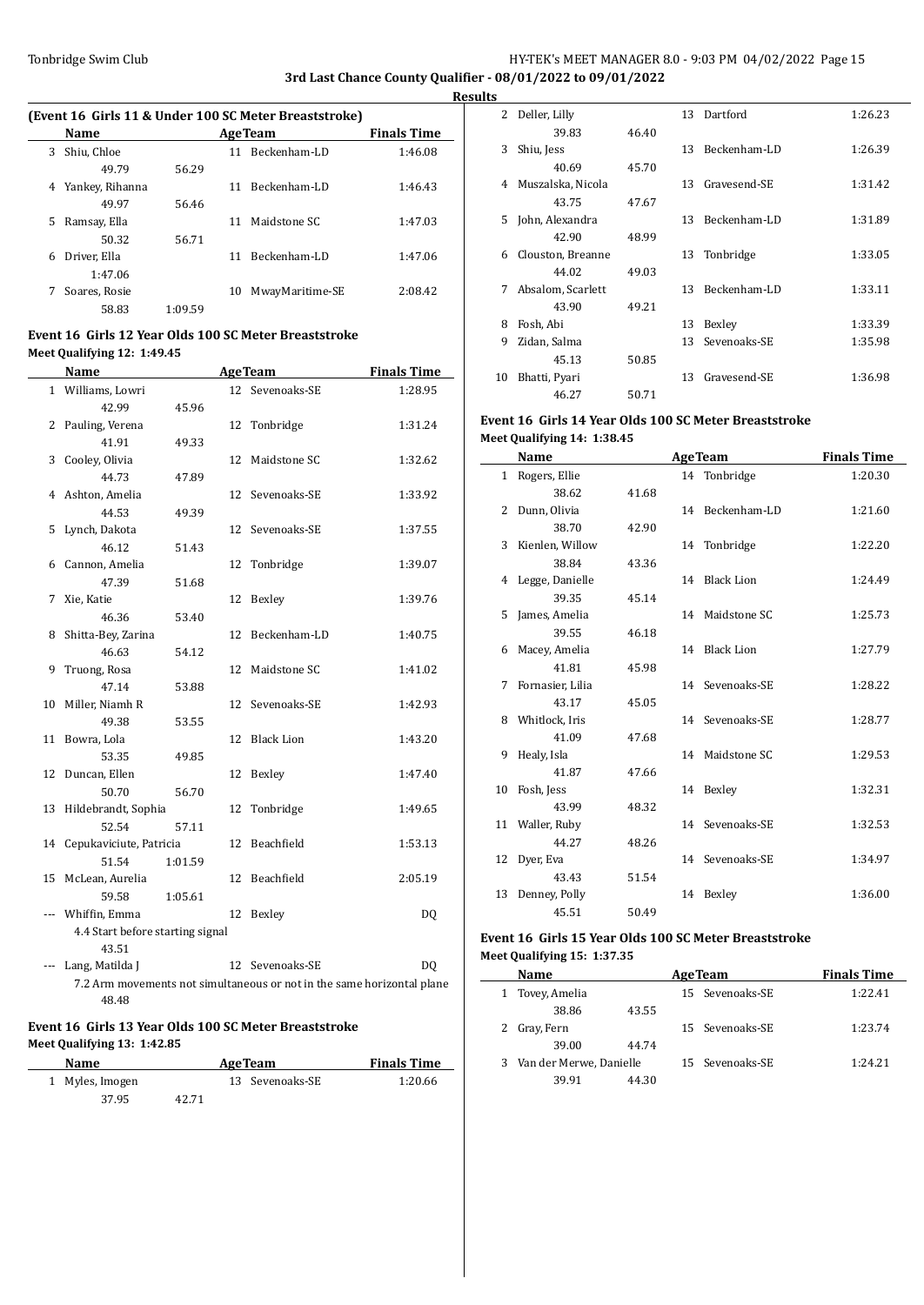**3rd Last Chance County Qualifier - 08/01/2022 to 09/01/2022**

**Results**

### (Event 16 Girls 11 & Under 100 SC Meter Breaststroke)

| | Name | | Age | Team | Finals Time |
|---|---|---|---|---|---|
| 3 | Shiu, Chloe | | 11 | Beckenham-LD | 1:46.08 |
| | 49.79 | 56.29 | | | |
| 4 | Yankey, Rihanna | | 11 | Beckenham-LD | 1:46.43 |
| | 49.97 | 56.46 | | | |
| 5 | Ramsay, Ella | | 11 | Maidstone SC | 1:47.03 |
| | 50.32 | 56.71 | | | |
| 6 | Driver, Ella | | 11 | Beckenham-LD | 1:47.06 |
| | 1:47.06 | | | | |
| 7 | Soares, Rosie | | 10 | MwayMaritime-SE | 2:08.42 |
| | 58.83 | 1:09.59 | | | |

### Event 16 Girls 12 Year Olds 100 SC Meter Breaststroke

**Meet Qualifying 12: 1:49.45**

| | Name | | Age | Team | Finals Time |
|---|---|---|---|---|---|
| 1 | Williams, Lowri | | 12 | Sevenoaks-SE | 1:28.95 |
| | 42.99 | 45.96 | | | |
| 2 | Pauling, Verena | | 12 | Tonbridge | 1:31.24 |
| | 41.91 | 49.33 | | | |
| 3 | Cooley, Olivia | | 12 | Maidstone SC | 1:32.62 |
| | 44.73 | 47.89 | | | |
| 4 | Ashton, Amelia | | 12 | Sevenoaks-SE | 1:33.92 |
| | 44.53 | 49.39 | | | |
| 5 | Lynch, Dakota | | 12 | Sevenoaks-SE | 1:37.55 |
| | 46.12 | 51.43 | | | |
| 6 | Cannon, Amelia | | 12 | Tonbridge | 1:39.07 |
| | 47.39 | 51.68 | | | |
| 7 | Xie, Katie | | 12 | Bexley | 1:39.76 |
| | 46.36 | 53.40 | | | |
| 8 | Shitta-Bey, Zarina | | 12 | Beckenham-LD | 1:40.75 |
| | 46.63 | 54.12 | | | |
| 9 | Truong, Rosa | | 12 | Maidstone SC | 1:41.02 |
| | 47.14 | 53.88 | | | |
| 10 | Miller, Niamh R | | 12 | Sevenoaks-SE | 1:42.93 |
| | 49.38 | 53.55 | | | |
| 11 | Bowra, Lola | | 12 | Black Lion | 1:43.20 |
| | 53.35 | 49.85 | | | |
| 12 | Duncan, Ellen | | 12 | Bexley | 1:47.40 |
| | 50.70 | 56.70 | | | |
| 13 | Hildebrandt, Sophia | | 12 | Tonbridge | 1:49.65 |
| | 52.54 | 57.11 | | | |
| 14 | Cepukaviciute, Patricia | | 12 | Beachfield | 1:53.13 |
| | 51.54 | 1:01.59 | | | |
| 15 | McLean, Aurelia | | 12 | Beachfield | 2:05.19 |
| | 59.58 | 1:05.61 | | | |
| --- | Whiffin, Emma | | 12 | Bexley | DQ |
| | 4.4 Start before starting signal | | | | |
| | 43.51 | | | | |
| --- | Lang, Matilda J | | 12 | Sevenoaks-SE | DQ |
| | 7.2 Arm movements not simultaneous or not in the same horizontal plane | | | | |
| | 48.48 | | | | |

### Event 16 Girls 13 Year Olds 100 SC Meter Breaststroke

**Meet Qualifying 13: 1:42.85**

| | Name | | Age | Team | Finals Time |
|---|---|---|---|---|---|
| 1 | Myles, Imogen | | 13 | Sevenoaks-SE | 1:20.66 |
| | 37.95 | 42.71 | | | |
| 2 | Deller, Lilly | | 13 | Dartford | 1:26.23 |
| | 39.83 | 46.40 | | | |
| 3 | Shiu, Jess | | 13 | Beckenham-LD | 1:26.39 |
| | 40.69 | 45.70 | | | |
| 4 | Muszalska, Nicola | | 13 | Gravesend-SE | 1:31.42 |
| | 43.75 | 47.67 | | | |
| 5 | John, Alexandra | | 13 | Beckenham-LD | 1:31.89 |
| | 42.90 | 48.99 | | | |
| 6 | Clouston, Breanne | | 13 | Tonbridge | 1:33.05 |
| | 44.02 | 49.03 | | | |
| 7 | Absalom, Scarlett | | 13 | Beckenham-LD | 1:33.11 |
| | 43.90 | 49.21 | | | |
| 8 | Fosh, Abi | | 13 | Bexley | 1:33.39 |
| 9 | Zidan, Salma | | 13 | Sevenoaks-SE | 1:35.98 |
| | 45.13 | 50.85 | | | |
| 10 | Bhatti, Pyari | | 13 | Gravesend-SE | 1:36.98 |
| | 46.27 | 50.71 | | | |

### Event 16 Girls 14 Year Olds 100 SC Meter Breaststroke

**Meet Qualifying 14: 1:38.45**

| | Name | | Age | Team | Finals Time |
|---|---|---|---|---|---|
| 1 | Rogers, Ellie | | 14 | Tonbridge | 1:20.30 |
| | 38.62 | 41.68 | | | |
| 2 | Dunn, Olivia | | 14 | Beckenham-LD | 1:21.60 |
| | 38.70 | 42.90 | | | |
| 3 | Kienlen, Willow | | 14 | Tonbridge | 1:22.20 |
| | 38.84 | 43.36 | | | |
| 4 | Legge, Danielle | | 14 | Black Lion | 1:24.49 |
| | 39.35 | 45.14 | | | |
| 5 | James, Amelia | | 14 | Maidstone SC | 1:25.73 |
| | 39.55 | 46.18 | | | |
| 6 | Macey, Amelia | | 14 | Black Lion | 1:27.79 |
| | 41.81 | 45.98 | | | |
| 7 | Fornasier, Lilia | | 14 | Sevenoaks-SE | 1:28.22 |
| | 43.17 | 45.05 | | | |
| 8 | Whitlock, Iris | | 14 | Sevenoaks-SE | 1:28.77 |
| | 41.09 | 47.68 | | | |
| 9 | Healy, Isla | | 14 | Maidstone SC | 1:29.53 |
| | 41.87 | 47.66 | | | |
| 10 | Fosh, Jess | | 14 | Bexley | 1:32.31 |
| | 43.99 | 48.32 | | | |
| 11 | Waller, Ruby | | 14 | Sevenoaks-SE | 1:32.53 |
| | 44.27 | 48.26 | | | |
| 12 | Dyer, Eva | | 14 | Sevenoaks-SE | 1:34.97 |
| | 43.43 | 51.54 | | | |
| 13 | Denney, Polly | | 14 | Bexley | 1:36.00 |
| | 45.51 | 50.49 | | | |

### Event 16 Girls 15 Year Olds 100 SC Meter Breaststroke

**Meet Qualifying 15: 1:37.35**

| | Name | | Age | Team | Finals Time |
|---|---|---|---|---|---|
| 1 | Tovey, Amelia | | 15 | Sevenoaks-SE | 1:22.41 |
| | 38.86 | 43.55 | | | |
| 2 | Gray, Fern | | 15 | Sevenoaks-SE | 1:23.74 |
| | 39.00 | 44.74 | | | |
| 3 | Van der Merwe, Danielle | | 15 | Sevenoaks-SE | 1:24.21 |
| | 39.91 | 44.30 | | | |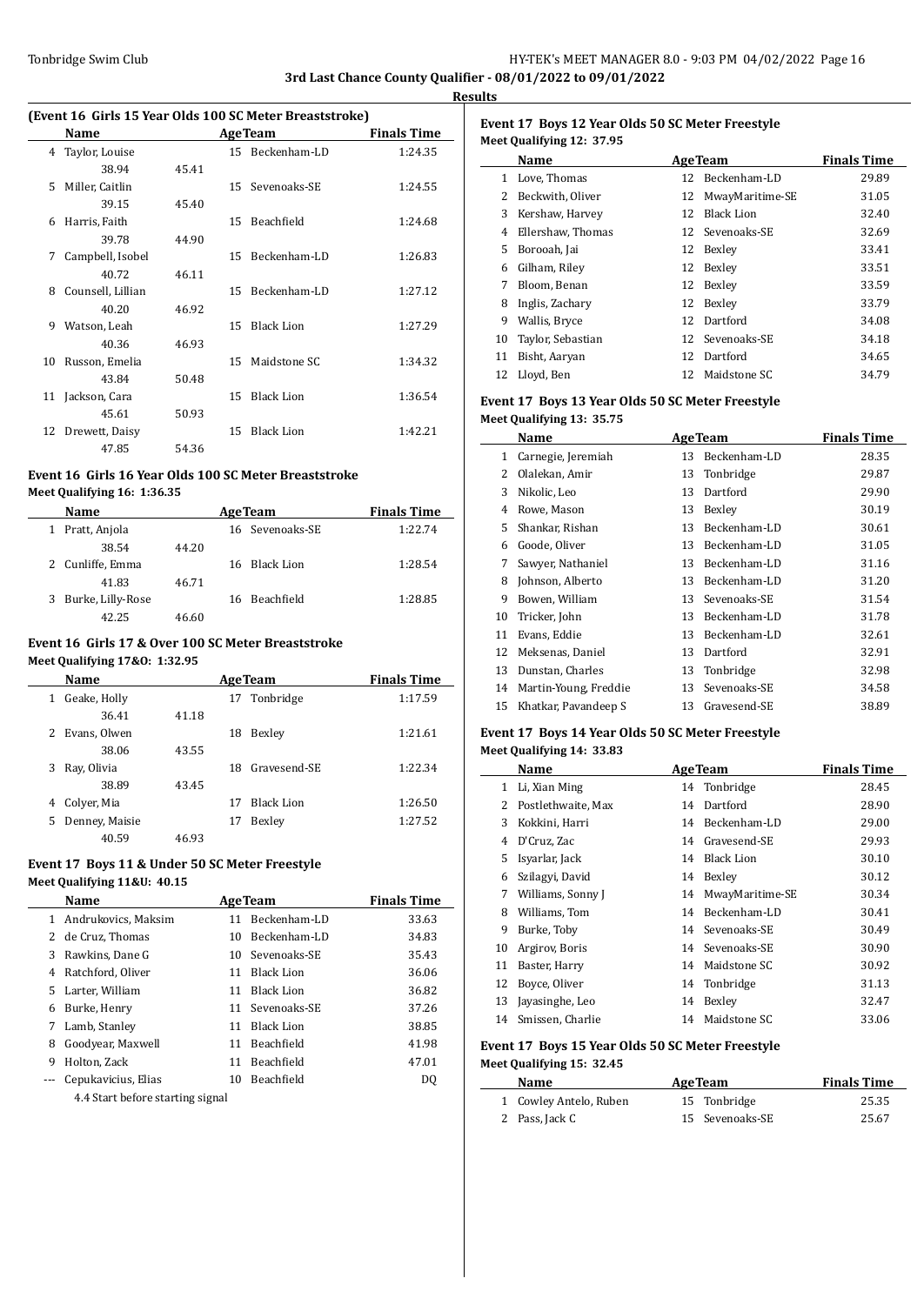**3rd Last Chance County Qualifier - 08/01/2022 to 09/01/2022**

**Results**

### (Event 16 Girls 15 Year Olds 100 SC Meter Breaststroke)

| | Name | | Age | Team | Finals Time |
|---|---|---|---|---|---|
| 4 | Taylor, Louise | | 15 | Beckenham-LD | 1:24.35 |
| | 38.94 | 45.41 | | | |
| 5 | Miller, Caitlin | | 15 | Sevenoaks-SE | 1:24.55 |
| | 39.15 | 45.40 | | | |
| 6 | Harris, Faith | | 15 | Beachfield | 1:24.68 |
| | 39.78 | 44.90 | | | |
| 7 | Campbell, Isobel | | 15 | Beckenham-LD | 1:26.83 |
| | 40.72 | 46.11 | | | |
| 8 | Counsell, Lillian | | 15 | Beckenham-LD | 1:27.12 |
| | 40.20 | 46.92 | | | |
| 9 | Watson, Leah | | 15 | Black Lion | 1:27.29 |
| | 40.36 | 46.93 | | | |
| 10 | Russon, Emelia | | 15 | Maidstone SC | 1:34.32 |
| | 43.84 | 50.48 | | | |
| 11 | Jackson, Cara | | 15 | Black Lion | 1:36.54 |
| | 45.61 | 50.93 | | | |
| 12 | Drewett, Daisy | | 15 | Black Lion | 1:42.21 |
| | 47.85 | 54.36 | | | |

### Event 16 Girls 16 Year Olds 100 SC Meter Breaststroke

**Meet Qualifying 16: 1:36.35**

| | Name | | Age | Team | Finals Time |
|---|---|---|---|---|---|
| 1 | Pratt, Anjola | | 16 | Sevenoaks-SE | 1:22.74 |
| | 38.54 | 44.20 | | | |
| 2 | Cunliffe, Emma | | 16 | Black Lion | 1:28.54 |
| | 41.83 | 46.71 | | | |
| 3 | Burke, Lilly-Rose | | 16 | Beachfield | 1:28.85 |
| | 42.25 | 46.60 | | | |

### Event 16 Girls 17 & Over 100 SC Meter Breaststroke

**Meet Qualifying 17&O: 1:32.95**

| | Name | | Age | Team | Finals Time |
|---|---|---|---|---|---|
| 1 | Geake, Holly | | 17 | Tonbridge | 1:17.59 |
| | 36.41 | 41.18 | | | |
| 2 | Evans, Olwen | | 18 | Bexley | 1:21.61 |
| | 38.06 | 43.55 | | | |
| 3 | Ray, Olivia | | 18 | Gravesend-SE | 1:22.34 |
| | 38.89 | 43.45 | | | |
| 4 | Colyer, Mia | | 17 | Black Lion | 1:26.50 |
| 5 | Denney, Maisie | | 17 | Bexley | 1:27.52 |
| | 40.59 | 46.93 | | | |

### Event 17 Boys 11 & Under 50 SC Meter Freestyle

**Meet Qualifying 11&U: 40.15**

| | Name | Age | Team | Finals Time |
|---|---|---|---|---|
| 1 | Andrukovics, Maksim | 11 | Beckenham-LD | 33.63 |
| 2 | de Cruz, Thomas | 10 | Beckenham-LD | 34.83 |
| 3 | Rawkins, Dane G | 10 | Sevenoaks-SE | 35.43 |
| 4 | Ratchford, Oliver | 11 | Black Lion | 36.06 |
| 5 | Larter, William | 11 | Black Lion | 36.82 |
| 6 | Burke, Henry | 11 | Sevenoaks-SE | 37.26 |
| 7 | Lamb, Stanley | 11 | Black Lion | 38.85 |
| 8 | Goodyear, Maxwell | 11 | Beachfield | 41.98 |
| 9 | Holton, Zack | 11 | Beachfield | 47.01 |
| --- | Cepukavicius, Elias | 10 | Beachfield | DQ |

4.4 Start before starting signal

### Event 17 Boys 12 Year Olds 50 SC Meter Freestyle

**Meet Qualifying 12: 37.95**

| | Name | Age | Team | Finals Time |
|---|---|---|---|---|
| 1 | Love, Thomas | 12 | Beckenham-LD | 29.89 |
| 2 | Beckwith, Oliver | 12 | MwayMaritime-SE | 31.05 |
| 3 | Kershaw, Harvey | 12 | Black Lion | 32.40 |
| 4 | Ellershaw, Thomas | 12 | Sevenoaks-SE | 32.69 |
| 5 | Borooah, Jai | 12 | Bexley | 33.41 |
| 6 | Gilham, Riley | 12 | Bexley | 33.51 |
| 7 | Bloom, Benan | 12 | Bexley | 33.59 |
| 8 | Inglis, Zachary | 12 | Bexley | 33.79 |
| 9 | Wallis, Bryce | 12 | Dartford | 34.08 |
| 10 | Taylor, Sebastian | 12 | Sevenoaks-SE | 34.18 |
| 11 | Bisht, Aaryan | 12 | Dartford | 34.65 |
| 12 | Lloyd, Ben | 12 | Maidstone SC | 34.79 |

### Event 17 Boys 13 Year Olds 50 SC Meter Freestyle

**Meet Qualifying 13: 35.75**

| | Name | Age | Team | Finals Time |
|---|---|---|---|---|
| 1 | Carnegie, Jeremiah | 13 | Beckenham-LD | 28.35 |
| 2 | Olalekan, Amir | 13 | Tonbridge | 29.87 |
| 3 | Nikolic, Leo | 13 | Dartford | 29.90 |
| 4 | Rowe, Mason | 13 | Bexley | 30.19 |
| 5 | Shankar, Rishan | 13 | Beckenham-LD | 30.61 |
| 6 | Goode, Oliver | 13 | Beckenham-LD | 31.05 |
| 7 | Sawyer, Nathaniel | 13 | Beckenham-LD | 31.16 |
| 8 | Johnson, Alberto | 13 | Beckenham-LD | 31.20 |
| 9 | Bowen, William | 13 | Sevenoaks-SE | 31.54 |
| 10 | Tricker, John | 13 | Beckenham-LD | 31.78 |
| 11 | Evans, Eddie | 13 | Beckenham-LD | 32.61 |
| 12 | Meksenas, Daniel | 13 | Dartford | 32.91 |
| 13 | Dunstan, Charles | 13 | Tonbridge | 32.98 |
| 14 | Martin-Young, Freddie | 13 | Sevenoaks-SE | 34.58 |
| 15 | Khatkar, Pavandeep S | 13 | Gravesend-SE | 38.89 |

### Event 17 Boys 14 Year Olds 50 SC Meter Freestyle

**Meet Qualifying 14: 33.83**

| | Name | Age | Team | Finals Time |
|---|---|---|---|---|
| 1 | Li, Xian Ming | 14 | Tonbridge | 28.45 |
| 2 | Postlethwaite, Max | 14 | Dartford | 28.90 |
| 3 | Kokkini, Harri | 14 | Beckenham-LD | 29.00 |
| 4 | D'Cruz, Zac | 14 | Gravesend-SE | 29.93 |
| 5 | Isyarlar, Jack | 14 | Black Lion | 30.10 |
| 6 | Szilagyi, David | 14 | Bexley | 30.12 |
| 7 | Williams, Sonny J | 14 | MwayMaritime-SE | 30.34 |
| 8 | Williams, Tom | 14 | Beckenham-LD | 30.41 |
| 9 | Burke, Toby | 14 | Sevenoaks-SE | 30.49 |
| 10 | Argirov, Boris | 14 | Sevenoaks-SE | 30.90 |
| 11 | Baster, Harry | 14 | Maidstone SC | 30.92 |
| 12 | Boyce, Oliver | 14 | Tonbridge | 31.13 |
| 13 | Jayasinghe, Leo | 14 | Bexley | 32.47 |
| 14 | Smissen, Charlie | 14 | Maidstone SC | 33.06 |

### Event 17 Boys 15 Year Olds 50 SC Meter Freestyle

**Meet Qualifying 15: 32.45**

| | Name | Age | Team | Finals Time |
|---|---|---|---|---|
| 1 | Cowley Antelo, Ruben | 15 | Tonbridge | 25.35 |
| 2 | Pass, Jack C | 15 | Sevenoaks-SE | 25.67 |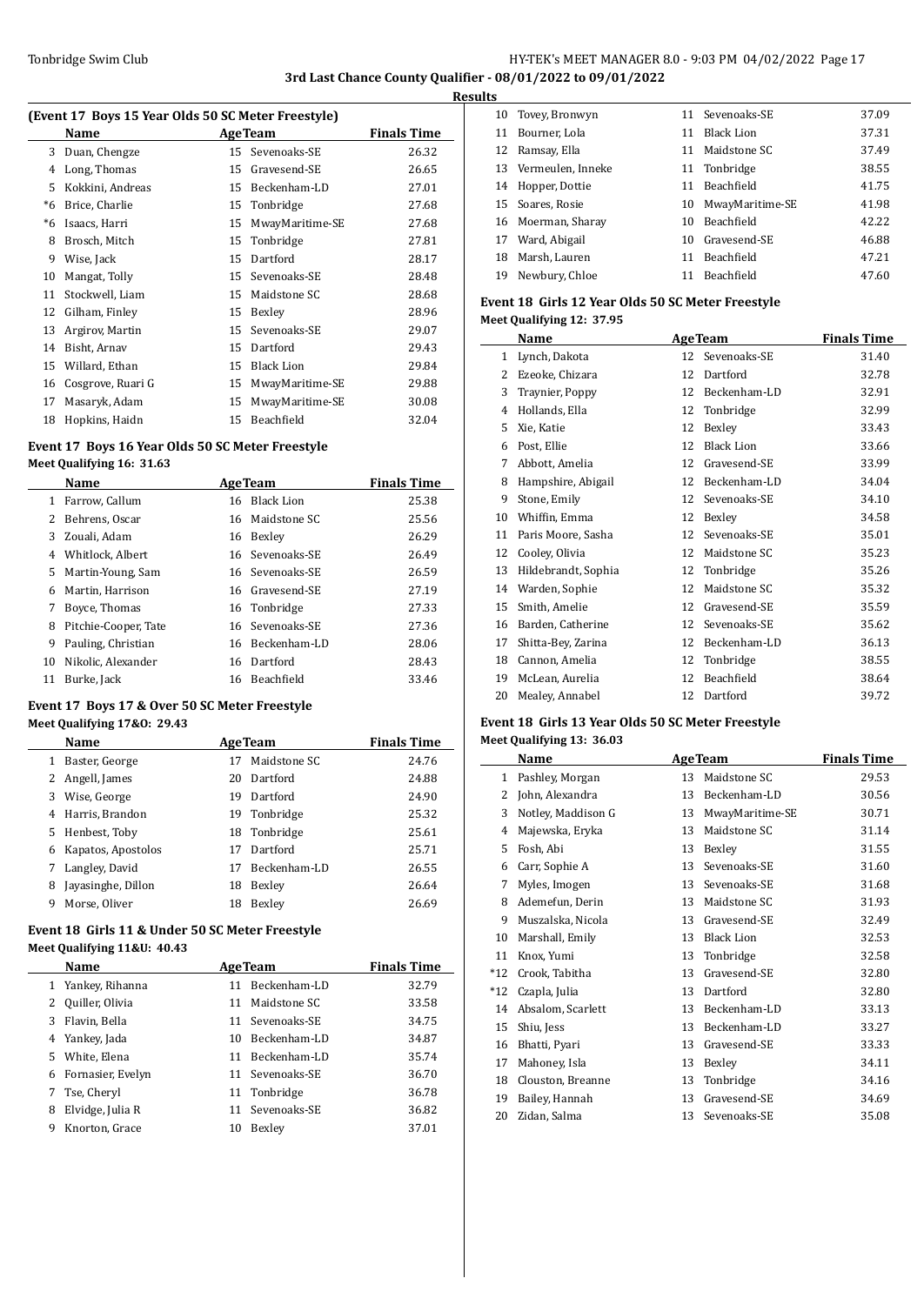# 3rd Last Chance County Qualifier - 08/01/2022 to 09/01/2022

## Results

### (Event 17 Boys 15 Year Olds 50 SC Meter Freestyle)

| | Name | Age | Team | Finals Time |
|---|---|---|---|---|
| 3 | Duan, Chengze | 15 | Sevenoaks-SE | 26.32 |
| 4 | Long, Thomas | 15 | Gravesend-SE | 26.65 |
| 5 | Kokkini, Andreas | 15 | Beckenham-LD | 27.01 |
| *6 | Brice, Charlie | 15 | Tonbridge | 27.68 |
| *6 | Isaacs, Harri | 15 | MwayMaritime-SE | 27.68 |
| 8 | Brosch, Mitch | 15 | Tonbridge | 27.81 |
| 9 | Wise, Jack | 15 | Dartford | 28.17 |
| 10 | Mangat, Tolly | 15 | Sevenoaks-SE | 28.48 |
| 11 | Stockwell, Liam | 15 | Maidstone SC | 28.68 |
| 12 | Gilham, Finley | 15 | Bexley | 28.96 |
| 13 | Argirov, Martin | 15 | Sevenoaks-SE | 29.07 |
| 14 | Bisht, Arnav | 15 | Dartford | 29.43 |
| 15 | Willard, Ethan | 15 | Black Lion | 29.84 |
| 16 | Cosgrove, Ruari G | 15 | MwayMaritime-SE | 29.88 |
| 17 | Masaryk, Adam | 15 | MwayMaritime-SE | 30.08 |
| 18 | Hopkins, Haidn | 15 | Beachfield | 32.04 |

### Event 17 Boys 16 Year Olds 50 SC Meter Freestyle

**Meet Qualifying 16: 31.63**

| | Name | Age | Team | Finals Time |
|---|---|---|---|---|
| 1 | Farrow, Callum | 16 | Black Lion | 25.38 |
| 2 | Behrens, Oscar | 16 | Maidstone SC | 25.56 |
| 3 | Zouali, Adam | 16 | Bexley | 26.29 |
| 4 | Whitlock, Albert | 16 | Sevenoaks-SE | 26.49 |
| 5 | Martin-Young, Sam | 16 | Sevenoaks-SE | 26.59 |
| 6 | Martin, Harrison | 16 | Gravesend-SE | 27.19 |
| 7 | Boyce, Thomas | 16 | Tonbridge | 27.33 |
| 8 | Pitchie-Cooper, Tate | 16 | Sevenoaks-SE | 27.36 |
| 9 | Pauling, Christian | 16 | Beckenham-LD | 28.06 |
| 10 | Nikolic, Alexander | 16 | Dartford | 28.43 |
| 11 | Burke, Jack | 16 | Beachfield | 33.46 |

### Event 17 Boys 17 & Over 50 SC Meter Freestyle

**Meet Qualifying 17&O: 29.43**

| | Name | Age | Team | Finals Time |
|---|---|---|---|---|
| 1 | Baster, George | 17 | Maidstone SC | 24.76 |
| 2 | Angell, James | 20 | Dartford | 24.88 |
| 3 | Wise, George | 19 | Dartford | 24.90 |
| 4 | Harris, Brandon | 19 | Tonbridge | 25.32 |
| 5 | Henbest, Toby | 18 | Tonbridge | 25.61 |
| 6 | Kapatos, Apostolos | 17 | Dartford | 25.71 |
| 7 | Langley, David | 17 | Beckenham-LD | 26.55 |
| 8 | Jayasinghe, Dillon | 18 | Bexley | 26.64 |
| 9 | Morse, Oliver | 18 | Bexley | 26.69 |

### Event 18 Girls 11 & Under 50 SC Meter Freestyle

**Meet Qualifying 11&U: 40.43**

| | Name | Age | Team | Finals Time |
|---|---|---|---|---|
| 1 | Yankey, Rihanna | 11 | Beckenham-LD | 32.79 |
| 2 | Quiller, Olivia | 11 | Maidstone SC | 33.58 |
| 3 | Flavin, Bella | 11 | Sevenoaks-SE | 34.75 |
| 4 | Yankey, Jada | 10 | Beckenham-LD | 34.87 |
| 5 | White, Elena | 11 | Beckenham-LD | 35.74 |
| 6 | Fornasier, Evelyn | 11 | Sevenoaks-SE | 36.70 |
| 7 | Tse, Cheryl | 11 | Tonbridge | 36.78 |
| 8 | Elvidge, Julia R | 11 | Sevenoaks-SE | 36.82 |
| 9 | Knorton, Grace | 10 | Bexley | 37.01 |
| 10 | Tovey, Bronwyn | 11 | Sevenoaks-SE | 37.09 |
| 11 | Bourner, Lola | 11 | Black Lion | 37.31 |
| 12 | Ramsay, Ella | 11 | Maidstone SC | 37.49 |
| 13 | Vermeulen, Inneke | 11 | Tonbridge | 38.55 |
| 14 | Hopper, Dottie | 11 | Beachfield | 41.75 |
| 15 | Soares, Rosie | 10 | MwayMaritime-SE | 41.98 |
| 16 | Moerman, Sharay | 10 | Beachfield | 42.22 |
| 17 | Ward, Abigail | 10 | Gravesend-SE | 46.88 |
| 18 | Marsh, Lauren | 11 | Beachfield | 47.21 |
| 19 | Newbury, Chloe | 11 | Beachfield | 47.60 |

### Event 18 Girls 12 Year Olds 50 SC Meter Freestyle

**Meet Qualifying 12: 37.95**

| | Name | Age | Team | Finals Time |
|---|---|---|---|---|
| 1 | Lynch, Dakota | 12 | Sevenoaks-SE | 31.40 |
| 2 | Ezeoke, Chizara | 12 | Dartford | 32.78 |
| 3 | Traynier, Poppy | 12 | Beckenham-LD | 32.91 |
| 4 | Hollands, Ella | 12 | Tonbridge | 32.99 |
| 5 | Xie, Katie | 12 | Bexley | 33.43 |
| 6 | Post, Ellie | 12 | Black Lion | 33.66 |
| 7 | Abbott, Amelia | 12 | Gravesend-SE | 33.99 |
| 8 | Hampshire, Abigail | 12 | Beckenham-LD | 34.04 |
| 9 | Stone, Emily | 12 | Sevenoaks-SE | 34.10 |
| 10 | Whiffin, Emma | 12 | Bexley | 34.58 |
| 11 | Paris Moore, Sasha | 12 | Sevenoaks-SE | 35.01 |
| 12 | Cooley, Olivia | 12 | Maidstone SC | 35.23 |
| 13 | Hildebrandt, Sophia | 12 | Tonbridge | 35.26 |
| 14 | Warden, Sophie | 12 | Maidstone SC | 35.32 |
| 15 | Smith, Amelie | 12 | Gravesend-SE | 35.59 |
| 16 | Barden, Catherine | 12 | Sevenoaks-SE | 35.62 |
| 17 | Shitta-Bey, Zarina | 12 | Beckenham-LD | 36.13 |
| 18 | Cannon, Amelia | 12 | Tonbridge | 38.55 |
| 19 | McLean, Aurelia | 12 | Beachfield | 38.64 |
| 20 | Mealey, Annabel | 12 | Dartford | 39.72 |

### Event 18 Girls 13 Year Olds 50 SC Meter Freestyle

**Meet Qualifying 13: 36.03**

| | Name | Age | Team | Finals Time |
|---|---|---|---|---|
| 1 | Pashley, Morgan | 13 | Maidstone SC | 29.53 |
| 2 | John, Alexandra | 13 | Beckenham-LD | 30.56 |
| 3 | Notley, Maddison G | 13 | MwayMaritime-SE | 30.71 |
| 4 | Majewska, Eryka | 13 | Maidstone SC | 31.14 |
| 5 | Fosh, Abi | 13 | Bexley | 31.55 |
| 6 | Carr, Sophie A | 13 | Sevenoaks-SE | 31.60 |
| 7 | Myles, Imogen | 13 | Sevenoaks-SE | 31.68 |
| 8 | Ademefun, Derin | 13 | Maidstone SC | 31.93 |
| 9 | Muszalska, Nicola | 13 | Gravesend-SE | 32.49 |
| 10 | Marshall, Emily | 13 | Black Lion | 32.53 |
| 11 | Knox, Yumi | 13 | Tonbridge | 32.58 |
| *12 | Crook, Tabitha | 13 | Gravesend-SE | 32.80 |
| *12 | Czapla, Julia | 13 | Dartford | 32.80 |
| 14 | Absalom, Scarlett | 13 | Beckenham-LD | 33.13 |
| 15 | Shiu, Jess | 13 | Beckenham-LD | 33.27 |
| 16 | Bhatti, Pyari | 13 | Gravesend-SE | 33.33 |
| 17 | Mahoney, Isla | 13 | Bexley | 34.11 |
| 18 | Clouston, Breanne | 13 | Tonbridge | 34.16 |
| 19 | Bailey, Hannah | 13 | Gravesend-SE | 34.69 |
| 20 | Zidan, Salma | 13 | Sevenoaks-SE | 35.08 |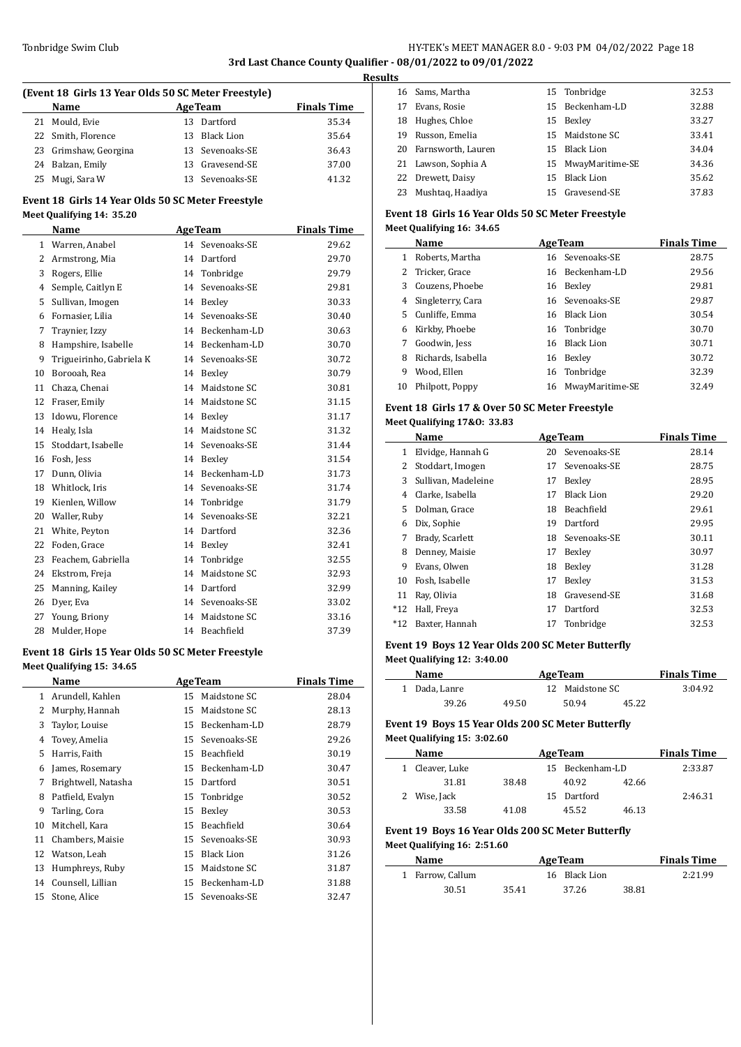**3rd Last Chance County Qualifier - 08/01/2022 to 09/01/2022**

**Results**

### (Event 18 Girls 13 Year Olds 50 SC Meter Freestyle)

| | Name | Age | Team | Finals Time |
|---|---|---|---|---|
| 21 | Mould, Evie | 13 | Dartford | 35.34 |
| 22 | Smith, Florence | 13 | Black Lion | 35.64 |
| 23 | Grimshaw, Georgina | 13 | Sevenoaks-SE | 36.43 |
| 24 | Balzan, Emily | 13 | Gravesend-SE | 37.00 |
| 25 | Mugi, Sara W | 13 | Sevenoaks-SE | 41.32 |

### Event 18 Girls 14 Year Olds 50 SC Meter Freestyle

**Meet Qualifying 14: 35.20**

| | Name | Age | Team | Finals Time |
|---|---|---|---|---|
| 1 | Warren, Anabel | 14 | Sevenoaks-SE | 29.62 |
| 2 | Armstrong, Mia | 14 | Dartford | 29.70 |
| 3 | Rogers, Ellie | 14 | Tonbridge | 29.79 |
| 4 | Semple, Caitlyn E | 14 | Sevenoaks-SE | 29.81 |
| 5 | Sullivan, Imogen | 14 | Bexley | 30.33 |
| 6 | Fornasier, Lilia | 14 | Sevenoaks-SE | 30.40 |
| 7 | Traynier, Izzy | 14 | Beckenham-LD | 30.63 |
| 8 | Hampshire, Isabelle | 14 | Beckenham-LD | 30.70 |
| 9 | Trigueirinho, Gabriela K | 14 | Sevenoaks-SE | 30.72 |
| 10 | Borooah, Rea | 14 | Bexley | 30.79 |
| 11 | Chaza, Chenai | 14 | Maidstone SC | 30.81 |
| 12 | Fraser, Emily | 14 | Maidstone SC | 31.15 |
| 13 | Idowu, Florence | 14 | Bexley | 31.17 |
| 14 | Healy, Isla | 14 | Maidstone SC | 31.32 |
| 15 | Stoddart, Isabelle | 14 | Sevenoaks-SE | 31.44 |
| 16 | Fosh, Jess | 14 | Bexley | 31.54 |
| 17 | Dunn, Olivia | 14 | Beckenham-LD | 31.73 |
| 18 | Whitlock, Iris | 14 | Sevenoaks-SE | 31.74 |
| 19 | Kienlen, Willow | 14 | Tonbridge | 31.79 |
| 20 | Waller, Ruby | 14 | Sevenoaks-SE | 32.21 |
| 21 | White, Peyton | 14 | Dartford | 32.36 |
| 22 | Foden, Grace | 14 | Bexley | 32.41 |
| 23 | Feachem, Gabriella | 14 | Tonbridge | 32.55 |
| 24 | Ekstrom, Freja | 14 | Maidstone SC | 32.93 |
| 25 | Manning, Kailey | 14 | Dartford | 32.99 |
| 26 | Dyer, Eva | 14 | Sevenoaks-SE | 33.02 |
| 27 | Young, Briony | 14 | Maidstone SC | 33.16 |
| 28 | Mulder, Hope | 14 | Beachfield | 37.39 |

### Event 18 Girls 15 Year Olds 50 SC Meter Freestyle

**Meet Qualifying 15: 34.65**

| | Name | Age | Team | Finals Time |
|---|---|---|---|---|
| 1 | Arundell, Kahlen | 15 | Maidstone SC | 28.04 |
| 2 | Murphy, Hannah | 15 | Maidstone SC | 28.13 |
| 3 | Taylor, Louise | 15 | Beckenham-LD | 28.79 |
| 4 | Tovey, Amelia | 15 | Sevenoaks-SE | 29.26 |
| 5 | Harris, Faith | 15 | Beachfield | 30.19 |
| 6 | James, Rosemary | 15 | Beckenham-LD | 30.47 |
| 7 | Brightwell, Natasha | 15 | Dartford | 30.51 |
| 8 | Patfield, Evalyn | 15 | Tonbridge | 30.52 |
| 9 | Tarling, Cora | 15 | Bexley | 30.53 |
| 10 | Mitchell, Kara | 15 | Beachfield | 30.64 |
| 11 | Chambers, Maisie | 15 | Sevenoaks-SE | 30.93 |
| 12 | Watson, Leah | 15 | Black Lion | 31.26 |
| 13 | Humphreys, Ruby | 15 | Maidstone SC | 31.87 |
| 14 | Counsell, Lillian | 15 | Beckenham-LD | 31.88 |
| 15 | Stone, Alice | 15 | Sevenoaks-SE | 32.47 |
| 16 | Sams, Martha | 15 | Tonbridge | 32.53 |
| 17 | Evans, Rosie | 15 | Beckenham-LD | 32.88 |
| 18 | Hughes, Chloe | 15 | Bexley | 33.27 |
| 19 | Russon, Emelia | 15 | Maidstone SC | 33.41 |
| 20 | Farnsworth, Lauren | 15 | Black Lion | 34.04 |
| 21 | Lawson, Sophia A | 15 | MwayMaritime-SE | 34.36 |
| 22 | Drewett, Daisy | 15 | Black Lion | 35.62 |
| 23 | Mushtaq, Haadiya | 15 | Gravesend-SE | 37.83 |

### Event 18 Girls 16 Year Olds 50 SC Meter Freestyle

**Meet Qualifying 16: 34.65**

| | Name | Age | Team | Finals Time |
|---|---|---|---|---|
| 1 | Roberts, Martha | 16 | Sevenoaks-SE | 28.75 |
| 2 | Tricker, Grace | 16 | Beckenham-LD | 29.56 |
| 3 | Couzens, Phoebe | 16 | Bexley | 29.81 |
| 4 | Singleterry, Cara | 16 | Sevenoaks-SE | 29.87 |
| 5 | Cunliffe, Emma | 16 | Black Lion | 30.54 |
| 6 | Kirkby, Phoebe | 16 | Tonbridge | 30.70 |
| 7 | Goodwin, Jess | 16 | Black Lion | 30.71 |
| 8 | Richards, Isabella | 16 | Bexley | 30.72 |
| 9 | Wood, Ellen | 16 | Tonbridge | 32.39 |
| 10 | Philpott, Poppy | 16 | MwayMaritime-SE | 32.49 |

### Event 18 Girls 17 & Over 50 SC Meter Freestyle

**Meet Qualifying 17&O: 33.83**

| | Name | Age | Team | Finals Time |
|---|---|---|---|---|
| 1 | Elvidge, Hannah G | 20 | Sevenoaks-SE | 28.14 |
| 2 | Stoddart, Imogen | 17 | Sevenoaks-SE | 28.75 |
| 3 | Sullivan, Madeleine | 17 | Bexley | 28.95 |
| 4 | Clarke, Isabella | 17 | Black Lion | 29.20 |
| 5 | Dolman, Grace | 18 | Beachfield | 29.61 |
| 6 | Dix, Sophie | 19 | Dartford | 29.95 |
| 7 | Brady, Scarlett | 18 | Sevenoaks-SE | 30.11 |
| 8 | Denney, Maisie | 17 | Bexley | 30.97 |
| 9 | Evans, Olwen | 18 | Bexley | 31.28 |
| 10 | Fosh, Isabelle | 17 | Bexley | 31.53 |
| 11 | Ray, Olivia | 18 | Gravesend-SE | 31.68 |
| *12 | Hall, Freya | 17 | Dartford | 32.53 |
| *12 | Baxter, Hannah | 17 | Tonbridge | 32.53 |

### Event 19 Boys 12 Year Olds 200 SC Meter Butterfly

**Meet Qualifying 12: 3:40.00**

| | Name | Age | Team | Finals Time |
|---|---|---|---|---|
| 1 | Dada, Lanre | 12 | Maidstone SC | 3:04.92 |
| | 39.26 | 49.50 | 50.94 | 45.22 |

### Event 19 Boys 15 Year Olds 200 SC Meter Butterfly

**Meet Qualifying 15: 3:02.60**

| | Name | Age | Team | Finals Time |
|---|---|---|---|---|
| 1 | Cleaver, Luke | 15 | Beckenham-LD | 2:33.87 |
| | 31.81 | 38.48 | 40.92 | 42.66 |
| 2 | Wise, Jack | 15 | Dartford | 2:46.31 |
| | 33.58 | 41.08 | 45.52 | 46.13 |

### Event 19 Boys 16 Year Olds 200 SC Meter Butterfly

**Meet Qualifying 16: 2:51.60**

| | Name | Age | Team | Finals Time |
|---|---|---|---|---|
| 1 | Farrow, Callum | 16 | Black Lion | 2:21.99 |
| | 30.51 | 35.41 | 37.26 | 38.81 |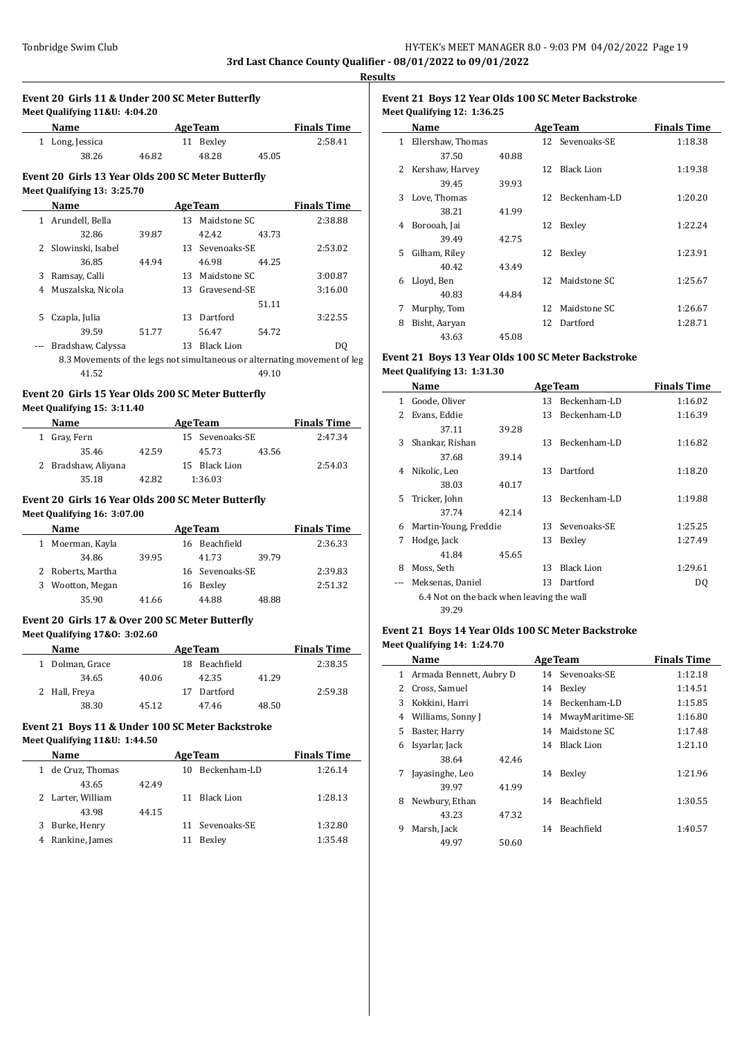**3rd Last Chance County Qualifier - 08/01/2022 to 09/01/2022**

**Results**

### Event 20 Girls 11 & Under 200 SC Meter Butterfly

**Meet Qualifying 11&U: 4:04.20**

| | Name | Age | Team | Finals Time |
|---|---|---|---|---|
| 1 | Long, Jessica | 11 | Bexley | 2:58.41 |
| | 38.26 46.82 48.28 45.05 | | | |

### Event 20 Girls 13 Year Olds 200 SC Meter Butterfly

**Meet Qualifying 13: 3:25.70**

| | Name | Age | Team | Finals Time |
|---|---|---|---|---|
| 1 | Arundell, Bella | 13 | Maidstone SC | 2:38.88 |
| | 32.86 39.87 42.42 43.73 | | | |
| 2 | Slowinski, Isabel | 13 | Sevenoaks-SE | 2:53.02 |
| | 36.85 44.94 46.98 44.25 | | | |
| 3 | Ramsay, Calli | 13 | Maidstone SC | 3:00.87 |
| 4 | Muszalska, Nicola | 13 | Gravesend-SE | 3:16.00 |
| | 51.11 | | | |
| 5 | Czapla, Julia | 13 | Dartford | 3:22.55 |
| | 39.59 51.77 56.47 54.72 | | | |
| --- | Bradshaw, Calyssa | 13 | Black Lion | DQ |
| | 8.3 Movements of the legs not simultaneous or alternating movement of leg | | | |
| | 41.52 49.10 | | | |

### Event 20 Girls 15 Year Olds 200 SC Meter Butterfly

**Meet Qualifying 15: 3:11.40**

| | Name | Age | Team | Finals Time |
|---|---|---|---|---|
| 1 | Gray, Fern | 15 | Sevenoaks-SE | 2:47.34 |
| | 35.46 42.59 45.73 43.56 | | | |
| 2 | Bradshaw, Aliyana | 15 | Black Lion | 2:54.03 |
| | 35.18 42.82 1:36.03 | | | |

### Event 20 Girls 16 Year Olds 200 SC Meter Butterfly

**Meet Qualifying 16: 3:07.00**

| | Name | Age | Team | Finals Time |
|---|---|---|---|---|
| 1 | Moerman, Kayla | 16 | Beachfield | 2:36.33 |
| | 34.86 39.95 41.73 39.79 | | | |
| 2 | Roberts, Martha | 16 | Sevenoaks-SE | 2:39.83 |
| 3 | Wootton, Megan | 16 | Bexley | 2:51.32 |
| | 35.90 41.66 44.88 48.88 | | | |

### Event 20 Girls 17 & Over 200 SC Meter Butterfly

**Meet Qualifying 17&O: 3:02.60**

| | Name | Age | Team | Finals Time |
|---|---|---|---|---|
| 1 | Dolman, Grace | 18 | Beachfield | 2:38.35 |
| | 34.65 40.06 42.35 41.29 | | | |
| 2 | Hall, Freya | 17 | Dartford | 2:59.38 |
| | 38.30 45.12 47.46 48.50 | | | |

### Event 21 Boys 11 & Under 100 SC Meter Backstroke

**Meet Qualifying 11&U: 1:44.50**

| | Name | Age | Team | Finals Time |
|---|---|---|---|---|
| 1 | de Cruz, Thomas | 10 | Beckenham-LD | 1:26.14 |
| | 43.65 42.49 | | | |
| 2 | Larter, William | 11 | Black Lion | 1:28.13 |
| | 43.98 44.15 | | | |
| 3 | Burke, Henry | 11 | Sevenoaks-SE | 1:32.80 |
| 4 | Rankine, James | 11 | Bexley | 1:35.48 |

### Event 21 Boys 12 Year Olds 100 SC Meter Backstroke

**Meet Qualifying 12: 1:36.25**

| | Name | Age | Team | Finals Time |
|---|---|---|---|---|
| 1 | Ellershaw, Thomas | 12 | Sevenoaks-SE | 1:18.38 |
| | 37.50 40.88 | | | |
| 2 | Kershaw, Harvey | 12 | Black Lion | 1:19.38 |
| | 39.45 39.93 | | | |
| 3 | Love, Thomas | 12 | Beckenham-LD | 1:20.20 |
| | 38.21 41.99 | | | |
| 4 | Borooah, Jai | 12 | Bexley | 1:22.24 |
| | 39.49 42.75 | | | |
| 5 | Gilham, Riley | 12 | Bexley | 1:23.91 |
| | 40.42 43.49 | | | |
| 6 | Lloyd, Ben | 12 | Maidstone SC | 1:25.67 |
| | 40.83 44.84 | | | |
| 7 | Murphy, Tom | 12 | Maidstone SC | 1:26.67 |
| 8 | Bisht, Aaryan | 12 | Dartford | 1:28.71 |
| | 43.63 45.08 | | | |

### Event 21 Boys 13 Year Olds 100 SC Meter Backstroke

**Meet Qualifying 13: 1:31.30**

| | Name | Age | Team | Finals Time |
|---|---|---|---|---|
| 1 | Goode, Oliver | 13 | Beckenham-LD | 1:16.02 |
| 2 | Evans, Eddie | 13 | Beckenham-LD | 1:16.39 |
| | 37.11 39.28 | | | |
| 3 | Shankar, Rishan | 13 | Beckenham-LD | 1:16.82 |
| | 37.68 39.14 | | | |
| 4 | Nikolic, Leo | 13 | Dartford | 1:18.20 |
| | 38.03 40.17 | | | |
| 5 | Tricker, John | 13 | Beckenham-LD | 1:19.88 |
| | 37.74 42.14 | | | |
| 6 | Martin-Young, Freddie | 13 | Sevenoaks-SE | 1:25.25 |
| 7 | Hodge, Jack | 13 | Bexley | 1:27.49 |
| | 41.84 45.65 | | | |
| 8 | Moss, Seth | 13 | Black Lion | 1:29.61 |
| --- | Meksenas, Daniel | 13 | Dartford | DQ |
| | 6.4 Not on the back when leaving the wall | | | |
| | 39.29 | | | |

### Event 21 Boys 14 Year Olds 100 SC Meter Backstroke

**Meet Qualifying 14: 1:24.70**

| | Name | Age | Team | Finals Time |
|---|---|---|---|---|
| 1 | Armada Bennett, Aubry D | 14 | Sevenoaks-SE | 1:12.18 |
| 2 | Cross, Samuel | 14 | Bexley | 1:14.51 |
| 3 | Kokkini, Harri | 14 | Beckenham-LD | 1:15.85 |
| 4 | Williams, Sonny J | 14 | MwayMaritime-SE | 1:16.80 |
| 5 | Baster, Harry | 14 | Maidstone SC | 1:17.48 |
| 6 | Isyarlar, Jack | 14 | Black Lion | 1:21.10 |
| | 38.64 42.46 | | | |
| 7 | Jayasinghe, Leo | 14 | Bexley | 1:21.96 |
| | 39.97 41.99 | | | |
| 8 | Newbury, Ethan | 14 | Beachfield | 1:30.55 |
| | 43.23 47.32 | | | |
| 9 | Marsh, Jack | 14 | Beachfield | 1:40.57 |
| | 49.97 50.60 | | | |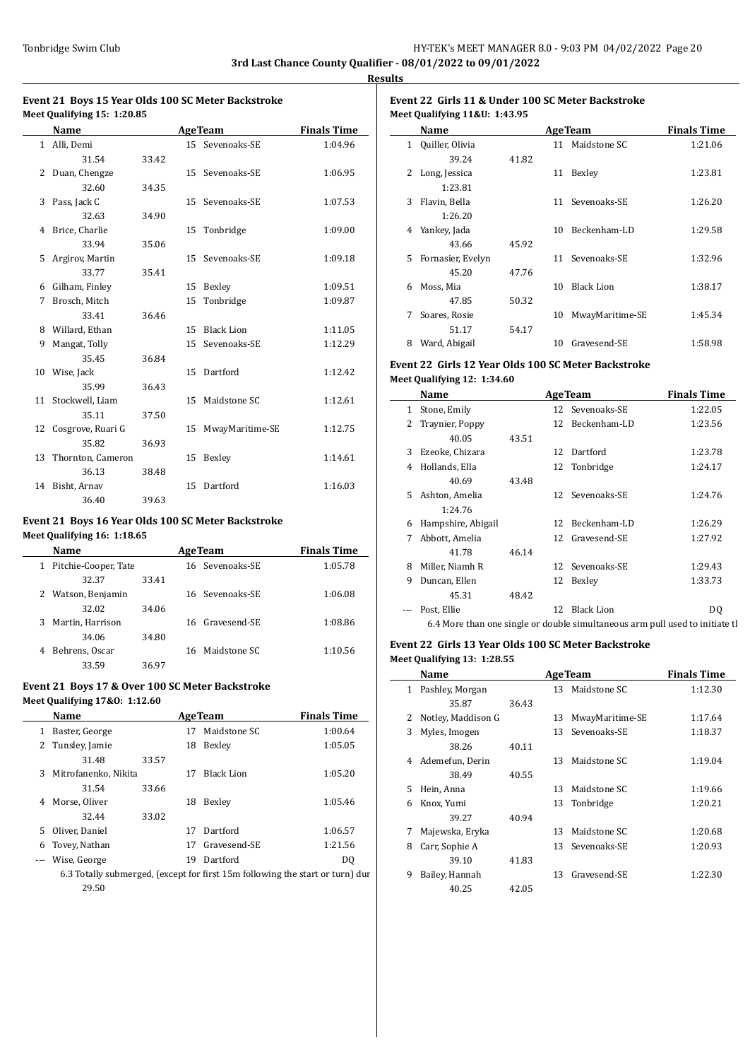**3rd Last Chance County Qualifier - 08/01/2022 to 09/01/2022**

**Results**

### Event 21 Boys 15 Year Olds 100 SC Meter Backstroke

**Meet Qualifying 15: 1:20.85**

| | Name | | Age | Team | Finals Time |
|---|---|---|---|---|---|
| 1 | Alli, Demi | | 15 | Sevenoaks-SE | 1:04.96 |
| | 31.54 | 33.42 | | | |
| 2 | Duan, Chengze | | 15 | Sevenoaks-SE | 1:06.95 |
| | 32.60 | 34.35 | | | |
| 3 | Pass, Jack C | | 15 | Sevenoaks-SE | 1:07.53 |
| | 32.63 | 34.90 | | | |
| 4 | Brice, Charlie | | 15 | Tonbridge | 1:09.00 |
| | 33.94 | 35.06 | | | |
| 5 | Argirov, Martin | | 15 | Sevenoaks-SE | 1:09.18 |
| | 33.77 | 35.41 | | | |
| 6 | Gilham, Finley | | 15 | Bexley | 1:09.51 |
| 7 | Brosch, Mitch | | 15 | Tonbridge | 1:09.87 |
| | 33.41 | 36.46 | | | |
| 8 | Willard, Ethan | | 15 | Black Lion | 1:11.05 |
| 9 | Mangat, Tolly | | 15 | Sevenoaks-SE | 1:12.29 |
| | 35.45 | 36.84 | | | |
| 10 | Wise, Jack | | 15 | Dartford | 1:12.42 |
| | 35.99 | 36.43 | | | |
| 11 | Stockwell, Liam | | 15 | Maidstone SC | 1:12.61 |
| | 35.11 | 37.50 | | | |
| 12 | Cosgrove, Ruari G | | 15 | MwayMaritime-SE | 1:12.75 |
| | 35.82 | 36.93 | | | |
| 13 | Thornton, Cameron | | 15 | Bexley | 1:14.61 |
| | 36.13 | 38.48 | | | |
| 14 | Bisht, Arnav | | 15 | Dartford | 1:16.03 |
| | 36.40 | 39.63 | | | |

### Event 21 Boys 16 Year Olds 100 SC Meter Backstroke

**Meet Qualifying 16: 1:18.65**

| | Name | | Age | Team | Finals Time |
|---|---|---|---|---|---|
| 1 | Pitchie-Cooper, Tate | | 16 | Sevenoaks-SE | 1:05.78 |
| | 32.37 | 33.41 | | | |
| 2 | Watson, Benjamin | | 16 | Sevenoaks-SE | 1:06.08 |
| | 32.02 | 34.06 | | | |
| 3 | Martin, Harrison | | 16 | Gravesend-SE | 1:08.86 |
| | 34.06 | 34.80 | | | |
| 4 | Behrens, Oscar | | 16 | Maidstone SC | 1:10.56 |
| | 33.59 | 36.97 | | | |

### Event 21 Boys 17 & Over 100 SC Meter Backstroke

**Meet Qualifying 17&O: 1:12.60**

| | Name | | Age | Team | Finals Time |
|---|---|---|---|---|---|
| 1 | Baster, George | | 17 | Maidstone SC | 1:00.64 |
| 2 | Tunsley, Jamie | | 18 | Bexley | 1:05.05 |
| | 31.48 | 33.57 | | | |
| 3 | Mitrofanenko, Nikita | | 17 | Black Lion | 1:05.20 |
| | 31.54 | 33.66 | | | |
| 4 | Morse, Oliver | | 18 | Bexley | 1:05.46 |
| | 32.44 | 33.02 | | | |
| 5 | Oliver, Daniel | | 17 | Dartford | 1:06.57 |
| 6 | Tovey, Nathan | | 17 | Gravesend-SE | 1:21.56 |
| --- | Wise, George | | 19 | Dartford | DQ |
| | 6.3 Totally submerged, (except for first 15m following the start or turn) dur | | | | |
| | 29.50 | | | | |

### Event 22 Girls 11 & Under 100 SC Meter Backstroke

**Meet Qualifying 11&U: 1:43.95**

| | Name | | Age | Team | Finals Time |
|---|---|---|---|---|---|
| 1 | Quiller, Olivia | | 11 | Maidstone SC | 1:21.06 |
| | 39.24 | 41.82 | | | |
| 2 | Long, Jessica | | 11 | Bexley | 1:23.81 |
| | 1:23.81 | | | | |
| 3 | Flavin, Bella | | 11 | Sevenoaks-SE | 1:26.20 |
| | 1:26.20 | | | | |
| 4 | Yankey, Jada | | 10 | Beckenham-LD | 1:29.58 |
| | 43.66 | 45.92 | | | |
| 5 | Fornasier, Evelyn | | 11 | Sevenoaks-SE | 1:32.96 |
| | 45.20 | 47.76 | | | |
| 6 | Moss, Mia | | 10 | Black Lion | 1:38.17 |
| | 47.85 | 50.32 | | | |
| 7 | Soares, Rosie | | 10 | MwayMaritime-SE | 1:45.34 |
| | 51.17 | 54.17 | | | |
| 8 | Ward, Abigail | | 10 | Gravesend-SE | 1:58.98 |

### Event 22 Girls 12 Year Olds 100 SC Meter Backstroke

**Meet Qualifying 12: 1:34.60**

| | Name | | Age | Team | Finals Time |
|---|---|---|---|---|---|
| 1 | Stone, Emily | | 12 | Sevenoaks-SE | 1:22.05 |
| 2 | Traynier, Poppy | | 12 | Beckenham-LD | 1:23.56 |
| | 40.05 | 43.51 | | | |
| 3 | Ezeoke, Chizara | | 12 | Dartford | 1:23.78 |
| 4 | Hollands, Ella | | 12 | Tonbridge | 1:24.17 |
| | 40.69 | 43.48 | | | |
| 5 | Ashton, Amelia | | 12 | Sevenoaks-SE | 1:24.76 |
| | 1:24.76 | | | | |
| 6 | Hampshire, Abigail | | 12 | Beckenham-LD | 1:26.29 |
| 7 | Abbott, Amelia | | 12 | Gravesend-SE | 1:27.92 |
| | 41.78 | 46.14 | | | |
| 8 | Miller, Niamh R | | 12 | Sevenoaks-SE | 1:29.43 |
| 9 | Duncan, Ellen | | 12 | Bexley | 1:33.73 |
| | 45.31 | 48.42 | | | |
| --- | Post, Ellie | | 12 | Black Lion | DQ |
| | 6.4 More than one single or double simultaneous arm pull used to initiate tl | | | | |

### Event 22 Girls 13 Year Olds 100 SC Meter Backstroke

**Meet Qualifying 13: 1:28.55**

| | Name | | Age | Team | Finals Time |
|---|---|---|---|---|---|
| 1 | Pashley, Morgan | | 13 | Maidstone SC | 1:12.30 |
| | 35.87 | 36.43 | | | |
| 2 | Notley, Maddison G | | 13 | MwayMaritime-SE | 1:17.64 |
| 3 | Myles, Imogen | | 13 | Sevenoaks-SE | 1:18.37 |
| | 38.26 | 40.11 | | | |
| 4 | Ademefun, Derin | | 13 | Maidstone SC | 1:19.04 |
| | 38.49 | 40.55 | | | |
| 5 | Hein, Anna | | 13 | Maidstone SC | 1:19.66 |
| 6 | Knox, Yumi | | 13 | Tonbridge | 1:20.21 |
| | 39.27 | 40.94 | | | |
| 7 | Majewska, Eryka | | 13 | Maidstone SC | 1:20.68 |
| 8 | Carr, Sophie A | | 13 | Sevenoaks-SE | 1:20.93 |
| | 39.10 | 41.83 | | | |
| 9 | Bailey, Hannah | | 13 | Gravesend-SE | 1:22.30 |
| | 40.25 | 42.05 | | | |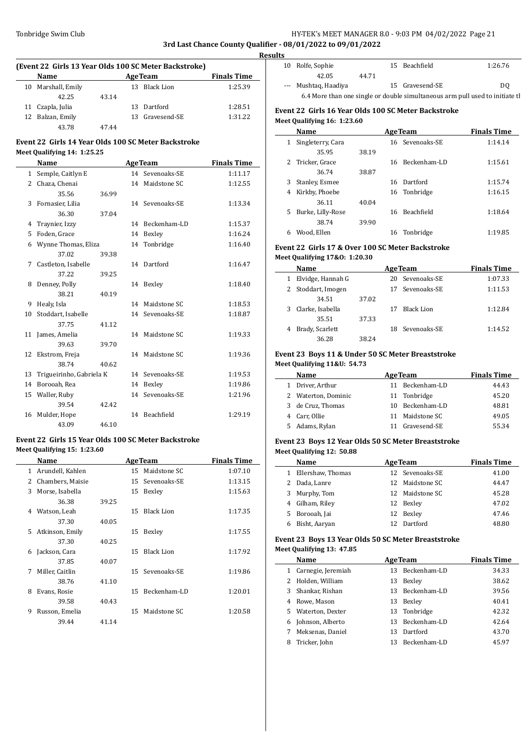**3rd Last Chance County Qualifier - 08/01/2022 to 09/01/2022**

**Results**

### (Event 22 Girls 13 Year Olds 100 SC Meter Backstroke)

| | Name | Age | Team | Finals Time |
|---|---|---|---|---|
| 10 | Marshall, Emily | 13 | Black Lion | 1:25.39 |
| | 42.25 | 43.14 | | |
| 11 | Czapla, Julia | 13 | Dartford | 1:28.51 |
| 12 | Balzan, Emily | 13 | Gravesend-SE | 1:31.22 |
| | 43.78 | 47.44 | | |

### Event 22 Girls 14 Year Olds 100 SC Meter Backstroke

**Meet Qualifying 14: 1:25.25**

| | Name | Age | Team | Finals Time |
|---|---|---|---|---|
| 1 | Semple, Caitlyn E | 14 | Sevenoaks-SE | 1:11.17 |
| 2 | Chaza, Chenai | 14 | Maidstone SC | 1:12.55 |
| | 35.56 | 36.99 | | |
| 3 | Fornasier, Lilia | 14 | Sevenoaks-SE | 1:13.34 |
| | 36.30 | 37.04 | | |
| 4 | Traynier, Izzy | 14 | Beckenham-LD | 1:15.37 |
| 5 | Foden, Grace | 14 | Bexley | 1:16.24 |
| 6 | Wynne Thomas, Eliza | 14 | Tonbridge | 1:16.40 |
| | 37.02 | 39.38 | | |
| 7 | Castleton, Isabelle | 14 | Dartford | 1:16.47 |
| | 37.22 | 39.25 | | |
| 8 | Denney, Polly | 14 | Bexley | 1:18.40 |
| | 38.21 | 40.19 | | |
| 9 | Healy, Isla | 14 | Maidstone SC | 1:18.53 |
| 10 | Stoddart, Isabelle | 14 | Sevenoaks-SE | 1:18.87 |
| | 37.75 | 41.12 | | |
| 11 | James, Amelia | 14 | Maidstone SC | 1:19.33 |
| | 39.63 | 39.70 | | |
| 12 | Ekstrom, Freja | 14 | Maidstone SC | 1:19.36 |
| | 38.74 | 40.62 | | |
| 13 | Trigueirinho, Gabriela K | 14 | Sevenoaks-SE | 1:19.53 |
| 14 | Borooah, Rea | 14 | Bexley | 1:19.86 |
| 15 | Waller, Ruby | 14 | Sevenoaks-SE | 1:21.96 |
| | 39.54 | 42.42 | | |
| 16 | Mulder, Hope | 14 | Beachfield | 1:29.19 |
| | 43.09 | 46.10 | | |

### Event 22 Girls 15 Year Olds 100 SC Meter Backstroke

**Meet Qualifying 15: 1:23.60**

| | Name | Age | Team | Finals Time |
|---|---|---|---|---|
| 1 | Arundell, Kahlen | 15 | Maidstone SC | 1:07.10 |
| 2 | Chambers, Maisie | 15 | Sevenoaks-SE | 1:13.15 |
| 3 | Morse, Isabella | 15 | Bexley | 1:15.63 |
| | 36.38 | 39.25 | | |
| 4 | Watson, Leah | 15 | Black Lion | 1:17.35 |
| | 37.30 | 40.05 | | |
| 5 | Atkinson, Emily | 15 | Bexley | 1:17.55 |
| | 37.30 | 40.25 | | |
| 6 | Jackson, Cara | 15 | Black Lion | 1:17.92 |
| | 37.85 | 40.07 | | |
| 7 | Miller, Caitlin | 15 | Sevenoaks-SE | 1:19.86 |
| | 38.76 | 41.10 | | |
| 8 | Evans, Rosie | 15 | Beckenham-LD | 1:20.01 |
| | 39.58 | 40.43 | | |
| 9 | Russon, Emelia | 15 | Maidstone SC | 1:20.58 |
| | 39.44 | 41.14 | | |
| 10 | Rolfe, Sophie | 15 | Beachfield | 1:26.76 |
| | 42.05 | 44.71 | | |
| --- | Mushtaq, Haadiya | 15 | Gravesend-SE | DQ |

6.4 More than one single or double simultaneous arm pull used to initiate tl

### Event 22 Girls 16 Year Olds 100 SC Meter Backstroke

**Meet Qualifying 16: 1:23.60**

| | Name | Age | Team | Finals Time |
|---|---|---|---|---|
| 1 | Singleterry, Cara | 16 | Sevenoaks-SE | 1:14.14 |
| | 35.95 | 38.19 | | |
| 2 | Tricker, Grace | 16 | Beckenham-LD | 1:15.61 |
| | 36.74 | 38.87 | | |
| 3 | Stanley, Esmee | 16 | Dartford | 1:15.74 |
| 4 | Kirkby, Phoebe | 16 | Tonbridge | 1:16.15 |
| | 36.11 | 40.04 | | |
| 5 | Burke, Lilly-Rose | 16 | Beachfield | 1:18.64 |
| | 38.74 | 39.90 | | |
| 6 | Wood, Ellen | 16 | Tonbridge | 1:19.85 |

### Event 22 Girls 17 & Over 100 SC Meter Backstroke

**Meet Qualifying 17&O: 1:20.30**

| | Name | Age | Team | Finals Time |
|---|---|---|---|---|
| 1 | Elvidge, Hannah G | 20 | Sevenoaks-SE | 1:07.33 |
| 2 | Stoddart, Imogen | 17 | Sevenoaks-SE | 1:11.53 |
| | 34.51 | 37.02 | | |
| 3 | Clarke, Isabella | 17 | Black Lion | 1:12.84 |
| | 35.51 | 37.33 | | |
| 4 | Brady, Scarlett | 18 | Sevenoaks-SE | 1:14.52 |
| | 36.28 | 38.24 | | |

### Event 23 Boys 11 & Under 50 SC Meter Breaststroke

**Meet Qualifying 11&U: 54.73**

| | Name | Age | Team | Finals Time |
|---|---|---|---|---|
| 1 | Driver, Arthur | 11 | Beckenham-LD | 44.43 |
| 2 | Waterton, Dominic | 11 | Tonbridge | 45.20 |
| 3 | de Cruz, Thomas | 10 | Beckenham-LD | 48.81 |
| 4 | Carr, Ollie | 11 | Maidstone SC | 49.05 |
| 5 | Adams, Rylan | 11 | Gravesend-SE | 55.34 |

### Event 23 Boys 12 Year Olds 50 SC Meter Breaststroke

**Meet Qualifying 12: 50.88**

| | Name | Age | Team | Finals Time |
|---|---|---|---|---|
| 1 | Ellershaw, Thomas | 12 | Sevenoaks-SE | 41.00 |
| 2 | Dada, Lanre | 12 | Maidstone SC | 44.47 |
| 3 | Murphy, Tom | 12 | Maidstone SC | 45.28 |
| 4 | Gilham, Riley | 12 | Bexley | 47.02 |
| 5 | Borooah, Jai | 12 | Bexley | 47.46 |
| 6 | Bisht, Aaryan | 12 | Dartford | 48.80 |

### Event 23 Boys 13 Year Olds 50 SC Meter Breaststroke

**Meet Qualifying 13: 47.85**

| | Name | Age | Team | Finals Time |
|---|---|---|---|---|
| 1 | Carnegie, Jeremiah | 13 | Beckenham-LD | 34.33 |
| 2 | Holden, William | 13 | Bexley | 38.62 |
| 3 | Shankar, Rishan | 13 | Beckenham-LD | 39.56 |
| 4 | Rowe, Mason | 13 | Bexley | 40.41 |
| 5 | Waterton, Dexter | 13 | Tonbridge | 42.32 |
| 6 | Johnson, Alberto | 13 | Beckenham-LD | 42.64 |
| 7 | Meksenas, Daniel | 13 | Dartford | 43.70 |
| 8 | Tricker, John | 13 | Beckenham-LD | 45.97 |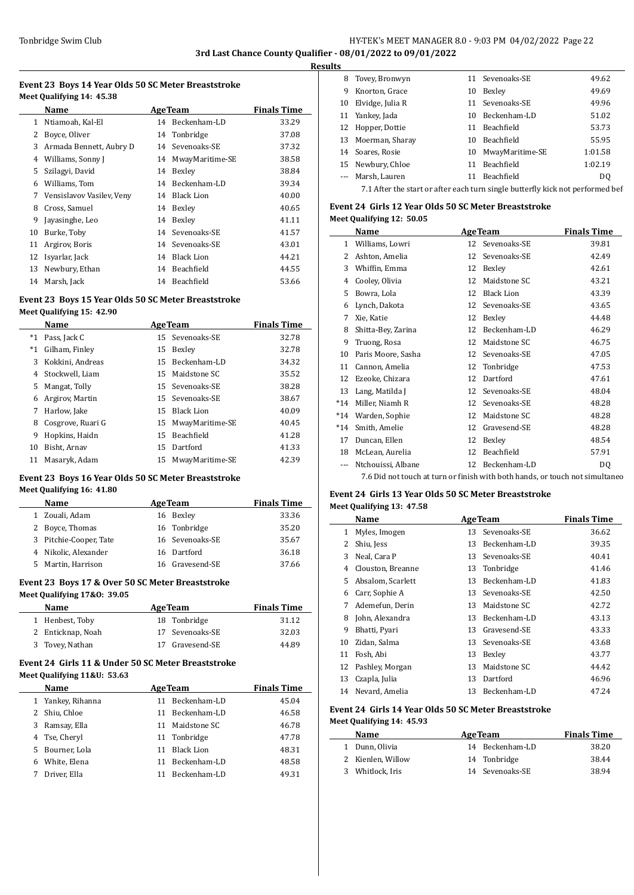**3rd Last Chance County Qualifier - 08/01/2022 to 09/01/2022**

**Results**

### Event 23 Boys 14 Year Olds 50 SC Meter Breaststroke

Meet Qualifying 14: 45.38

| | Name | Age | Team | Finals Time |
|---|---|---|---|---|
| 1 | Ntiamoah, Kal-El | 14 | Beckenham-LD | 33.29 |
| 2 | Boyce, Oliver | 14 | Tonbridge | 37.08 |
| 3 | Armada Bennett, Aubry D | 14 | Sevenoaks-SE | 37.32 |
| 4 | Williams, Sonny J | 14 | MwayMaritime-SE | 38.58 |
| 5 | Szilagyi, David | 14 | Bexley | 38.84 |
| 6 | Williams, Tom | 14 | Beckenham-LD | 39.34 |
| 7 | Vensislavov Vasilev, Veny | 14 | Black Lion | 40.00 |
| 8 | Cross, Samuel | 14 | Bexley | 40.65 |
| 9 | Jayasinghe, Leo | 14 | Bexley | 41.11 |
| 10 | Burke, Toby | 14 | Sevenoaks-SE | 41.57 |
| 11 | Argirov, Boris | 14 | Sevenoaks-SE | 43.01 |
| 12 | Isyarlar, Jack | 14 | Black Lion | 44.21 |
| 13 | Newbury, Ethan | 14 | Beachfield | 44.55 |
| 14 | Marsh, Jack | 14 | Beachfield | 53.66 |

### Event 23 Boys 15 Year Olds 50 SC Meter Breaststroke

Meet Qualifying 15: 42.90

| | Name | Age | Team | Finals Time |
|---|---|---|---|---|
| *1 | Pass, Jack C | 15 | Sevenoaks-SE | 32.78 |
| *1 | Gilham, Finley | 15 | Bexley | 32.78 |
| 3 | Kokkini, Andreas | 15 | Beckenham-LD | 34.32 |
| 4 | Stockwell, Liam | 15 | Maidstone SC | 35.52 |
| 5 | Mangat, Tolly | 15 | Sevenoaks-SE | 38.28 |
| 6 | Argirov, Martin | 15 | Sevenoaks-SE | 38.67 |
| 7 | Harlow, Jake | 15 | Black Lion | 40.09 |
| 8 | Cosgrove, Ruari G | 15 | MwayMaritime-SE | 40.45 |
| 9 | Hopkins, Haidn | 15 | Beachfield | 41.28 |
| 10 | Bisht, Arnav | 15 | Dartford | 41.33 |
| 11 | Masaryk, Adam | 15 | MwayMaritime-SE | 42.39 |

### Event 23 Boys 16 Year Olds 50 SC Meter Breaststroke

Meet Qualifying 16: 41.80

| | Name | Age | Team | Finals Time |
|---|---|---|---|---|
| 1 | Zouali, Adam | 16 | Bexley | 33.36 |
| 2 | Boyce, Thomas | 16 | Tonbridge | 35.20 |
| 3 | Pitchie-Cooper, Tate | 16 | Sevenoaks-SE | 35.67 |
| 4 | Nikolic, Alexander | 16 | Dartford | 36.18 |
| 5 | Martin, Harrison | 16 | Gravesend-SE | 37.66 |

### Event 23 Boys 17 & Over 50 SC Meter Breaststroke

Meet Qualifying 17&O: 39.05

| | Name | Age | Team | Finals Time |
|---|---|---|---|---|
| 1 | Henbest, Toby | 18 | Tonbridge | 31.12 |
| 2 | Enticknap, Noah | 17 | Sevenoaks-SE | 32.03 |
| 3 | Tovey, Nathan | 17 | Gravesend-SE | 44.89 |

### Event 24 Girls 11 & Under 50 SC Meter Breaststroke

Meet Qualifying 11&U: 53.63

| | Name | Age | Team | Finals Time |
|---|---|---|---|---|
| 1 | Yankey, Rihanna | 11 | Beckenham-LD | 45.04 |
| 2 | Shiu, Chloe | 11 | Beckenham-LD | 46.58 |
| 3 | Ramsay, Ella | 11 | Maidstone SC | 46.78 |
| 4 | Tse, Cheryl | 11 | Tonbridge | 47.78 |
| 5 | Bourner, Lola | 11 | Black Lion | 48.31 |
| 6 | White, Elena | 11 | Beckenham-LD | 48.58 |
| 7 | Driver, Ella | 11 | Beckenham-LD | 49.31 |
| 8 | Tovey, Bronwyn | 11 | Sevenoaks-SE | 49.62 |
| 9 | Knorton, Grace | 10 | Bexley | 49.69 |
| 10 | Elvidge, Julia R | 11 | Sevenoaks-SE | 49.96 |
| 11 | Yankey, Jada | 10 | Beckenham-LD | 51.02 |
| 12 | Hopper, Dottie | 11 | Beachfield | 53.73 |
| 13 | Moerman, Sharay | 10 | Beachfield | 55.95 |
| 14 | Soares, Rosie | 10 | MwayMaritime-SE | 1:01.58 |
| 15 | Newbury, Chloe | 11 | Beachfield | 1:02.19 |
| --- | Marsh, Lauren | 11 | Beachfield | DQ |

7.1 After the start or after each turn single butterfly kick not performed bef

### Event 24 Girls 12 Year Olds 50 SC Meter Breaststroke

Meet Qualifying 12: 50.05

| | Name | Age | Team | Finals Time |
|---|---|---|---|---|
| 1 | Williams, Lowri | 12 | Sevenoaks-SE | 39.81 |
| 2 | Ashton, Amelia | 12 | Sevenoaks-SE | 42.49 |
| 3 | Whiffin, Emma | 12 | Bexley | 42.61 |
| 4 | Cooley, Olivia | 12 | Maidstone SC | 43.21 |
| 5 | Bowra, Lola | 12 | Black Lion | 43.39 |
| 6 | Lynch, Dakota | 12 | Sevenoaks-SE | 43.65 |
| 7 | Xie, Katie | 12 | Bexley | 44.48 |
| 8 | Shitta-Bey, Zarina | 12 | Beckenham-LD | 46.29 |
| 9 | Truong, Rosa | 12 | Maidstone SC | 46.75 |
| 10 | Paris Moore, Sasha | 12 | Sevenoaks-SE | 47.05 |
| 11 | Cannon, Amelia | 12 | Tonbridge | 47.53 |
| 12 | Ezeoke, Chizara | 12 | Dartford | 47.61 |
| 13 | Lang, Matilda J | 12 | Sevenoaks-SE | 48.04 |
| *14 | Miller, Niamh R | 12 | Sevenoaks-SE | 48.28 |
| *14 | Warden, Sophie | 12 | Maidstone SC | 48.28 |
| *14 | Smith, Amelie | 12 | Gravesend-SE | 48.28 |
| 17 | Duncan, Ellen | 12 | Bexley | 48.54 |
| 18 | McLean, Aurelia | 12 | Beachfield | 57.91 |
| --- | Ntchouissi, Albane | 12 | Beckenham-LD | DQ |

7.6 Did not touch at turn or finish with both hands, or touch not simultaneo

### Event 24 Girls 13 Year Olds 50 SC Meter Breaststroke

Meet Qualifying 13: 47.58

| | Name | Age | Team | Finals Time |
|---|---|---|---|---|
| 1 | Myles, Imogen | 13 | Sevenoaks-SE | 36.62 |
| 2 | Shiu, Jess | 13 | Beckenham-LD | 39.35 |
| 3 | Neal, Cara P | 13 | Sevenoaks-SE | 40.41 |
| 4 | Clouston, Breanne | 13 | Tonbridge | 41.46 |
| 5 | Absalom, Scarlett | 13 | Beckenham-LD | 41.83 |
| 6 | Carr, Sophie A | 13 | Sevenoaks-SE | 42.50 |
| 7 | Ademefun, Derin | 13 | Maidstone SC | 42.72 |
| 8 | John, Alexandra | 13 | Beckenham-LD | 43.13 |
| 9 | Bhatti, Pyari | 13 | Gravesend-SE | 43.33 |
| 10 | Zidan, Salma | 13 | Sevenoaks-SE | 43.68 |
| 11 | Fosh, Abi | 13 | Bexley | 43.77 |
| 12 | Pashley, Morgan | 13 | Maidstone SC | 44.42 |
| 13 | Czapla, Julia | 13 | Dartford | 46.96 |
| 14 | Nevard, Amelia | 13 | Beckenham-LD | 47.24 |

### Event 24 Girls 14 Year Olds 50 SC Meter Breaststroke

Meet Qualifying 14: 45.93

| | Name | Age | Team | Finals Time |
|---|---|---|---|---|
| 1 | Dunn, Olivia | 14 | Beckenham-LD | 38.20 |
| 2 | Kienlen, Willow | 14 | Tonbridge | 38.44 |
| 3 | Whitlock, Iris | 14 | Sevenoaks-SE | 38.94 |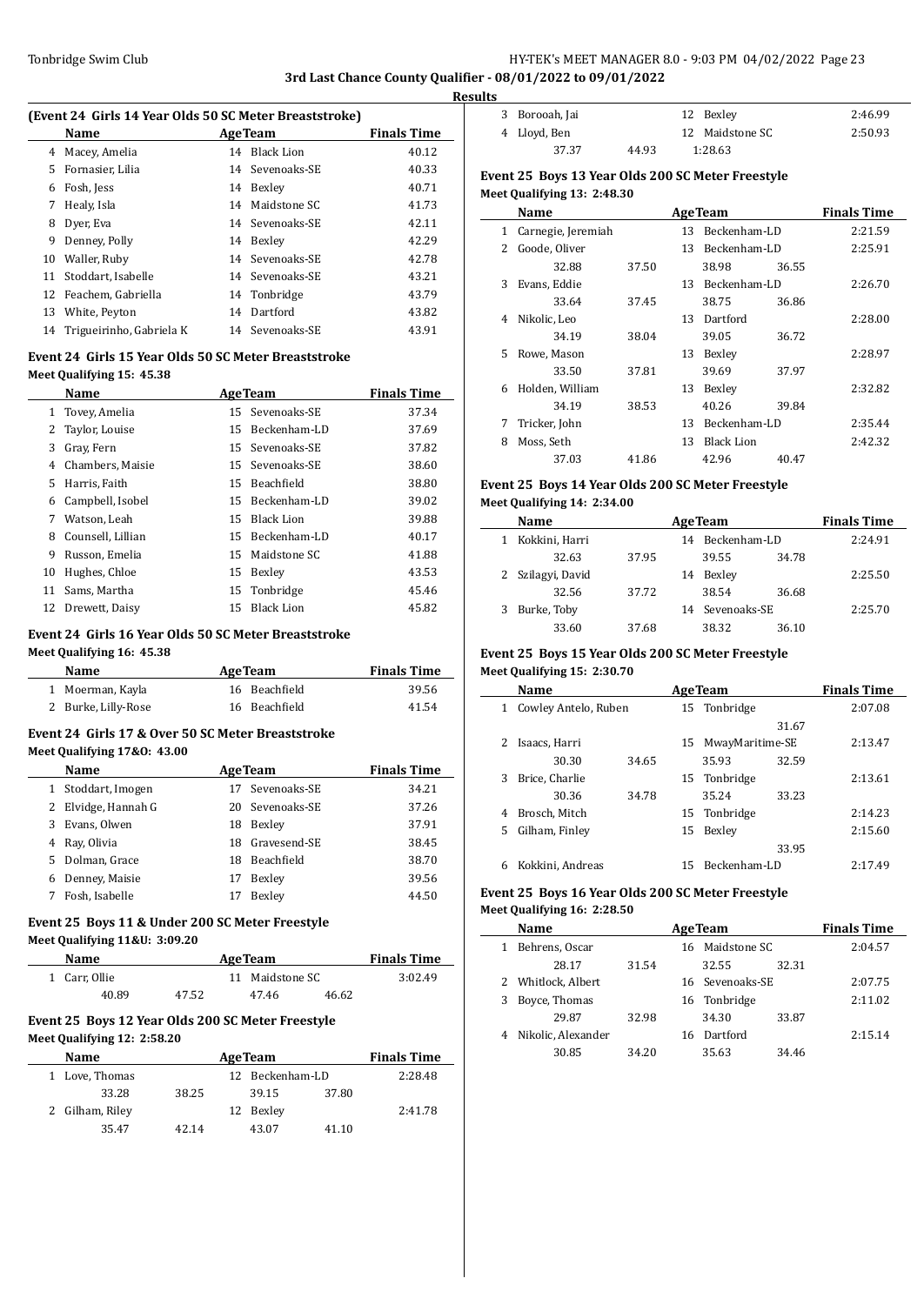**3rd Last Chance County Qualifier - 08/01/2022 to 09/01/2022**

**Results**

### (Event 24 Girls 14 Year Olds 50 SC Meter Breaststroke)

| | Name | Age | Team | Finals Time |
|---|---|---|---|---|
| 4 | Macey, Amelia | 14 | Black Lion | 40.12 |
| 5 | Fornasier, Lilia | 14 | Sevenoaks-SE | 40.33 |
| 6 | Fosh, Jess | 14 | Bexley | 40.71 |
| 7 | Healy, Isla | 14 | Maidstone SC | 41.73 |
| 8 | Dyer, Eva | 14 | Sevenoaks-SE | 42.11 |
| 9 | Denney, Polly | 14 | Bexley | 42.29 |
| 10 | Waller, Ruby | 14 | Sevenoaks-SE | 42.78 |
| 11 | Stoddart, Isabelle | 14 | Sevenoaks-SE | 43.21 |
| 12 | Feachem, Gabriella | 14 | Tonbridge | 43.79 |
| 13 | White, Peyton | 14 | Dartford | 43.82 |
| 14 | Trigueirinho, Gabriela K | 14 | Sevenoaks-SE | 43.91 |

### Event 24 Girls 15 Year Olds 50 SC Meter Breaststroke

**Meet Qualifying 15: 45.38**

| | Name | Age | Team | Finals Time |
|---|---|---|---|---|
| 1 | Tovey, Amelia | 15 | Sevenoaks-SE | 37.34 |
| 2 | Taylor, Louise | 15 | Beckenham-LD | 37.69 |
| 3 | Gray, Fern | 15 | Sevenoaks-SE | 37.82 |
| 4 | Chambers, Maisie | 15 | Sevenoaks-SE | 38.60 |
| 5 | Harris, Faith | 15 | Beachfield | 38.80 |
| 6 | Campbell, Isobel | 15 | Beckenham-LD | 39.02 |
| 7 | Watson, Leah | 15 | Black Lion | 39.88 |
| 8 | Counsell, Lillian | 15 | Beckenham-LD | 40.17 |
| 9 | Russon, Emelia | 15 | Maidstone SC | 41.88 |
| 10 | Hughes, Chloe | 15 | Bexley | 43.53 |
| 11 | Sams, Martha | 15 | Tonbridge | 45.46 |
| 12 | Drewett, Daisy | 15 | Black Lion | 45.82 |

### Event 24 Girls 16 Year Olds 50 SC Meter Breaststroke

**Meet Qualifying 16: 45.38**

| | Name | Age | Team | Finals Time |
|---|---|---|---|---|
| 1 | Moerman, Kayla | 16 | Beachfield | 39.56 |
| 2 | Burke, Lilly-Rose | 16 | Beachfield | 41.54 |

### Event 24 Girls 17 & Over 50 SC Meter Breaststroke

**Meet Qualifying 17&O: 43.00**

| | Name | Age | Team | Finals Time |
|---|---|---|---|---|
| 1 | Stoddart, Imogen | 17 | Sevenoaks-SE | 34.21 |
| 2 | Elvidge, Hannah G | 20 | Sevenoaks-SE | 37.26 |
| 3 | Evans, Olwen | 18 | Bexley | 37.91 |
| 4 | Ray, Olivia | 18 | Gravesend-SE | 38.45 |
| 5 | Dolman, Grace | 18 | Beachfield | 38.70 |
| 6 | Denney, Maisie | 17 | Bexley | 39.56 |
| 7 | Fosh, Isabelle | 17 | Bexley | 44.50 |

### Event 25 Boys 11 & Under 200 SC Meter Freestyle

**Meet Qualifying 11&U: 3:09.20**

| | Name | Age | Team | Finals Time |
|---|---|---|---|---|
| 1 | Carr, Ollie | 11 | Maidstone SC | 3:02.49 |
| | 40.89 47.52 | | 47.46 46.62 | |

### Event 25 Boys 12 Year Olds 200 SC Meter Freestyle

**Meet Qualifying 12: 2:58.20**

| | Name | Age | Team | Finals Time |
|---|---|---|---|---|
| 1 | Love, Thomas | 12 | Beckenham-LD | 2:28.48 |
| | 33.28 38.25 | | 39.15 37.80 | |
| 2 | Gilham, Riley | 12 | Bexley | 2:41.78 |
| | 35.47 42.14 | | 43.07 41.10 | |
| 3 | Borooah, Jai | 12 | Bexley | 2:46.99 |
| 4 | Lloyd, Ben | 12 | Maidstone SC | 2:50.93 |
| | 37.37 44.93 | | 1:28.63 | |

### Event 25 Boys 13 Year Olds 200 SC Meter Freestyle

**Meet Qualifying 13: 2:48.30**

| | Name | Age | Team | Finals Time |
|---|---|---|---|---|
| 1 | Carnegie, Jeremiah | 13 | Beckenham-LD | 2:21.59 |
| 2 | Goode, Oliver | 13 | Beckenham-LD | 2:25.91 |
| | 32.88 37.50 | | 38.98 36.55 | |
| 3 | Evans, Eddie | 13 | Beckenham-LD | 2:26.70 |
| | 33.64 37.45 | | 38.75 36.86 | |
| 4 | Nikolic, Leo | 13 | Dartford | 2:28.00 |
| | 34.19 38.04 | | 39.05 36.72 | |
| 5 | Rowe, Mason | 13 | Bexley | 2:28.97 |
| | 33.50 37.81 | | 39.69 37.97 | |
| 6 | Holden, William | 13 | Bexley | 2:32.82 |
| | 34.19 38.53 | | 40.26 39.84 | |
| 7 | Tricker, John | 13 | Beckenham-LD | 2:35.44 |
| 8 | Moss, Seth | 13 | Black Lion | 2:42.32 |
| | 37.03 41.86 | | 42.96 40.47 | |

### Event 25 Boys 14 Year Olds 200 SC Meter Freestyle

**Meet Qualifying 14: 2:34.00**

| | Name | Age | Team | Finals Time |
|---|---|---|---|---|
| 1 | Kokkini, Harri | 14 | Beckenham-LD | 2:24.91 |
| | 32.63 37.95 | | 39.55 34.78 | |
| 2 | Szilagyi, David | 14 | Bexley | 2:25.50 |
| | 32.56 37.72 | | 38.54 36.68 | |
| 3 | Burke, Toby | 14 | Sevenoaks-SE | 2:25.70 |
| | 33.60 37.68 | | 38.32 36.10 | |

### Event 25 Boys 15 Year Olds 200 SC Meter Freestyle

**Meet Qualifying 15: 2:30.70**

| | Name | Age | Team | Finals Time |
|---|---|---|---|---|
| 1 | Cowley Antelo, Ruben | 15 | Tonbridge | 2:07.08 |
| | | | 31.67 | |
| 2 | Isaacs, Harri | 15 | MwayMaritime-SE | 2:13.47 |
| | 30.30 34.65 | | 35.93 32.59 | |
| 3 | Brice, Charlie | 15 | Tonbridge | 2:13.61 |
| | 30.36 34.78 | | 35.24 33.23 | |
| 4 | Brosch, Mitch | 15 | Tonbridge | 2:14.23 |
| 5 | Gilham, Finley | 15 | Bexley | 2:15.60 |
| | | | 33.95 | |
| 6 | Kokkini, Andreas | 15 | Beckenham-LD | 2:17.49 |

### Event 25 Boys 16 Year Olds 200 SC Meter Freestyle

**Meet Qualifying 16: 2:28.50**

| | Name | Age | Team | Finals Time |
|---|---|---|---|---|
| 1 | Behrens, Oscar | 16 | Maidstone SC | 2:04.57 |
| | 28.17 31.54 | | 32.55 32.31 | |
| 2 | Whitlock, Albert | 16 | Sevenoaks-SE | 2:07.75 |
| 3 | Boyce, Thomas | 16 | Tonbridge | 2:11.02 |
| | 29.87 32.98 | | 34.30 33.87 | |
| 4 | Nikolic, Alexander | 16 | Dartford | 2:15.14 |
| | 30.85 34.20 | | 35.63 34.46 | |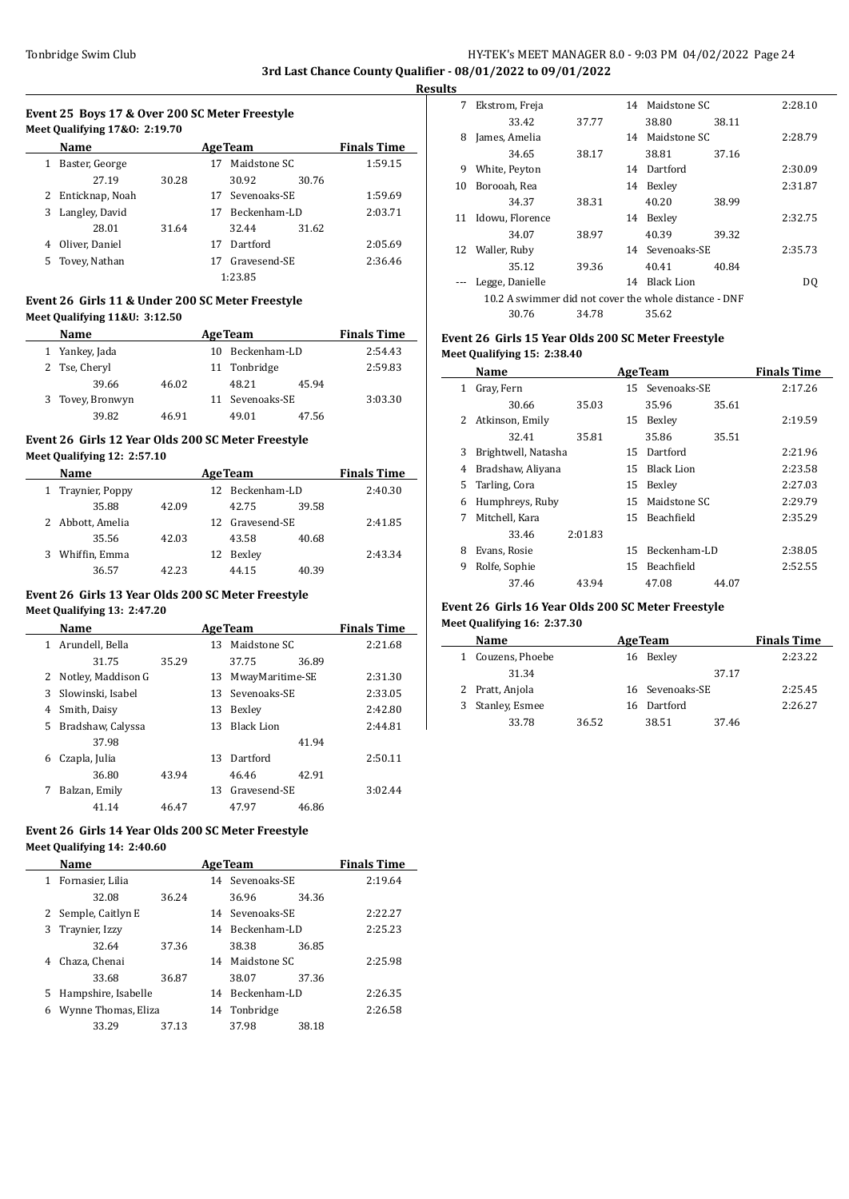**3rd Last Chance County Qualifier - 08/01/2022 to 09/01/2022**

**Results**

### Event 25 Boys 17 & Over 200 SC Meter Freestyle

**Meet Qualifying 17&O: 2:19.70**

| | Name | Age | Team | Finals Time |
|---|---|---|---|---|
| 1 | Baster, George | 17 | Maidstone SC | 1:59.15 |
| | 27.19 / 30.28 / 30.92 / 30.76 | | | |
| 2 | Enticknap, Noah | 17 | Sevenoaks-SE | 1:59.69 |
| 3 | Langley, David | 17 | Beckenham-LD | 2:03.71 |
| | 28.01 / 31.64 / 32.44 / 31.62 | | | |
| 4 | Oliver, Daniel | 17 | Dartford | 2:05.69 |
| 5 | Tovey, Nathan | 17 | Gravesend-SE | 2:36.46 |
| | 1:23.85 | | | |

### Event 26 Girls 11 & Under 200 SC Meter Freestyle

**Meet Qualifying 11&U: 3:12.50**

| | Name | Age | Team | Finals Time |
|---|---|---|---|---|
| 1 | Yankey, Jada | 10 | Beckenham-LD | 2:54.43 |
| 2 | Tse, Cheryl | 11 | Tonbridge | 2:59.83 |
| | 39.66 / 46.02 / 48.21 / 45.94 | | | |
| 3 | Tovey, Bronwyn | 11 | Sevenoaks-SE | 3:03.30 |
| | 39.82 / 46.91 / 49.01 / 47.56 | | | |

### Event 26 Girls 12 Year Olds 200 SC Meter Freestyle

**Meet Qualifying 12: 2:57.10**

| | Name | Age | Team | Finals Time |
|---|---|---|---|---|
| 1 | Traynier, Poppy | 12 | Beckenham-LD | 2:40.30 |
| | 35.88 / 42.09 / 42.75 / 39.58 | | | |
| 2 | Abbott, Amelia | 12 | Gravesend-SE | 2:41.85 |
| | 35.56 / 42.03 / 43.58 / 40.68 | | | |
| 3 | Whiffin, Emma | 12 | Bexley | 2:43.34 |
| | 36.57 / 42.23 / 44.15 / 40.39 | | | |

### Event 26 Girls 13 Year Olds 200 SC Meter Freestyle

**Meet Qualifying 13: 2:47.20**

| | Name | Age | Team | Finals Time |
|---|---|---|---|---|
| 1 | Arundell, Bella | 13 | Maidstone SC | 2:21.68 |
| | 31.75 / 35.29 / 37.75 / 36.89 | | | |
| 2 | Notley, Maddison G | 13 | MwayMaritime-SE | 2:31.30 |
| 3 | Slowinski, Isabel | 13 | Sevenoaks-SE | 2:33.05 |
| 4 | Smith, Daisy | 13 | Bexley | 2:42.80 |
| 5 | Bradshaw, Calyssa | 13 | Black Lion | 2:44.81 |
| | 37.98 / 41.94 | | | |
| 6 | Czapla, Julia | 13 | Dartford | 2:50.11 |
| | 36.80 / 43.94 / 46.46 / 42.91 | | | |
| 7 | Balzan, Emily | 13 | Gravesend-SE | 3:02.44 |
| | 41.14 / 46.47 / 47.97 / 46.86 | | | |

### Event 26 Girls 14 Year Olds 200 SC Meter Freestyle

**Meet Qualifying 14: 2:40.60**

| | Name | Age | Team | Finals Time |
|---|---|---|---|---|
| 1 | Fornasier, Lilia | 14 | Sevenoaks-SE | 2:19.64 |
| | 32.08 / 36.24 / 36.96 / 34.36 | | | |
| 2 | Semple, Caitlyn E | 14 | Sevenoaks-SE | 2:22.27 |
| 3 | Traynier, Izzy | 14 | Beckenham-LD | 2:25.23 |
| | 32.64 / 37.36 / 38.38 / 36.85 | | | |
| 4 | Chaza, Chenai | 14 | Maidstone SC | 2:25.98 |
| | 33.68 / 36.87 / 38.07 / 37.36 | | | |
| 5 | Hampshire, Isabelle | 14 | Beckenham-LD | 2:26.35 |
| 6 | Wynne Thomas, Eliza | 14 | Tonbridge | 2:26.58 |
| | 33.29 / 37.13 / 37.98 / 38.18 | | | |
| 7 | Ekstrom, Freja | 14 | Maidstone SC | 2:28.10 |
| | 33.42 / 37.77 / 38.80 / 38.11 | | | |
| 8 | James, Amelia | 14 | Maidstone SC | 2:28.79 |
| | 34.65 / 38.17 / 38.81 / 37.16 | | | |
| 9 | White, Peyton | 14 | Dartford | 2:30.09 |
| 10 | Borooah, Rea | 14 | Bexley | 2:31.87 |
| | 34.37 / 38.31 / 40.20 / 38.99 | | | |
| 11 | Idowu, Florence | 14 | Bexley | 2:32.75 |
| | 34.07 / 38.97 / 40.39 / 39.32 | | | |
| 12 | Waller, Ruby | 14 | Sevenoaks-SE | 2:35.73 |
| | 35.12 / 39.36 / 40.41 / 40.84 | | | |
| --- | Legge, Danielle | 14 | Black Lion | DQ |
| | 10.2 A swimmer did not cover the whole distance - DNF | | | |
| | 30.76 / 34.78 / 35.62 | | | |

### Event 26 Girls 15 Year Olds 200 SC Meter Freestyle

**Meet Qualifying 15: 2:38.40**

| | Name | Age | Team | Finals Time |
|---|---|---|---|---|
| 1 | Gray, Fern | 15 | Sevenoaks-SE | 2:17.26 |
| | 30.66 / 35.03 / 35.96 / 35.61 | | | |
| 2 | Atkinson, Emily | 15 | Bexley | 2:19.59 |
| | 32.41 / 35.81 / 35.86 / 35.51 | | | |
| 3 | Brightwell, Natasha | 15 | Dartford | 2:21.96 |
| 4 | Bradshaw, Aliyana | 15 | Black Lion | 2:23.58 |
| 5 | Tarling, Cora | 15 | Bexley | 2:27.03 |
| 6 | Humphreys, Ruby | 15 | Maidstone SC | 2:29.79 |
| 7 | Mitchell, Kara | 15 | Beachfield | 2:35.29 |
| | 33.46 / 2:01.83 | | | |
| 8 | Evans, Rosie | 15 | Beckenham-LD | 2:38.05 |
| 9 | Rolfe, Sophie | 15 | Beachfield | 2:52.55 |
| | 37.46 / 43.94 / 47.08 / 44.07 | | | |

### Event 26 Girls 16 Year Olds 200 SC Meter Freestyle

**Meet Qualifying 16: 2:37.30**

| | Name | Age | Team | Finals Time |
|---|---|---|---|---|
| 1 | Couzens, Phoebe | 16 | Bexley | 2:23.22 |
| | 31.34 / 37.17 | | | |
| 2 | Pratt, Anjola | 16 | Sevenoaks-SE | 2:25.45 |
| 3 | Stanley, Esmee | 16 | Dartford | 2:26.27 |
| | 33.78 / 36.52 / 38.51 / 37.46 | | | |